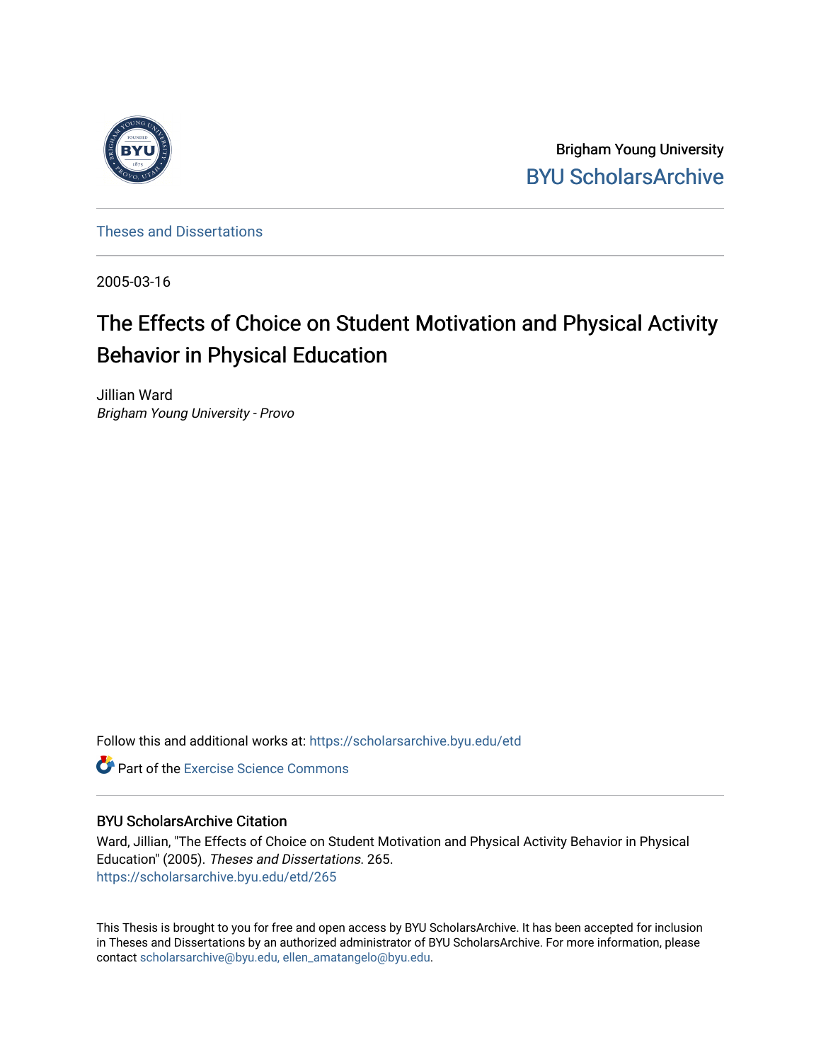Brigham Young University

BYU ScholarsArchive

Theses and Dissertations

2005-03-16

# The Effects of Choice on Student Motivation and Physical Activity Behavior in Physical Education

Jillian Ward

*Brigham Young University - Provo*

Follow this and additional works at: https://scholarsarchive.byu.edu/etd

Part of the Exercise Science Commons

## BYU ScholarsArchive Citation

Ward, Jillian, "The Effects of Choice on Student Motivation and Physical Activity Behavior in Physical Education" (2005). *Theses and Dissertations*. 265.
https://scholarsarchive.byu.edu/etd/265

This Thesis is brought to you for free and open access by BYU ScholarsArchive. It has been accepted for inclusion in Theses and Dissertations by an authorized administrator of BYU ScholarsArchive. For more information, please contact scholarsarchive@byu.edu, ellen_amatangelo@byu.edu.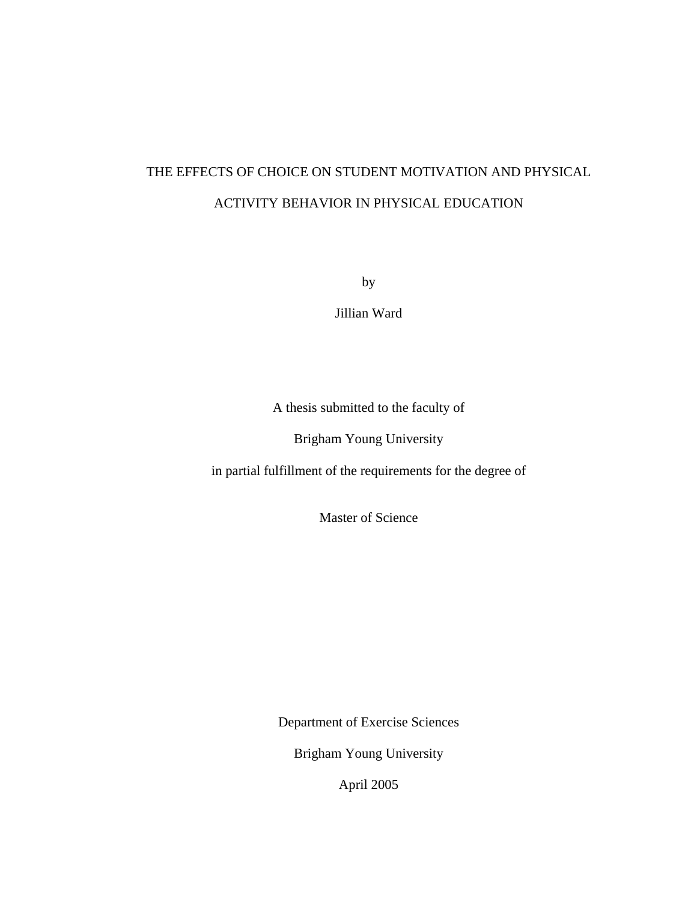# THE EFFECTS OF CHOICE ON STUDENT MOTIVATION AND PHYSICAL ACTIVITY BEHAVIOR IN PHYSICAL EDUCATION

by

Jillian Ward

A thesis submitted to the faculty of

Brigham Young University

in partial fulfillment of the requirements for the degree of

Master of Science

Department of Exercise Sciences

Brigham Young University

April 2005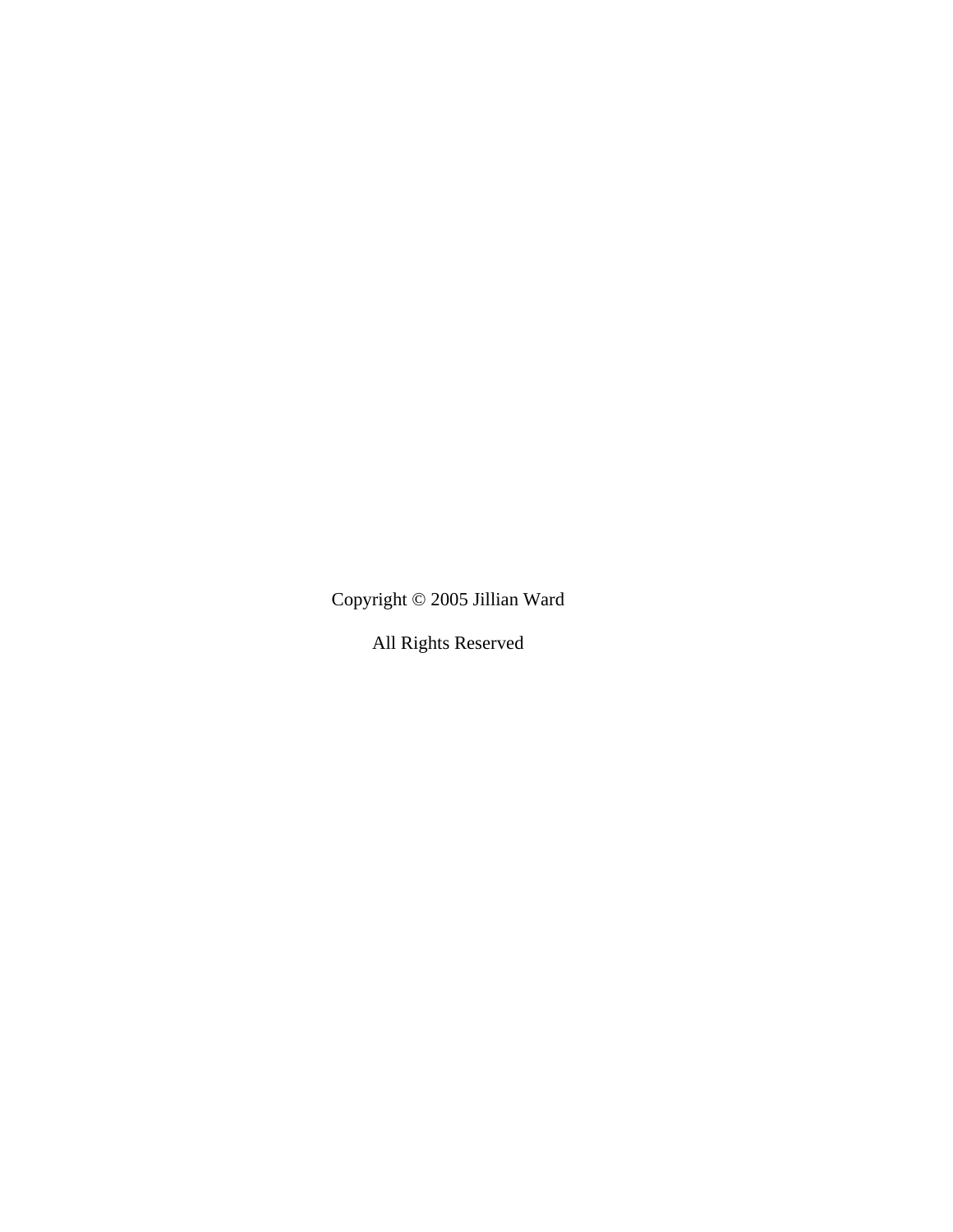Copyright © 2005 Jillian Ward

All Rights Reserved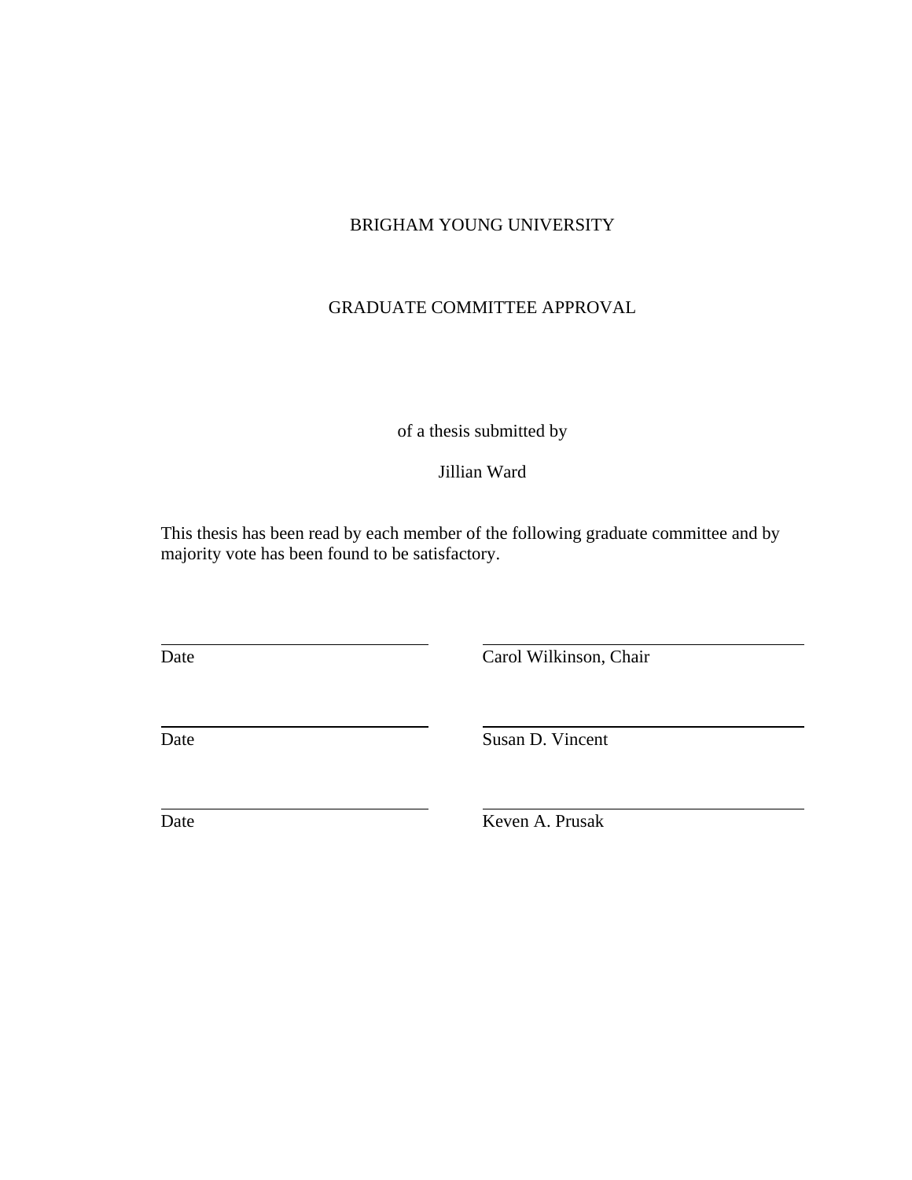BRIGHAM YOUNG UNIVERSITY

GRADUATE COMMITTEE APPROVAL

of a thesis submitted by

Jillian Ward

This thesis has been read by each member of the following graduate committee and by majority vote has been found to be satisfactory.

| | |
|---|---|
| Date | Carol Wilkinson, Chair |
| Date | Susan D. Vincent |
| Date | Keven A. Prusak |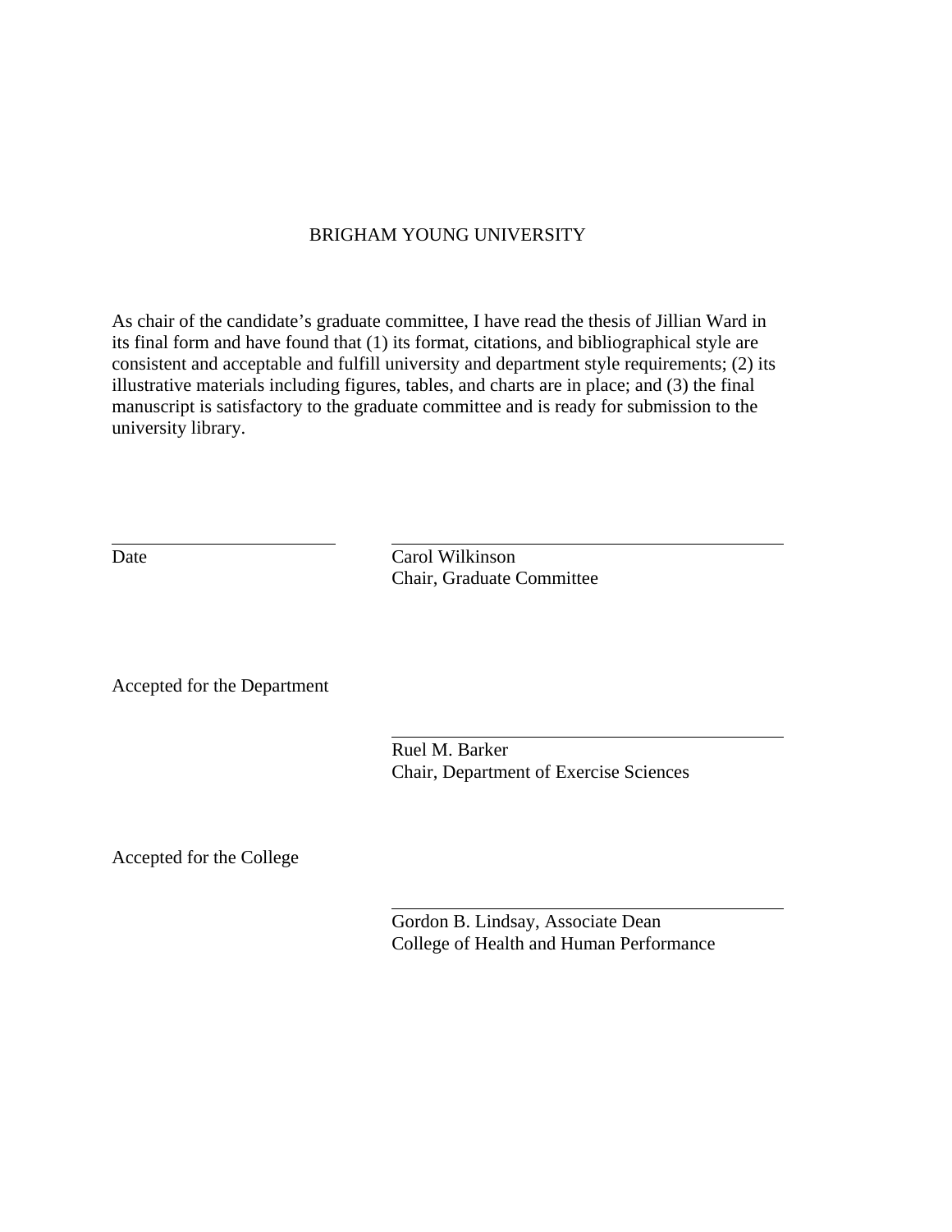BRIGHAM YOUNG UNIVERSITY

As chair of the candidate's graduate committee, I have read the thesis of Jillian Ward in its final form and have found that (1) its format, citations, and bibliographical style are consistent and acceptable and fulfill university and department style requirements; (2) its illustrative materials including figures, tables, and charts are in place; and (3) the final manuscript is satisfactory to the graduate committee and is ready for submission to the university library.

Date

Carol Wilkinson
Chair, Graduate Committee

Accepted for the Department

Ruel M. Barker
Chair, Department of Exercise Sciences

Accepted for the College

Gordon B. Lindsay, Associate Dean
College of Health and Human Performance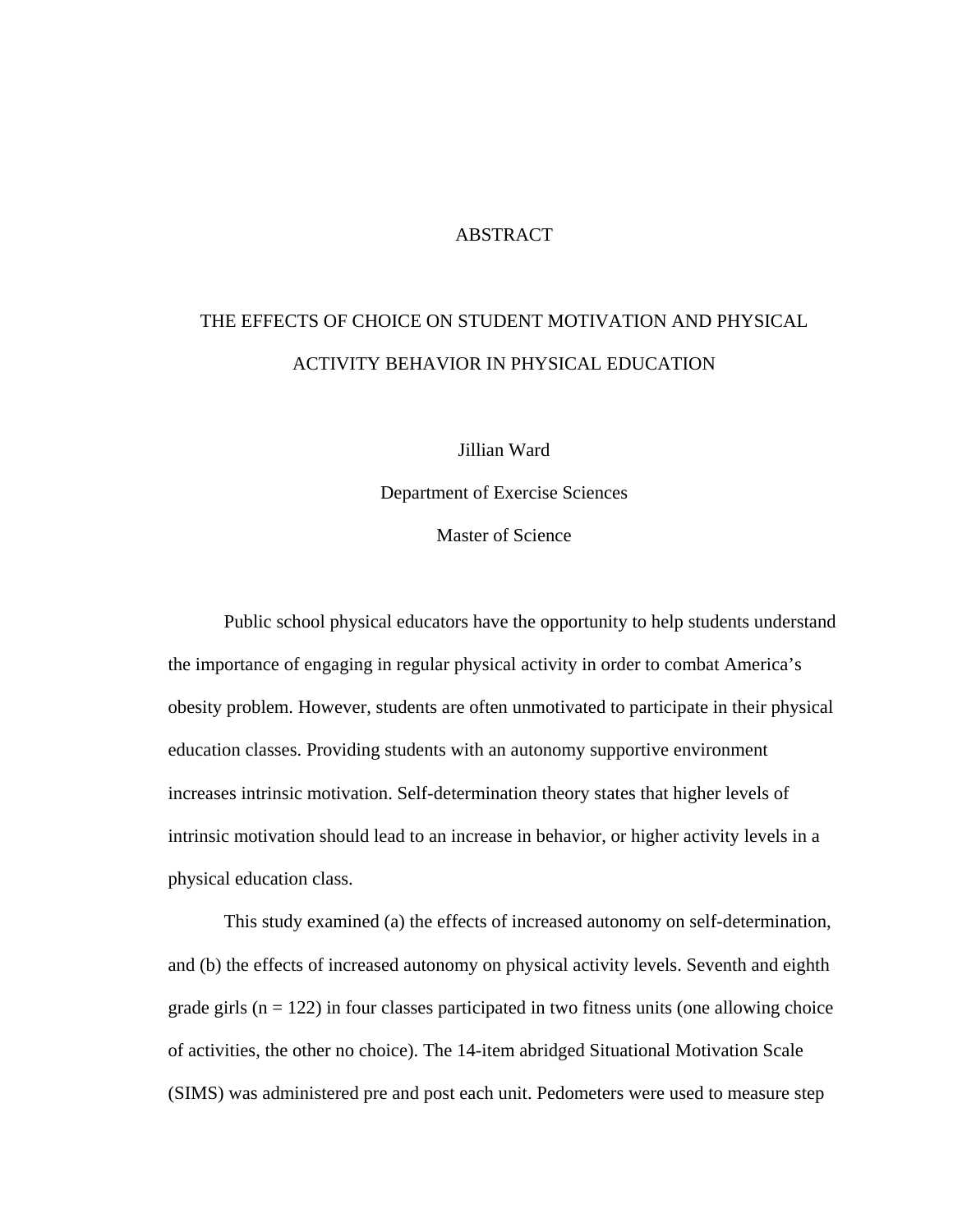# ABSTRACT

## THE EFFECTS OF CHOICE ON STUDENT MOTIVATION AND PHYSICAL ACTIVITY BEHAVIOR IN PHYSICAL EDUCATION

Jillian Ward

Department of Exercise Sciences

Master of Science

Public school physical educators have the opportunity to help students understand the importance of engaging in regular physical activity in order to combat America's obesity problem. However, students are often unmotivated to participate in their physical education classes. Providing students with an autonomy supportive environment increases intrinsic motivation. Self-determination theory states that higher levels of intrinsic motivation should lead to an increase in behavior, or higher activity levels in a physical education class.

This study examined (a) the effects of increased autonomy on self-determination, and (b) the effects of increased autonomy on physical activity levels. Seventh and eighth grade girls ($n = 122$) in four classes participated in two fitness units (one allowing choice of activities, the other no choice). The 14-item abridged Situational Motivation Scale (SIMS) was administered pre and post each unit. Pedometers were used to measure step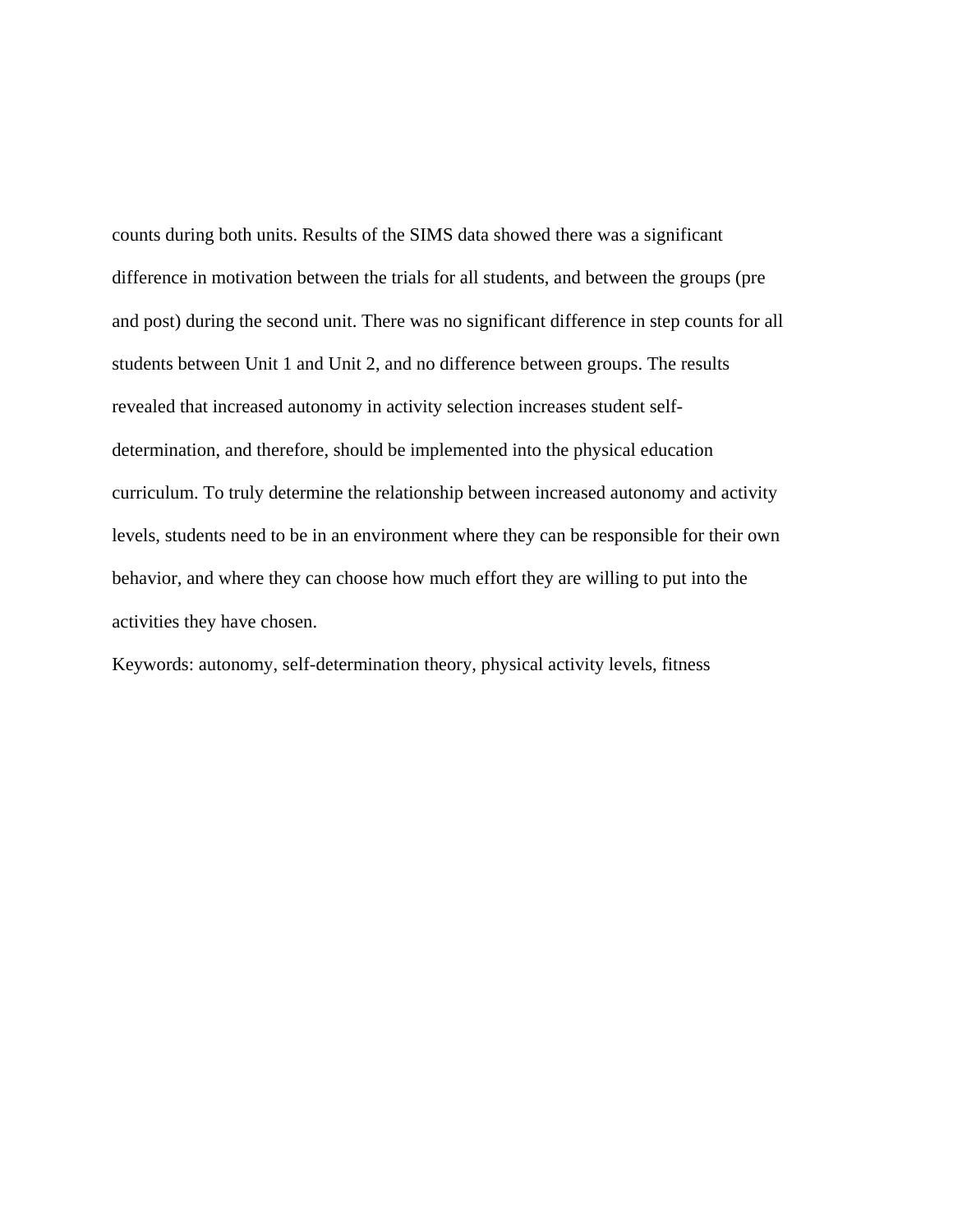counts during both units. Results of the SIMS data showed there was a significant difference in motivation between the trials for all students, and between the groups (pre and post) during the second unit. There was no significant difference in step counts for all students between Unit 1 and Unit 2, and no difference between groups. The results revealed that increased autonomy in activity selection increases student self-determination, and therefore, should be implemented into the physical education curriculum. To truly determine the relationship between increased autonomy and activity levels, students need to be in an environment where they can be responsible for their own behavior, and where they can choose how much effort they are willing to put into the activities they have chosen.

Keywords: autonomy, self-determination theory, physical activity levels, fitness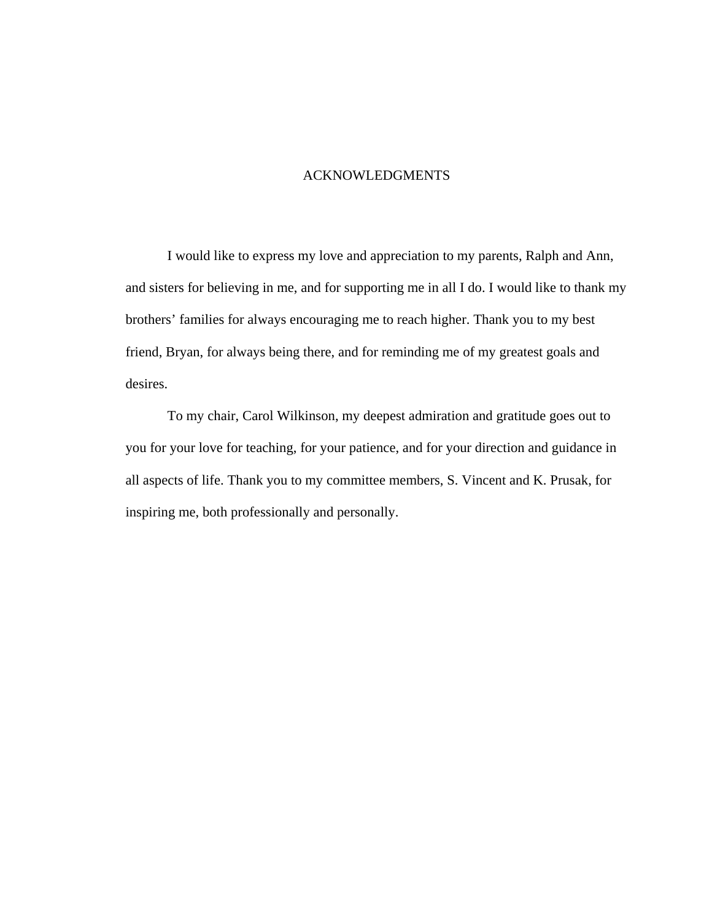# ACKNOWLEDGMENTS

I would like to express my love and appreciation to my parents, Ralph and Ann, and sisters for believing in me, and for supporting me in all I do. I would like to thank my brothers' families for always encouraging me to reach higher. Thank you to my best friend, Bryan, for always being there, and for reminding me of my greatest goals and desires.

To my chair, Carol Wilkinson, my deepest admiration and gratitude goes out to you for your love for teaching, for your patience, and for your direction and guidance in all aspects of life. Thank you to my committee members, S. Vincent and K. Prusak, for inspiring me, both professionally and personally.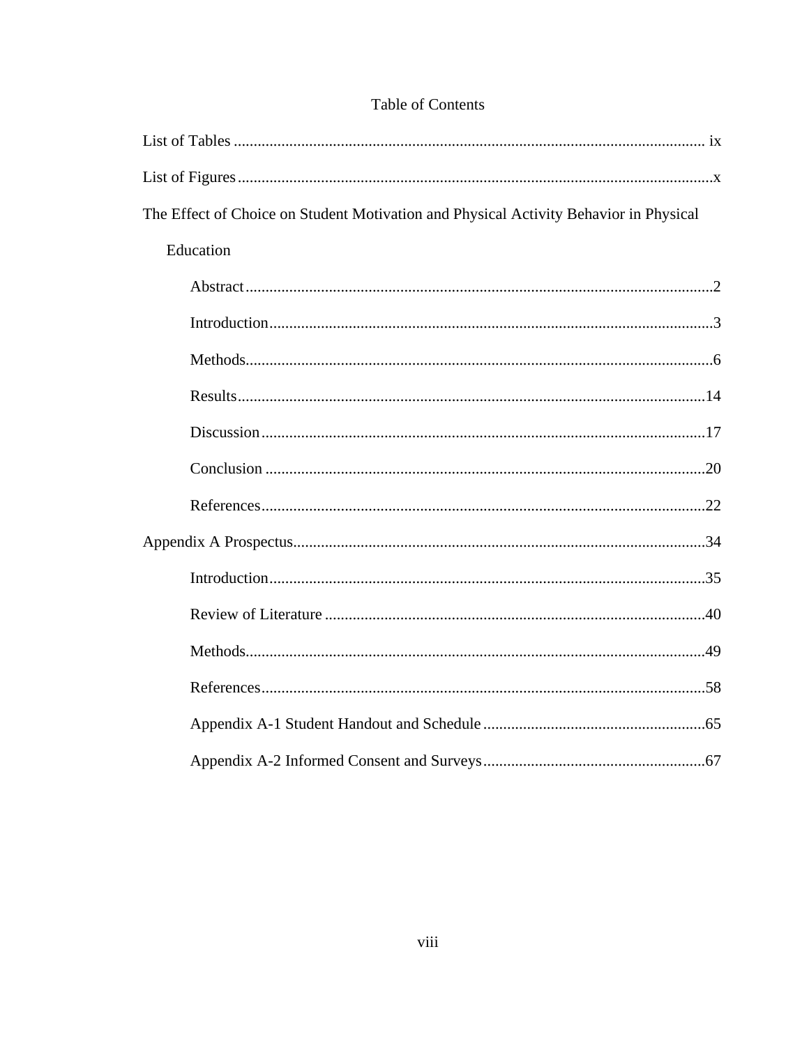# Table of Contents

List of Tables ...................................................................................................................... ix

List of Figures .......................................................................................................................x

The Effect of Choice on Student Motivation and Physical Activity Behavior in Physical Education

- Abstract .....................................................................................................................2
- Introduction ...............................................................................................................3
- Methods .....................................................................................................................6
- Results .....................................................................................................................14
- Discussion ...............................................................................................................17
- Conclusion ..............................................................................................................20
- References ...............................................................................................................22

Appendix A Prospectus.......................................................................................................34

- Introduction .............................................................................................................35
- Review of Literature ...............................................................................................40
- Methods ...................................................................................................................49
- References ...............................................................................................................58
- Appendix A-1 Student Handout and Schedule .......................................................65
- Appendix A-2 Informed Consent and Surveys ........................................................67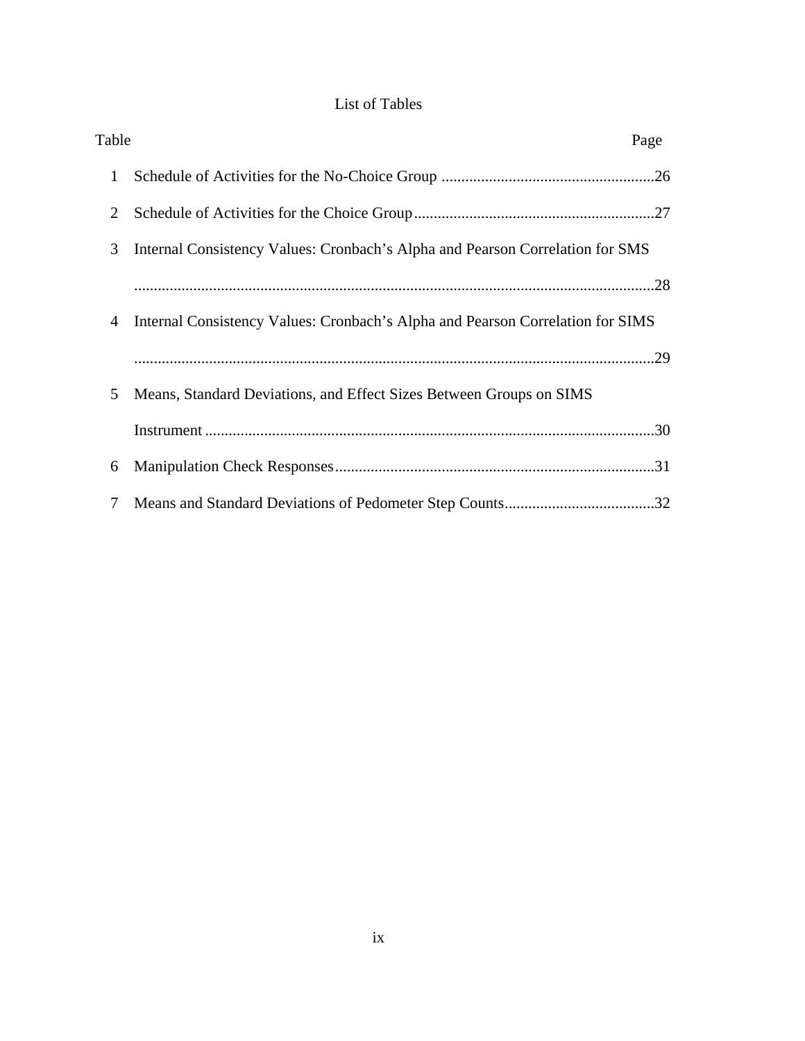# List of Tables

| Table | | Page |
|---|---|---|
| 1 | Schedule of Activities for the No-Choice Group | 26 |
| 2 | Schedule of Activities for the Choice Group | 27 |
| 3 | Internal Consistency Values: Cronbach's Alpha and Pearson Correlation for SMS | 28 |
| 4 | Internal Consistency Values: Cronbach's Alpha and Pearson Correlation for SIMS | 29 |
| 5 | Means, Standard Deviations, and Effect Sizes Between Groups on SIMS Instrument | 30 |
| 6 | Manipulation Check Responses | 31 |
| 7 | Means and Standard Deviations of Pedometer Step Counts | 32 |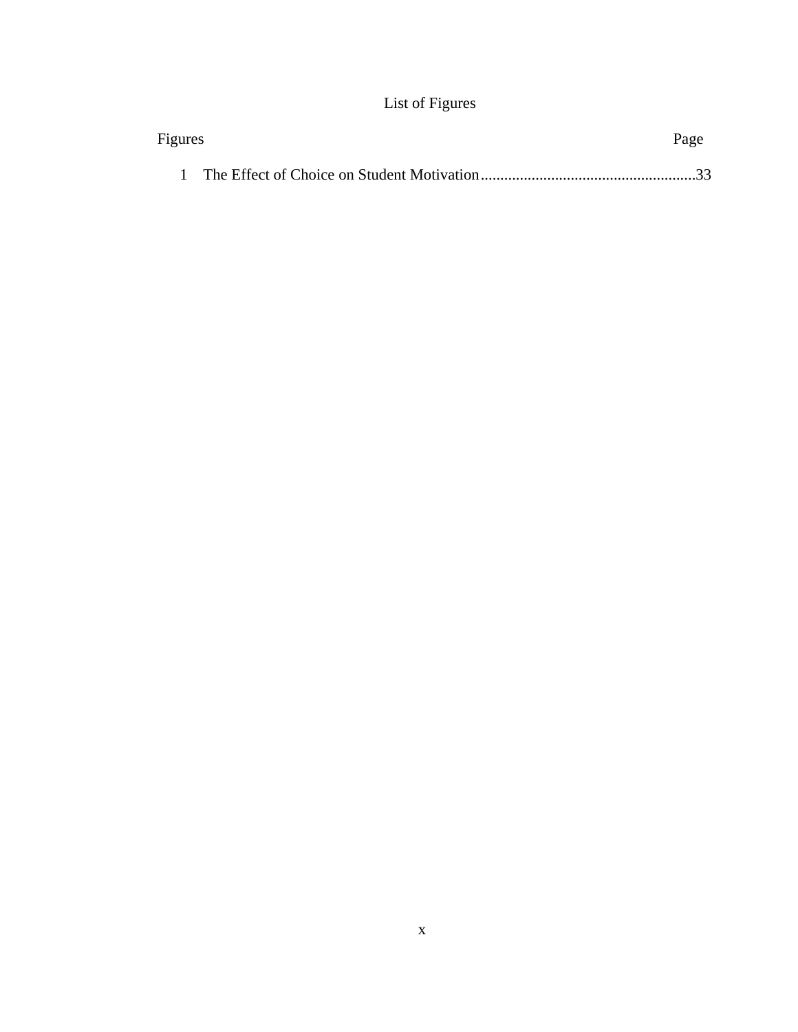# List of Figures

| Figures | | Page |
|---|---|---|
| 1 | The Effect of Choice on Student Motivation | 33 |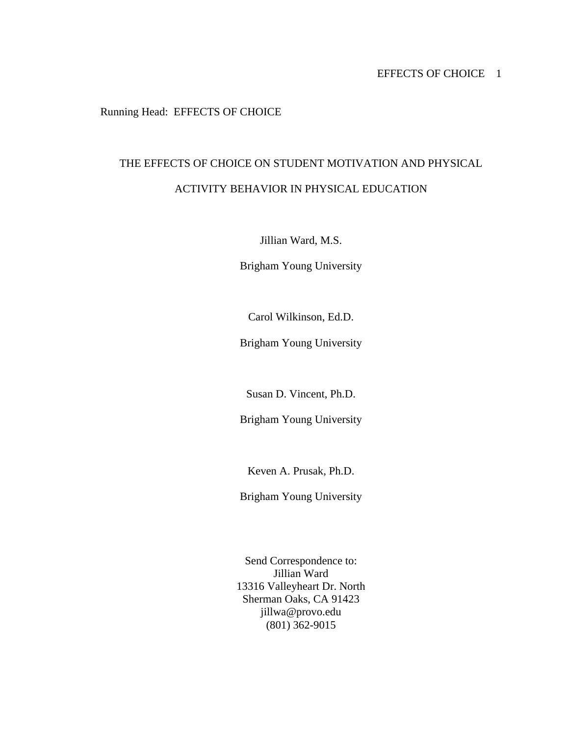Running Head: EFFECTS OF CHOICE

# THE EFFECTS OF CHOICE ON STUDENT MOTIVATION AND PHYSICAL ACTIVITY BEHAVIOR IN PHYSICAL EDUCATION

Jillian Ward, M.S.

Brigham Young University

Carol Wilkinson, Ed.D.

Brigham Young University

Susan D. Vincent, Ph.D.

Brigham Young University

Keven A. Prusak, Ph.D.

Brigham Young University

Send Correspondence to:
Jillian Ward
13316 Valleyheart Dr. North
Sherman Oaks, CA 91423
jillwa@provo.edu
(801) 362-9015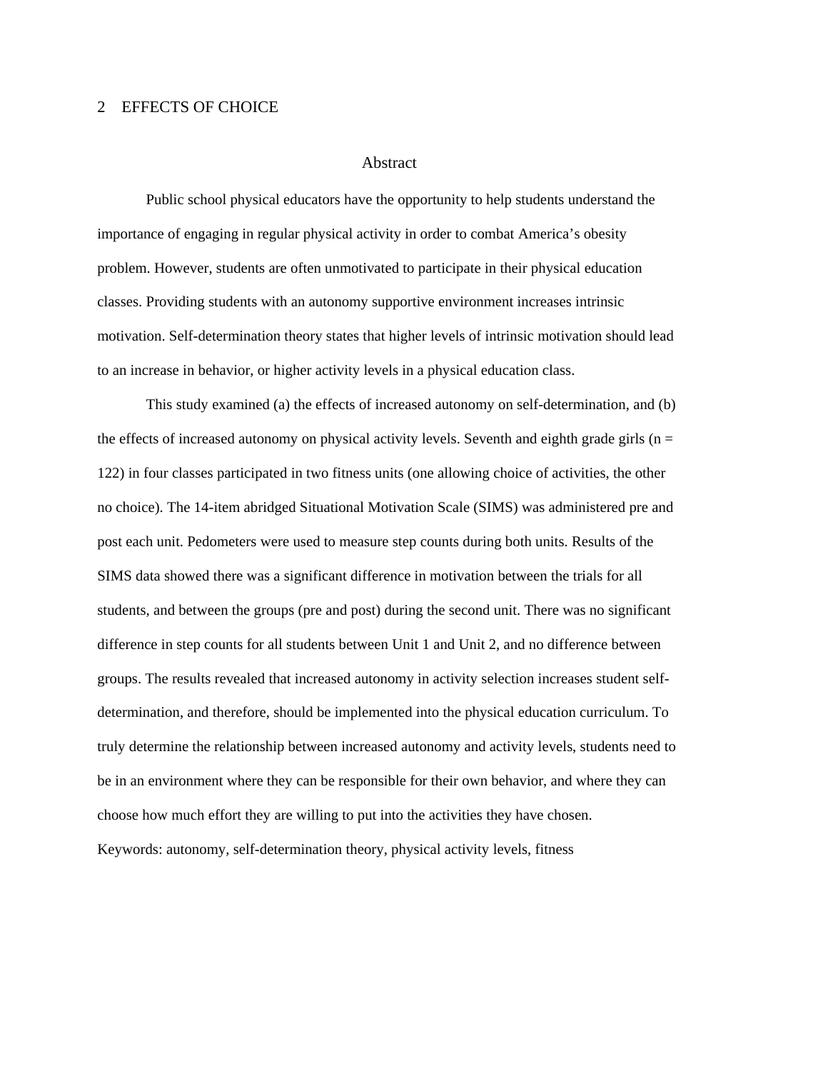# Abstract

Public school physical educators have the opportunity to help students understand the importance of engaging in regular physical activity in order to combat America's obesity problem. However, students are often unmotivated to participate in their physical education classes. Providing students with an autonomy supportive environment increases intrinsic motivation. Self-determination theory states that higher levels of intrinsic motivation should lead to an increase in behavior, or higher activity levels in a physical education class.

This study examined (a) the effects of increased autonomy on self-determination, and (b) the effects of increased autonomy on physical activity levels. Seventh and eighth grade girls ($n = 122$) in four classes participated in two fitness units (one allowing choice of activities, the other no choice). The 14-item abridged Situational Motivation Scale (SIMS) was administered pre and post each unit. Pedometers were used to measure step counts during both units. Results of the SIMS data showed there was a significant difference in motivation between the trials for all students, and between the groups (pre and post) during the second unit. There was no significant difference in step counts for all students between Unit 1 and Unit 2, and no difference between groups. The results revealed that increased autonomy in activity selection increases student self-determination, and therefore, should be implemented into the physical education curriculum. To truly determine the relationship between increased autonomy and activity levels, students need to be in an environment where they can be responsible for their own behavior, and where they can choose how much effort they are willing to put into the activities they have chosen.

Keywords: autonomy, self-determination theory, physical activity levels, fitness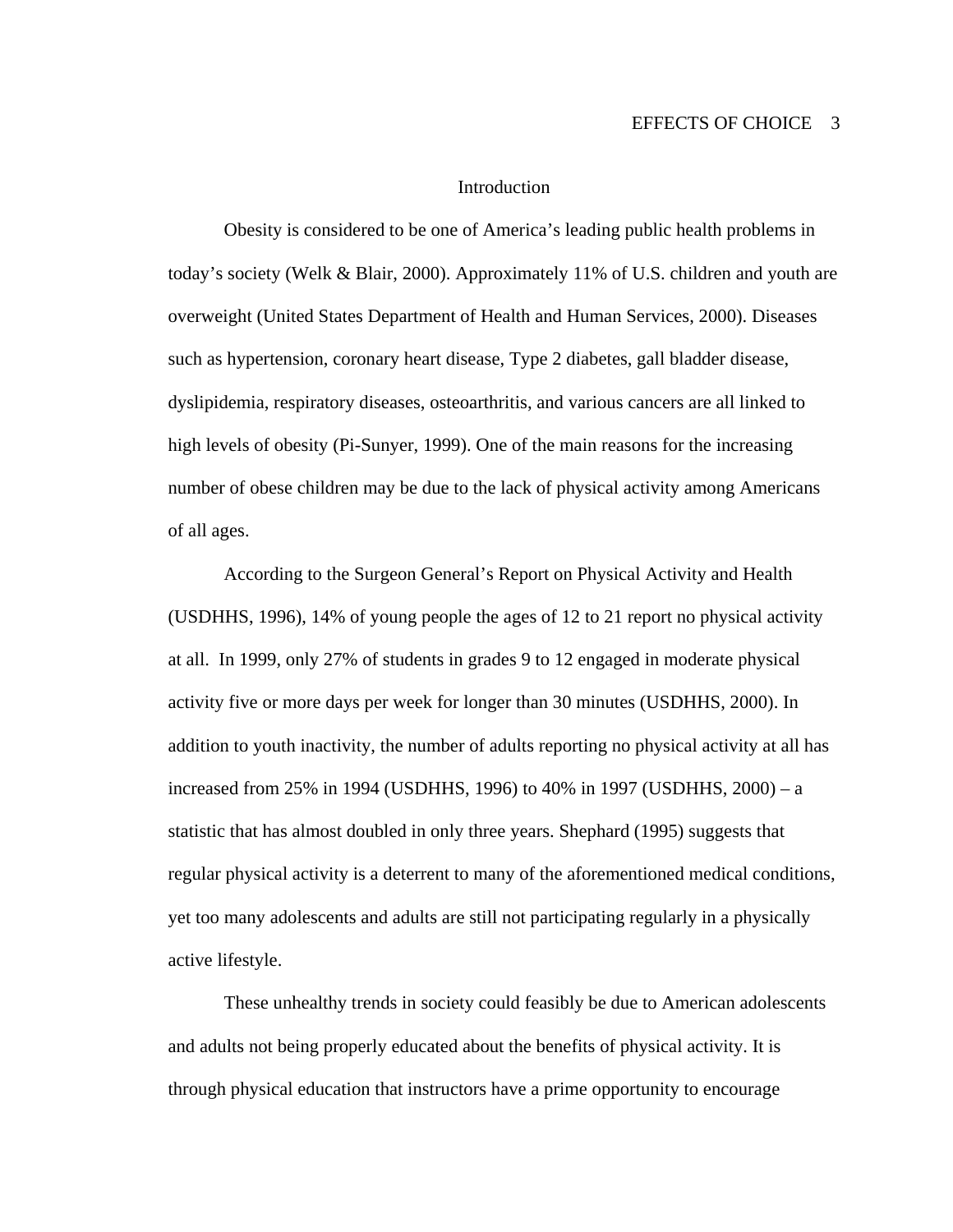# Introduction

Obesity is considered to be one of America's leading public health problems in today's society (Welk & Blair, 2000). Approximately 11% of U.S. children and youth are overweight (United States Department of Health and Human Services, 2000). Diseases such as hypertension, coronary heart disease, Type 2 diabetes, gall bladder disease, dyslipidemia, respiratory diseases, osteoarthritis, and various cancers are all linked to high levels of obesity (Pi-Sunyer, 1999). One of the main reasons for the increasing number of obese children may be due to the lack of physical activity among Americans of all ages.

According to the Surgeon General's Report on Physical Activity and Health (USDHHS, 1996), 14% of young people the ages of 12 to 21 report no physical activity at all. In 1999, only 27% of students in grades 9 to 12 engaged in moderate physical activity five or more days per week for longer than 30 minutes (USDHHS, 2000). In addition to youth inactivity, the number of adults reporting no physical activity at all has increased from 25% in 1994 (USDHHS, 1996) to 40% in 1997 (USDHHS, 2000) – a statistic that has almost doubled in only three years. Shephard (1995) suggests that regular physical activity is a deterrent to many of the aforementioned medical conditions, yet too many adolescents and adults are still not participating regularly in a physically active lifestyle.

These unhealthy trends in society could feasibly be due to American adolescents and adults not being properly educated about the benefits of physical activity. It is through physical education that instructors have a prime opportunity to encourage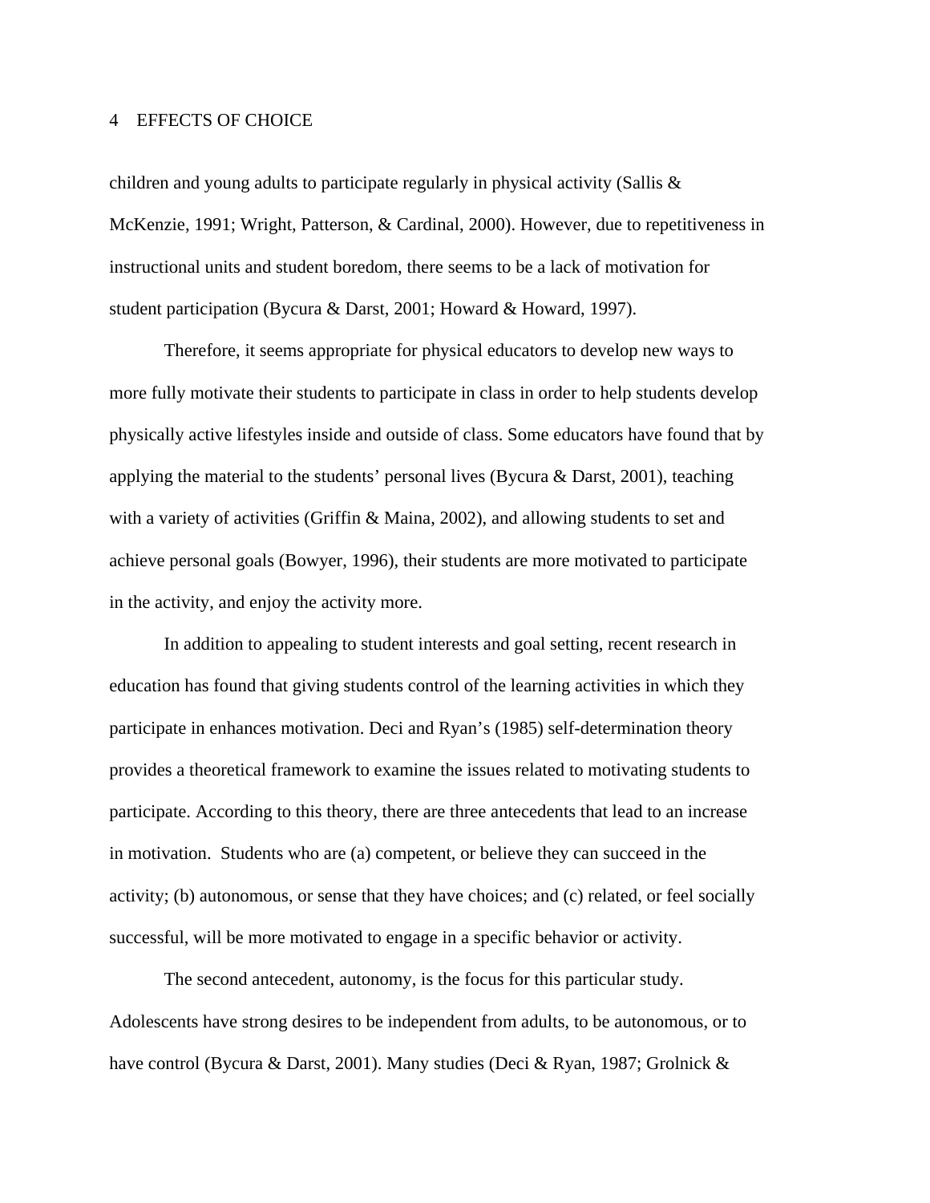children and young adults to participate regularly in physical activity (Sallis & McKenzie, 1991; Wright, Patterson, & Cardinal, 2000). However, due to repetitiveness in instructional units and student boredom, there seems to be a lack of motivation for student participation (Bycura & Darst, 2001; Howard & Howard, 1997).

Therefore, it seems appropriate for physical educators to develop new ways to more fully motivate their students to participate in class in order to help students develop physically active lifestyles inside and outside of class. Some educators have found that by applying the material to the students' personal lives (Bycura & Darst, 2001), teaching with a variety of activities (Griffin & Maina, 2002), and allowing students to set and achieve personal goals (Bowyer, 1996), their students are more motivated to participate in the activity, and enjoy the activity more.

In addition to appealing to student interests and goal setting, recent research in education has found that giving students control of the learning activities in which they participate in enhances motivation. Deci and Ryan's (1985) self-determination theory provides a theoretical framework to examine the issues related to motivating students to participate. According to this theory, there are three antecedents that lead to an increase in motivation. Students who are (a) competent, or believe they can succeed in the activity; (b) autonomous, or sense that they have choices; and (c) related, or feel socially successful, will be more motivated to engage in a specific behavior or activity.

The second antecedent, autonomy, is the focus for this particular study. Adolescents have strong desires to be independent from adults, to be autonomous, or to have control (Bycura & Darst, 2001). Many studies (Deci & Ryan, 1987; Grolnick &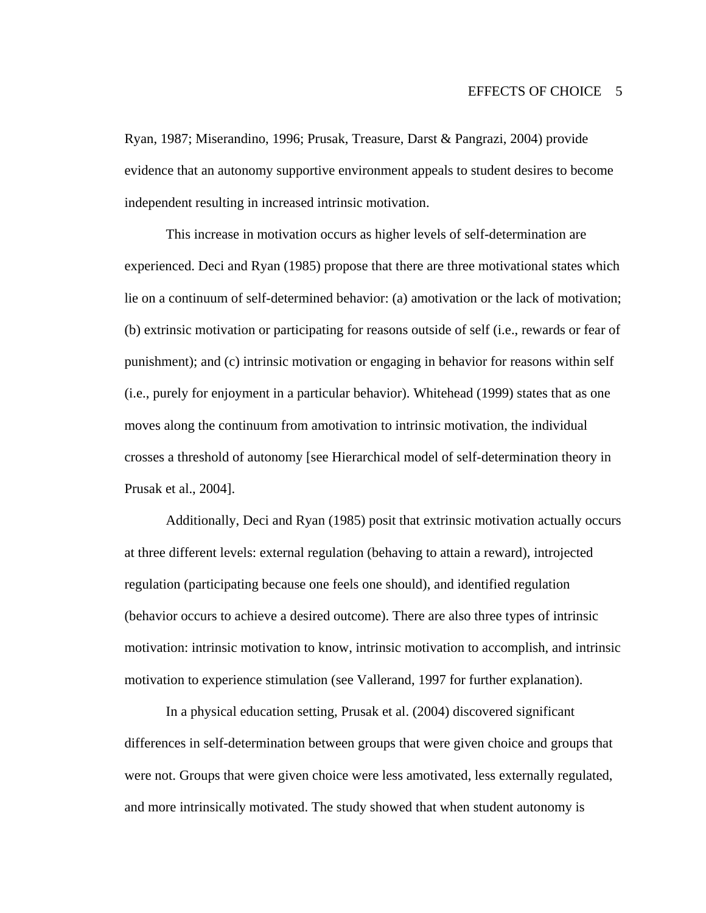Ryan, 1987; Miserandino, 1996; Prusak, Treasure, Darst & Pangrazi, 2004) provide evidence that an autonomy supportive environment appeals to student desires to become independent resulting in increased intrinsic motivation.

This increase in motivation occurs as higher levels of self-determination are experienced. Deci and Ryan (1985) propose that there are three motivational states which lie on a continuum of self-determined behavior: (a) amotivation or the lack of motivation; (b) extrinsic motivation or participating for reasons outside of self (i.e., rewards or fear of punishment); and (c) intrinsic motivation or engaging in behavior for reasons within self (i.e., purely for enjoyment in a particular behavior). Whitehead (1999) states that as one moves along the continuum from amotivation to intrinsic motivation, the individual crosses a threshold of autonomy [see Hierarchical model of self-determination theory in Prusak et al., 2004].

Additionally, Deci and Ryan (1985) posit that extrinsic motivation actually occurs at three different levels: external regulation (behaving to attain a reward), introjected regulation (participating because one feels one should), and identified regulation (behavior occurs to achieve a desired outcome). There are also three types of intrinsic motivation: intrinsic motivation to know, intrinsic motivation to accomplish, and intrinsic motivation to experience stimulation (see Vallerand, 1997 for further explanation).

In a physical education setting, Prusak et al. (2004) discovered significant differences in self-determination between groups that were given choice and groups that were not. Groups that were given choice were less amotivated, less externally regulated, and more intrinsically motivated. The study showed that when student autonomy is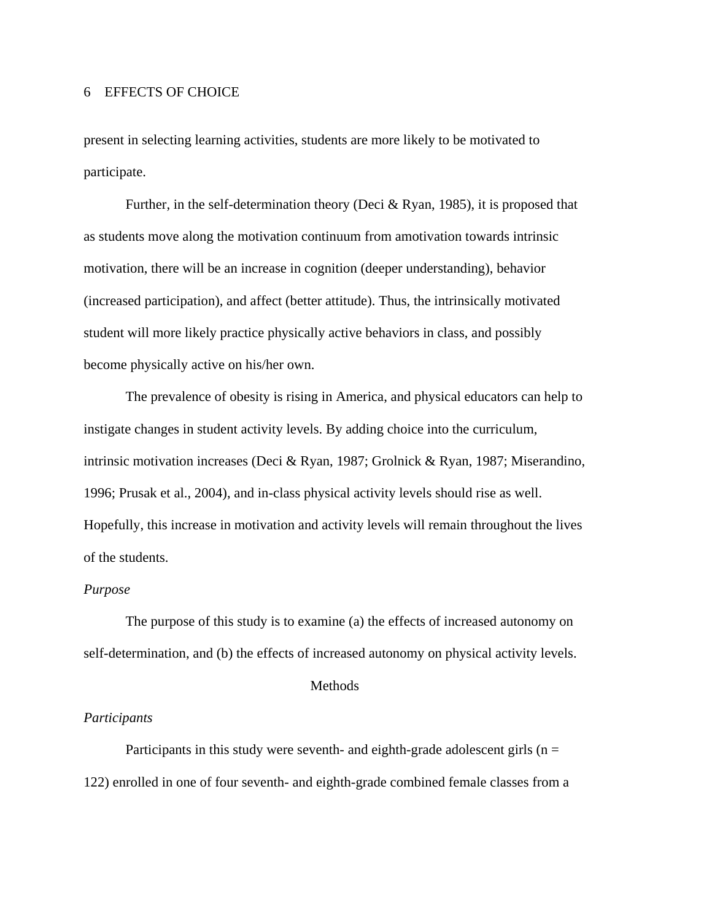present in selecting learning activities, students are more likely to be motivated to participate.

Further, in the self-determination theory (Deci & Ryan, 1985), it is proposed that as students move along the motivation continuum from amotivation towards intrinsic motivation, there will be an increase in cognition (deeper understanding), behavior (increased participation), and affect (better attitude). Thus, the intrinsically motivated student will more likely practice physically active behaviors in class, and possibly become physically active on his/her own.

The prevalence of obesity is rising in America, and physical educators can help to instigate changes in student activity levels. By adding choice into the curriculum, intrinsic motivation increases (Deci & Ryan, 1987; Grolnick & Ryan, 1987; Miserandino, 1996; Prusak et al., 2004), and in-class physical activity levels should rise as well. Hopefully, this increase in motivation and activity levels will remain throughout the lives of the students.

### *Purpose*

The purpose of this study is to examine (a) the effects of increased autonomy on self-determination, and (b) the effects of increased autonomy on physical activity levels.

## Methods

### *Participants*

Participants in this study were seventh- and eighth-grade adolescent girls (n = 122) enrolled in one of four seventh- and eighth-grade combined female classes from a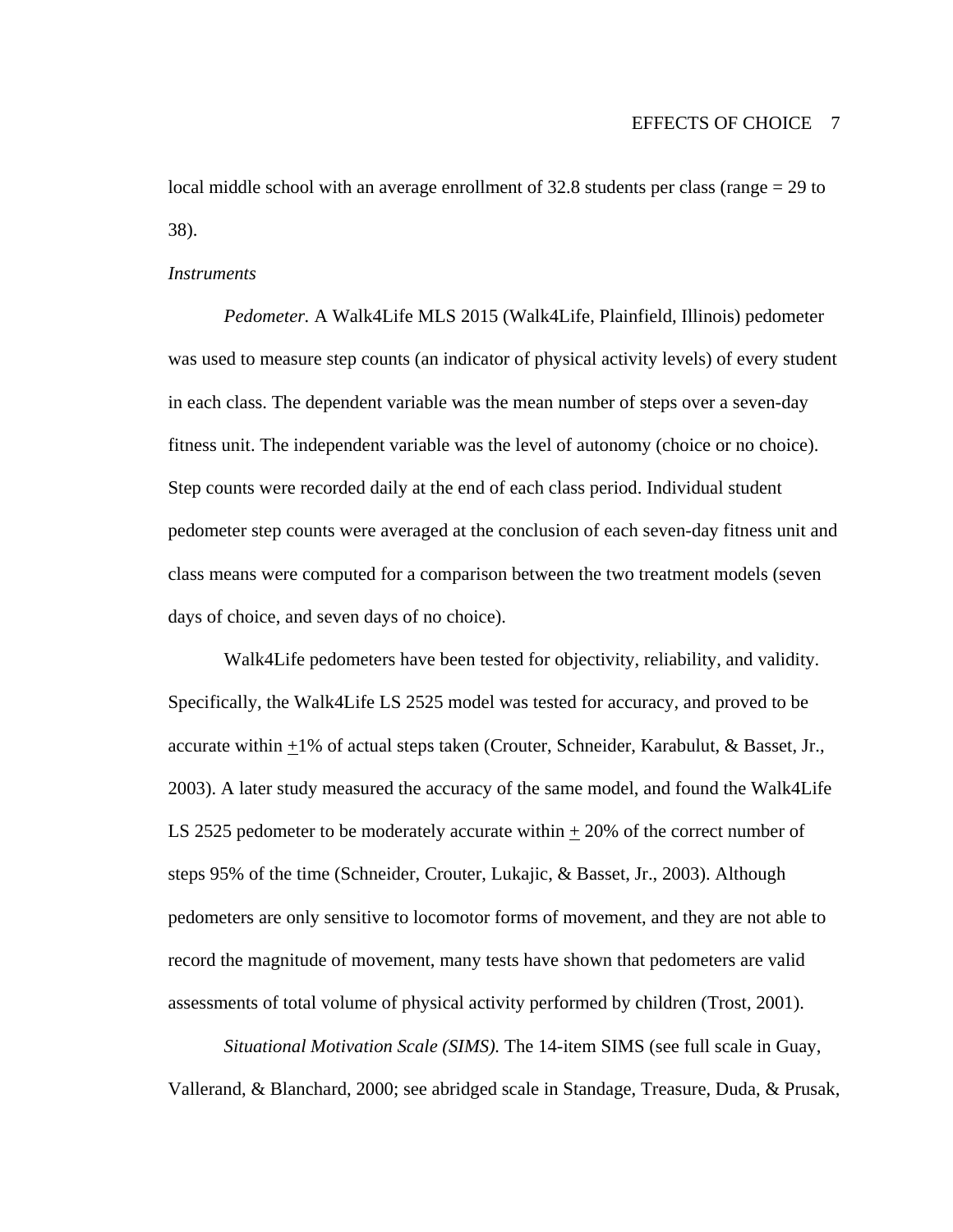local middle school with an average enrollment of 32.8 students per class (range = 29 to 38).

*Instruments*

*Pedometer.* A Walk4Life MLS 2015 (Walk4Life, Plainfield, Illinois) pedometer was used to measure step counts (an indicator of physical activity levels) of every student in each class. The dependent variable was the mean number of steps over a seven-day fitness unit. The independent variable was the level of autonomy (choice or no choice). Step counts were recorded daily at the end of each class period. Individual student pedometer step counts were averaged at the conclusion of each seven-day fitness unit and class means were computed for a comparison between the two treatment models (seven days of choice, and seven days of no choice).

Walk4Life pedometers have been tested for objectivity, reliability, and validity. Specifically, the Walk4Life LS 2525 model was tested for accuracy, and proved to be accurate within ±1% of actual steps taken (Crouter, Schneider, Karabulut, & Basset, Jr., 2003). A later study measured the accuracy of the same model, and found the Walk4Life LS 2525 pedometer to be moderately accurate within ± 20% of the correct number of steps 95% of the time (Schneider, Crouter, Lukajic, & Basset, Jr., 2003). Although pedometers are only sensitive to locomotor forms of movement, and they are not able to record the magnitude of movement, many tests have shown that pedometers are valid assessments of total volume of physical activity performed by children (Trost, 2001).

*Situational Motivation Scale (SIMS).* The 14-item SIMS (see full scale in Guay, Vallerand, & Blanchard, 2000; see abridged scale in Standage, Treasure, Duda, & Prusak,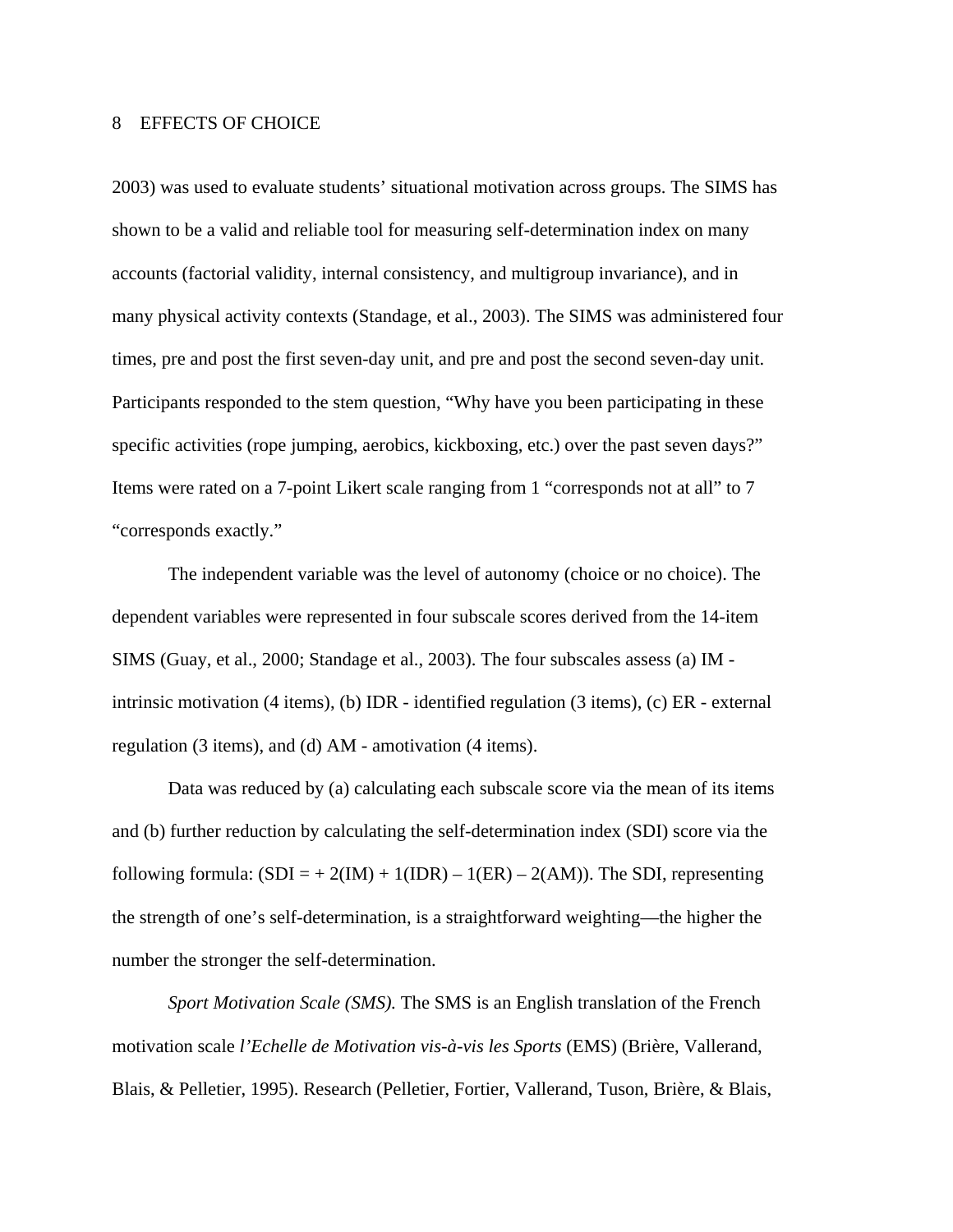2003) was used to evaluate students' situational motivation across groups. The SIMS has shown to be a valid and reliable tool for measuring self-determination index on many accounts (factorial validity, internal consistency, and multigroup invariance), and in many physical activity contexts (Standage, et al., 2003). The SIMS was administered four times, pre and post the first seven-day unit, and pre and post the second seven-day unit. Participants responded to the stem question, "Why have you been participating in these specific activities (rope jumping, aerobics, kickboxing, etc.) over the past seven days?" Items were rated on a 7-point Likert scale ranging from 1 "corresponds not at all" to 7 "corresponds exactly."

The independent variable was the level of autonomy (choice or no choice). The dependent variables were represented in four subscale scores derived from the 14-item SIMS (Guay, et al., 2000; Standage et al., 2003). The four subscales assess (a) IM - intrinsic motivation (4 items), (b) IDR - identified regulation (3 items), (c) ER - external regulation (3 items), and (d) AM - amotivation (4 items).

Data was reduced by (a) calculating each subscale score via the mean of its items and (b) further reduction by calculating the self-determination index (SDI) score via the following formula: (SDI = + 2(IM) + 1(IDR) – 1(ER) – 2(AM)). The SDI, representing the strength of one's self-determination, is a straightforward weighting—the higher the number the stronger the self-determination.

*Sport Motivation Scale (SMS).* The SMS is an English translation of the French motivation scale *l'Echelle de Motivation vis-à-vis les Sports* (EMS) (Brière, Vallerand, Blais, & Pelletier, 1995). Research (Pelletier, Fortier, Vallerand, Tuson, Brière, & Blais,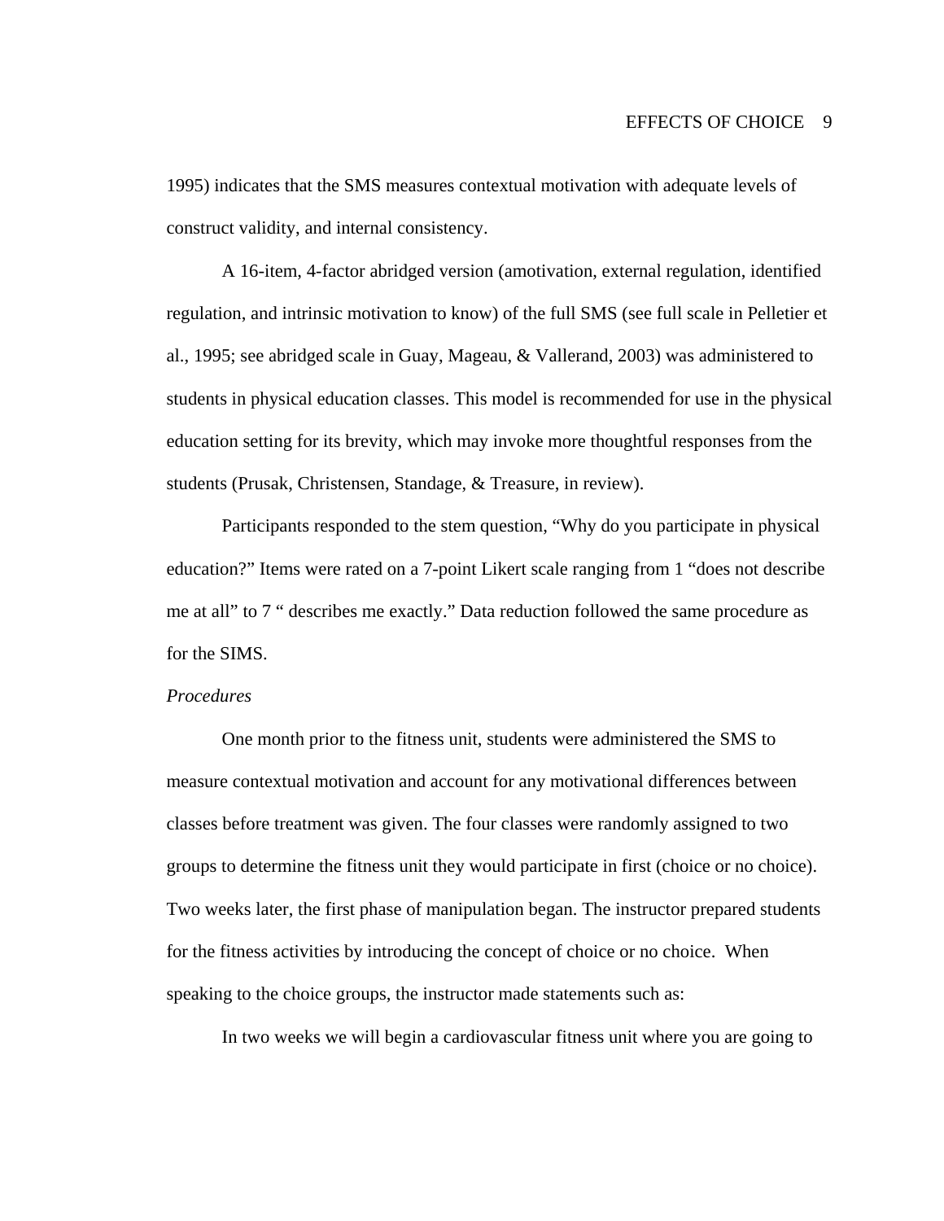1995) indicates that the SMS measures contextual motivation with adequate levels of construct validity, and internal consistency.

A 16-item, 4-factor abridged version (amotivation, external regulation, identified regulation, and intrinsic motivation to know) of the full SMS (see full scale in Pelletier et al., 1995; see abridged scale in Guay, Mageau, & Vallerand, 2003) was administered to students in physical education classes. This model is recommended for use in the physical education setting for its brevity, which may invoke more thoughtful responses from the students (Prusak, Christensen, Standage, & Treasure, in review).

Participants responded to the stem question, "Why do you participate in physical education?" Items were rated on a 7-point Likert scale ranging from 1 "does not describe me at all" to 7 " describes me exactly." Data reduction followed the same procedure as for the SIMS.

*Procedures*

One month prior to the fitness unit, students were administered the SMS to measure contextual motivation and account for any motivational differences between classes before treatment was given. The four classes were randomly assigned to two groups to determine the fitness unit they would participate in first (choice or no choice). Two weeks later, the first phase of manipulation began. The instructor prepared students for the fitness activities by introducing the concept of choice or no choice. When speaking to the choice groups, the instructor made statements such as:

In two weeks we will begin a cardiovascular fitness unit where you are going to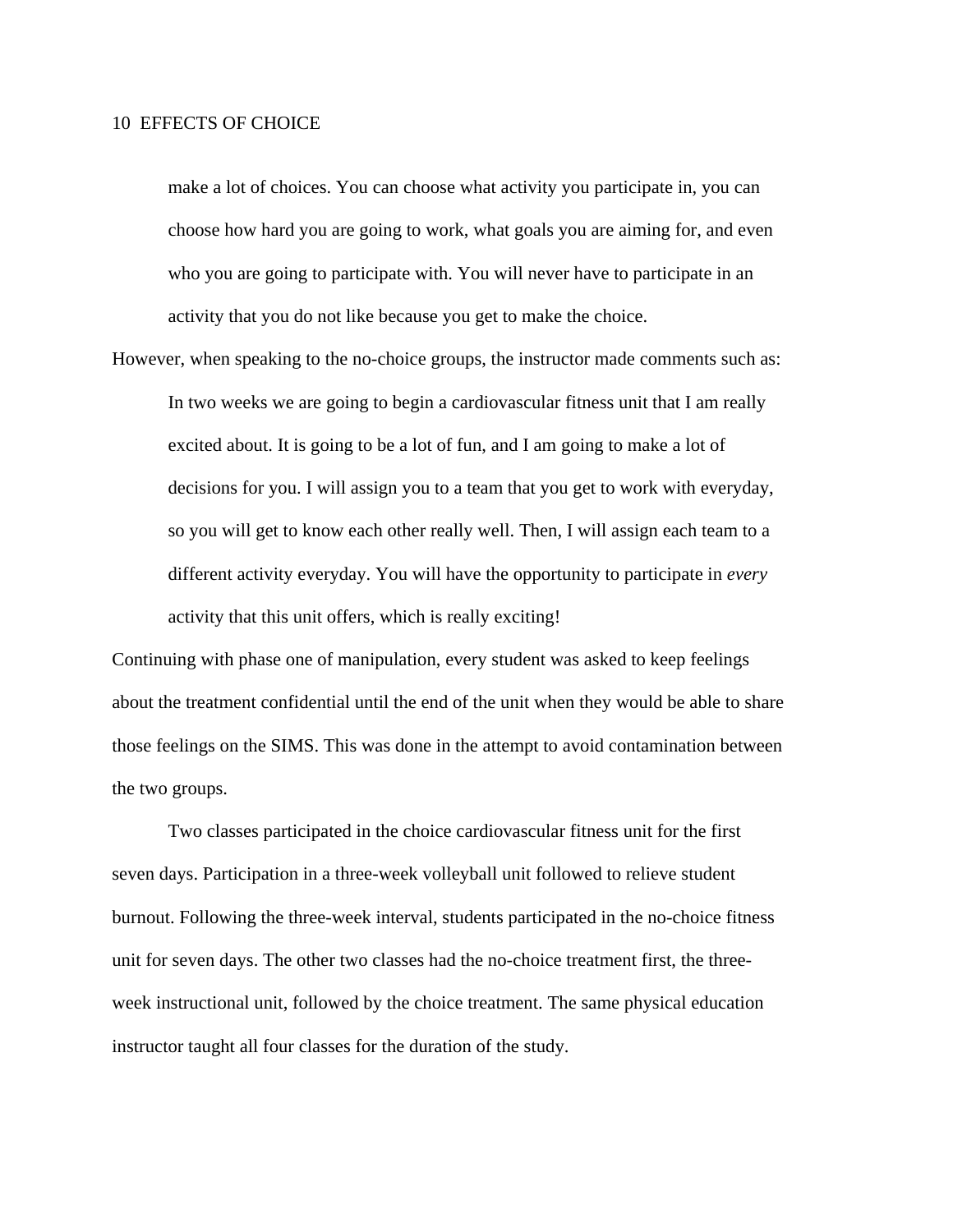> make a lot of choices. You can choose what activity you participate in, you can choose how hard you are going to work, what goals you are aiming for, and even who you are going to participate with. You will never have to participate in an activity that you do not like because you get to make the choice.

However, when speaking to the no-choice groups, the instructor made comments such as:

> In two weeks we are going to begin a cardiovascular fitness unit that I am really excited about. It is going to be a lot of fun, and I am going to make a lot of decisions for you. I will assign you to a team that you get to work with everyday, so you will get to know each other really well. Then, I will assign each team to a different activity everyday. You will have the opportunity to participate in *every* activity that this unit offers, which is really exciting!

Continuing with phase one of manipulation, every student was asked to keep feelings about the treatment confidential until the end of the unit when they would be able to share those feelings on the SIMS. This was done in the attempt to avoid contamination between the two groups.

Two classes participated in the choice cardiovascular fitness unit for the first seven days. Participation in a three-week volleyball unit followed to relieve student burnout. Following the three-week interval, students participated in the no-choice fitness unit for seven days. The other two classes had the no-choice treatment first, the three-week instructional unit, followed by the choice treatment. The same physical education instructor taught all four classes for the duration of the study.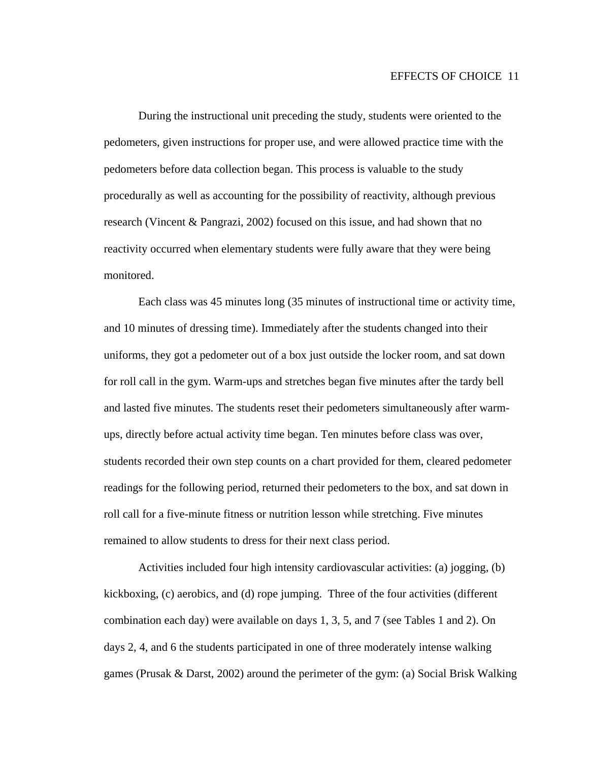During the instructional unit preceding the study, students were oriented to the pedometers, given instructions for proper use, and were allowed practice time with the pedometers before data collection began. This process is valuable to the study procedurally as well as accounting for the possibility of reactivity, although previous research (Vincent & Pangrazi, 2002) focused on this issue, and had shown that no reactivity occurred when elementary students were fully aware that they were being monitored.

Each class was 45 minutes long (35 minutes of instructional time or activity time, and 10 minutes of dressing time). Immediately after the students changed into their uniforms, they got a pedometer out of a box just outside the locker room, and sat down for roll call in the gym. Warm-ups and stretches began five minutes after the tardy bell and lasted five minutes. The students reset their pedometers simultaneously after warm-ups, directly before actual activity time began. Ten minutes before class was over, students recorded their own step counts on a chart provided for them, cleared pedometer readings for the following period, returned their pedometers to the box, and sat down in roll call for a five-minute fitness or nutrition lesson while stretching. Five minutes remained to allow students to dress for their next class period.

Activities included four high intensity cardiovascular activities: (a) jogging, (b) kickboxing, (c) aerobics, and (d) rope jumping. Three of the four activities (different combination each day) were available on days 1, 3, 5, and 7 (see Tables 1 and 2). On days 2, 4, and 6 the students participated in one of three moderately intense walking games (Prusak & Darst, 2002) around the perimeter of the gym: (a) Social Brisk Walking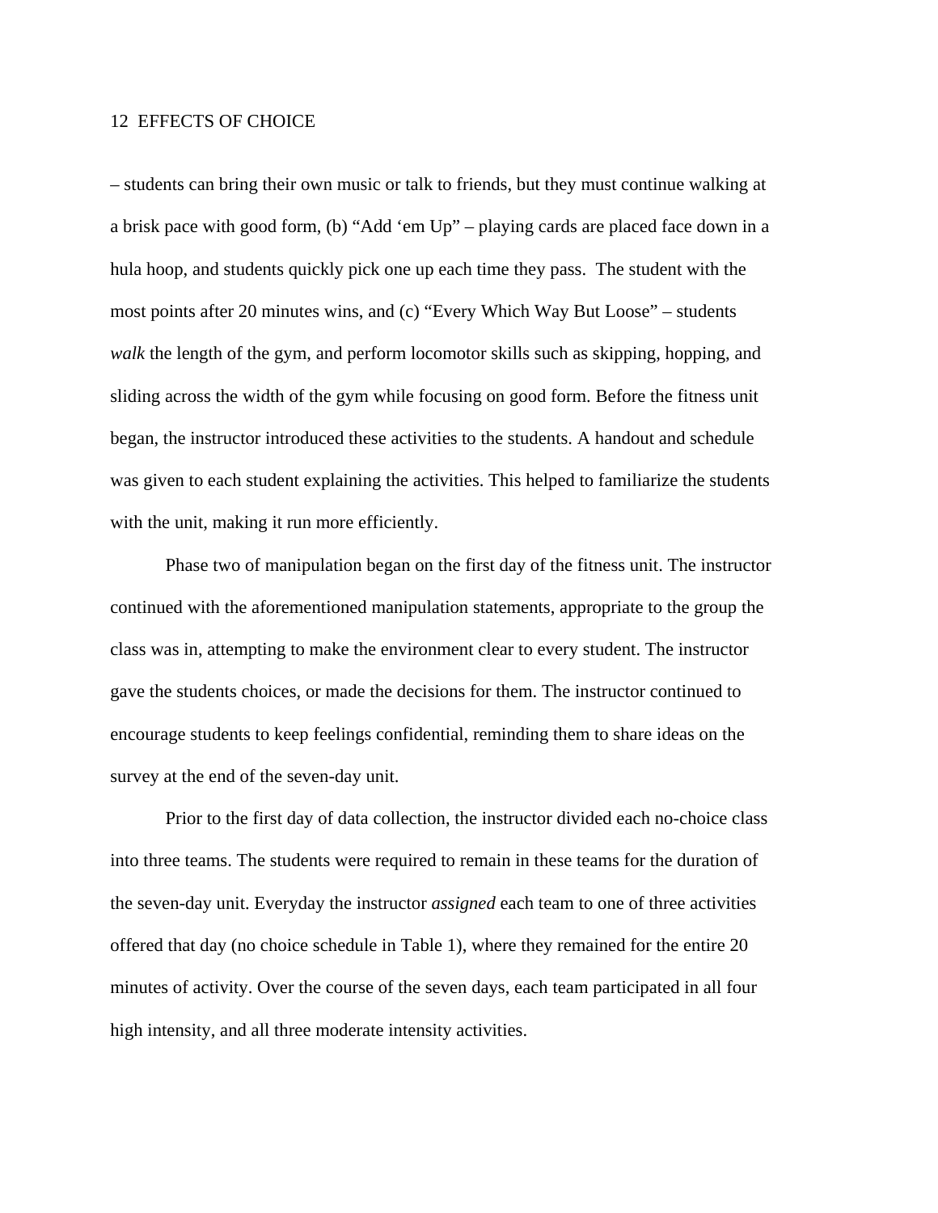– students can bring their own music or talk to friends, but they must continue walking at a brisk pace with good form, (b) “Add ‘em Up” – playing cards are placed face down in a hula hoop, and students quickly pick one up each time they pass.  The student with the most points after 20 minutes wins, and (c) “Every Which Way But Loose” – students *walk* the length of the gym, and perform locomotor skills such as skipping, hopping, and sliding across the width of the gym while focusing on good form. Before the fitness unit began, the instructor introduced these activities to the students. A handout and schedule was given to each student explaining the activities. This helped to familiarize the students with the unit, making it run more efficiently.

Phase two of manipulation began on the first day of the fitness unit. The instructor continued with the aforementioned manipulation statements, appropriate to the group the class was in, attempting to make the environment clear to every student. The instructor gave the students choices, or made the decisions for them. The instructor continued to encourage students to keep feelings confidential, reminding them to share ideas on the survey at the end of the seven-day unit.

Prior to the first day of data collection, the instructor divided each no-choice class into three teams. The students were required to remain in these teams for the duration of the seven-day unit. Everyday the instructor *assigned* each team to one of three activities offered that day (no choice schedule in Table 1), where they remained for the entire 20 minutes of activity. Over the course of the seven days, each team participated in all four high intensity, and all three moderate intensity activities.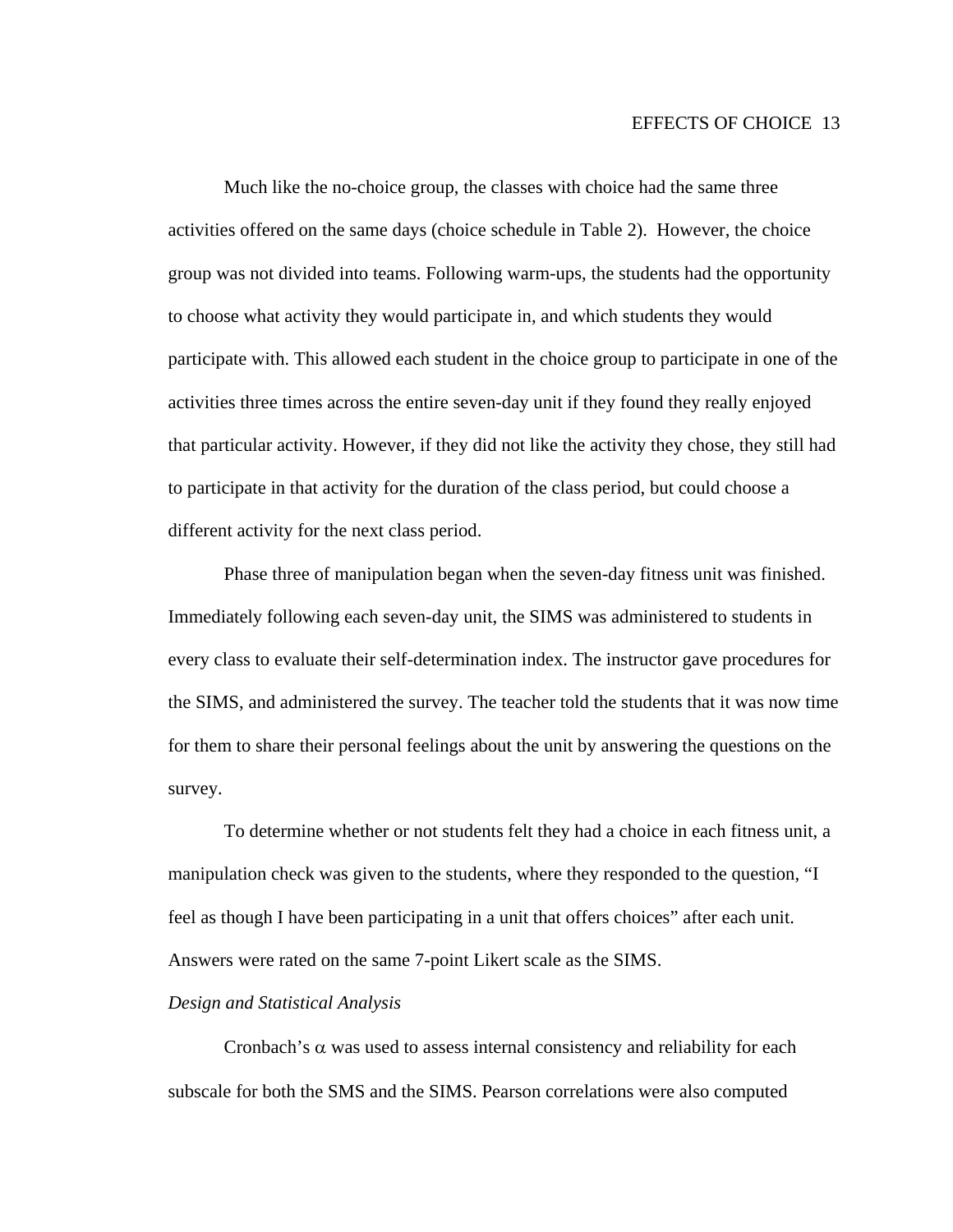Much like the no-choice group, the classes with choice had the same three activities offered on the same days (choice schedule in Table 2). However, the choice group was not divided into teams. Following warm-ups, the students had the opportunity to choose what activity they would participate in, and which students they would participate with. This allowed each student in the choice group to participate in one of the activities three times across the entire seven-day unit if they found they really enjoyed that particular activity. However, if they did not like the activity they chose, they still had to participate in that activity for the duration of the class period, but could choose a different activity for the next class period.

Phase three of manipulation began when the seven-day fitness unit was finished. Immediately following each seven-day unit, the SIMS was administered to students in every class to evaluate their self-determination index. The instructor gave procedures for the SIMS, and administered the survey. The teacher told the students that it was now time for them to share their personal feelings about the unit by answering the questions on the survey.

To determine whether or not students felt they had a choice in each fitness unit, a manipulation check was given to the students, where they responded to the question, "I feel as though I have been participating in a unit that offers choices" after each unit. Answers were rated on the same 7-point Likert scale as the SIMS.

*Design and Statistical Analysis*

Cronbach's $\alpha$ was used to assess internal consistency and reliability for each subscale for both the SMS and the SIMS. Pearson correlations were also computed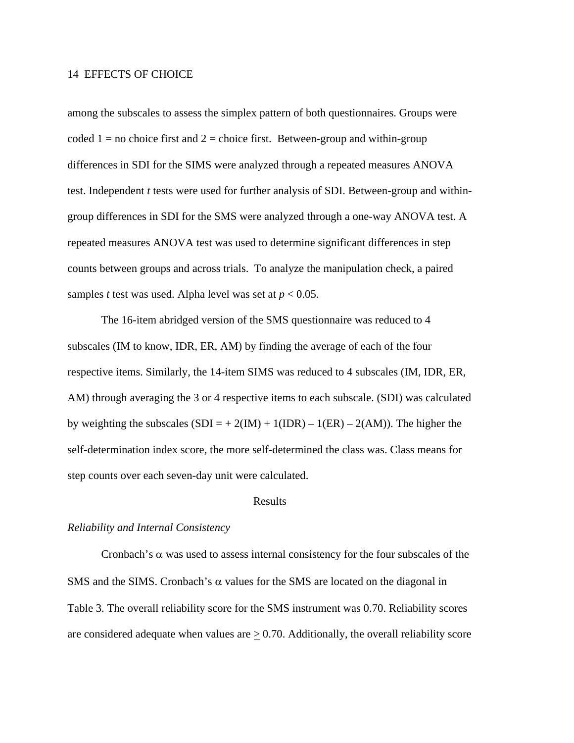among the subscales to assess the simplex pattern of both questionnaires. Groups were coded 1 = no choice first and 2 = choice first. Between-group and within-group differences in SDI for the SIMS were analyzed through a repeated measures ANOVA test. Independent *t* tests were used for further analysis of SDI. Between-group and within-group differences in SDI for the SMS were analyzed through a one-way ANOVA test. A repeated measures ANOVA test was used to determine significant differences in step counts between groups and across trials. To analyze the manipulation check, a paired samples *t* test was used. Alpha level was set at $p < 0.05$.

The 16-item abridged version of the SMS questionnaire was reduced to 4 subscales (IM to know, IDR, ER, AM) by finding the average of each of the four respective items. Similarly, the 14-item SIMS was reduced to 4 subscales (IM, IDR, ER, AM) through averaging the 3 or 4 respective items to each subscale. (SDI) was calculated by weighting the subscales (SDI = + 2(IM) + 1(IDR) – 1(ER) – 2(AM)). The higher the self-determination index score, the more self-determined the class was. Class means for step counts over each seven-day unit were calculated.

## Results

### *Reliability and Internal Consistency*

Cronbach's $\alpha$ was used to assess internal consistency for the four subscales of the SMS and the SIMS. Cronbach's $\alpha$ values for the SMS are located on the diagonal in Table 3. The overall reliability score for the SMS instrument was 0.70. Reliability scores are considered adequate when values are $\geq$ 0.70. Additionally, the overall reliability score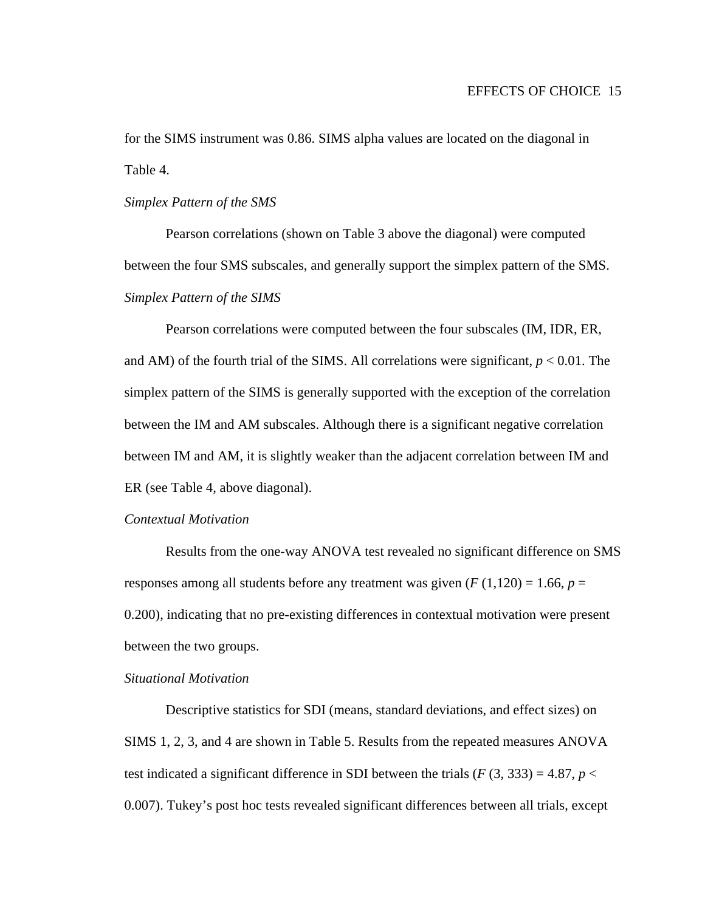for the SIMS instrument was 0.86. SIMS alpha values are located on the diagonal in Table 4.

### *Simplex Pattern of the SMS*

Pearson correlations (shown on Table 3 above the diagonal) were computed between the four SMS subscales, and generally support the simplex pattern of the SMS.

### *Simplex Pattern of the SIMS*

Pearson correlations were computed between the four subscales (IM, IDR, ER, and AM) of the fourth trial of the SIMS. All correlations were significant, $p < 0.01$. The simplex pattern of the SIMS is generally supported with the exception of the correlation between the IM and AM subscales. Although there is a significant negative correlation between IM and AM, it is slightly weaker than the adjacent correlation between IM and ER (see Table 4, above diagonal).

### *Contextual Motivation*

Results from the one-way ANOVA test revealed no significant difference on SMS responses among all students before any treatment was given ($F$ (1,120) = 1.66, $p$ = 0.200), indicating that no pre-existing differences in contextual motivation were present between the two groups.

### *Situational Motivation*

Descriptive statistics for SDI (means, standard deviations, and effect sizes) on SIMS 1, 2, 3, and 4 are shown in Table 5. Results from the repeated measures ANOVA test indicated a significant difference in SDI between the trials ($F$ (3, 333) = 4.87, $p <$ 0.007). Tukey's post hoc tests revealed significant differences between all trials, except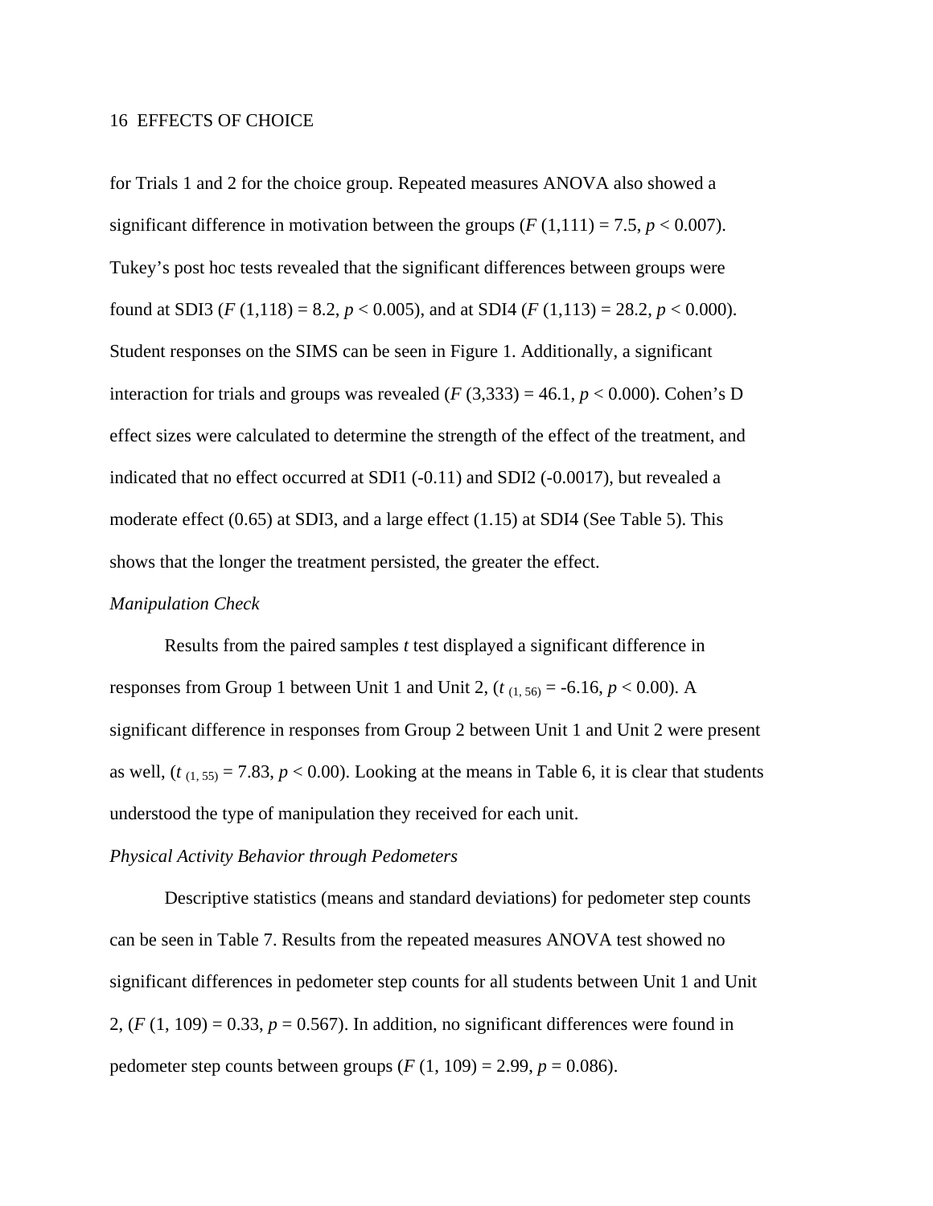for Trials 1 and 2 for the choice group. Repeated measures ANOVA also showed a significant difference in motivation between the groups ($F$ (1,111) = 7.5, $p < 0.007$). Tukey's post hoc tests revealed that the significant differences between groups were found at SDI3 ($F$ (1,118) = 8.2, $p < 0.005$), and at SDI4 ($F$ (1,113) = 28.2, $p < 0.000$). Student responses on the SIMS can be seen in Figure 1. Additionally, a significant interaction for trials and groups was revealed ($F$ (3,333) = 46.1, $p < 0.000$). Cohen's D effect sizes were calculated to determine the strength of the effect of the treatment, and indicated that no effect occurred at SDI1 (-0.11) and SDI2 (-0.0017), but revealed a moderate effect (0.65) at SDI3, and a large effect (1.15) at SDI4 (See Table 5). This shows that the longer the treatment persisted, the greater the effect.

*Manipulation Check*

Results from the paired samples $t$ test displayed a significant difference in responses from Group 1 between Unit 1 and Unit 2, ($t_{(1, 56)} = -6.16$, $p < 0.00$). A significant difference in responses from Group 2 between Unit 1 and Unit 2 were present as well, ($t_{(1, 55)} = 7.83$, $p < 0.00$). Looking at the means in Table 6, it is clear that students understood the type of manipulation they received for each unit.

*Physical Activity Behavior through Pedometers*

Descriptive statistics (means and standard deviations) for pedometer step counts can be seen in Table 7. Results from the repeated measures ANOVA test showed no significant differences in pedometer step counts for all students between Unit 1 and Unit 2, ($F$ (1, 109) = 0.33, $p = 0.567$). In addition, no significant differences were found in pedometer step counts between groups ($F$ (1, 109) = 2.99, $p = 0.086$).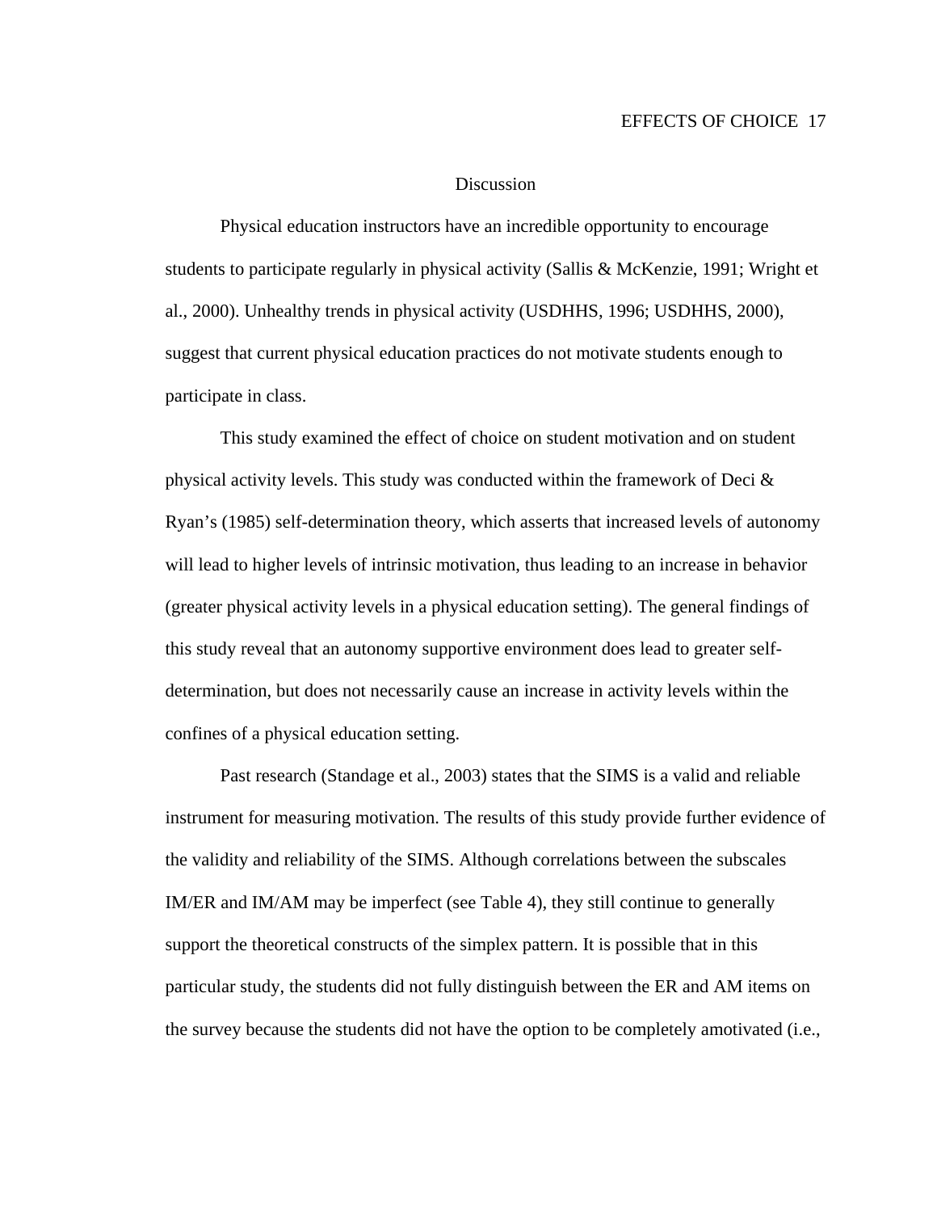## Discussion

Physical education instructors have an incredible opportunity to encourage students to participate regularly in physical activity (Sallis & McKenzie, 1991; Wright et al., 2000). Unhealthy trends in physical activity (USDHHS, 1996; USDHHS, 2000), suggest that current physical education practices do not motivate students enough to participate in class.

This study examined the effect of choice on student motivation and on student physical activity levels. This study was conducted within the framework of Deci & Ryan's (1985) self-determination theory, which asserts that increased levels of autonomy will lead to higher levels of intrinsic motivation, thus leading to an increase in behavior (greater physical activity levels in a physical education setting). The general findings of this study reveal that an autonomy supportive environment does lead to greater self-determination, but does not necessarily cause an increase in activity levels within the confines of a physical education setting.

Past research (Standage et al., 2003) states that the SIMS is a valid and reliable instrument for measuring motivation. The results of this study provide further evidence of the validity and reliability of the SIMS. Although correlations between the subscales IM/ER and IM/AM may be imperfect (see Table 4), they still continue to generally support the theoretical constructs of the simplex pattern. It is possible that in this particular study, the students did not fully distinguish between the ER and AM items on the survey because the students did not have the option to be completely amotivated (i.e.,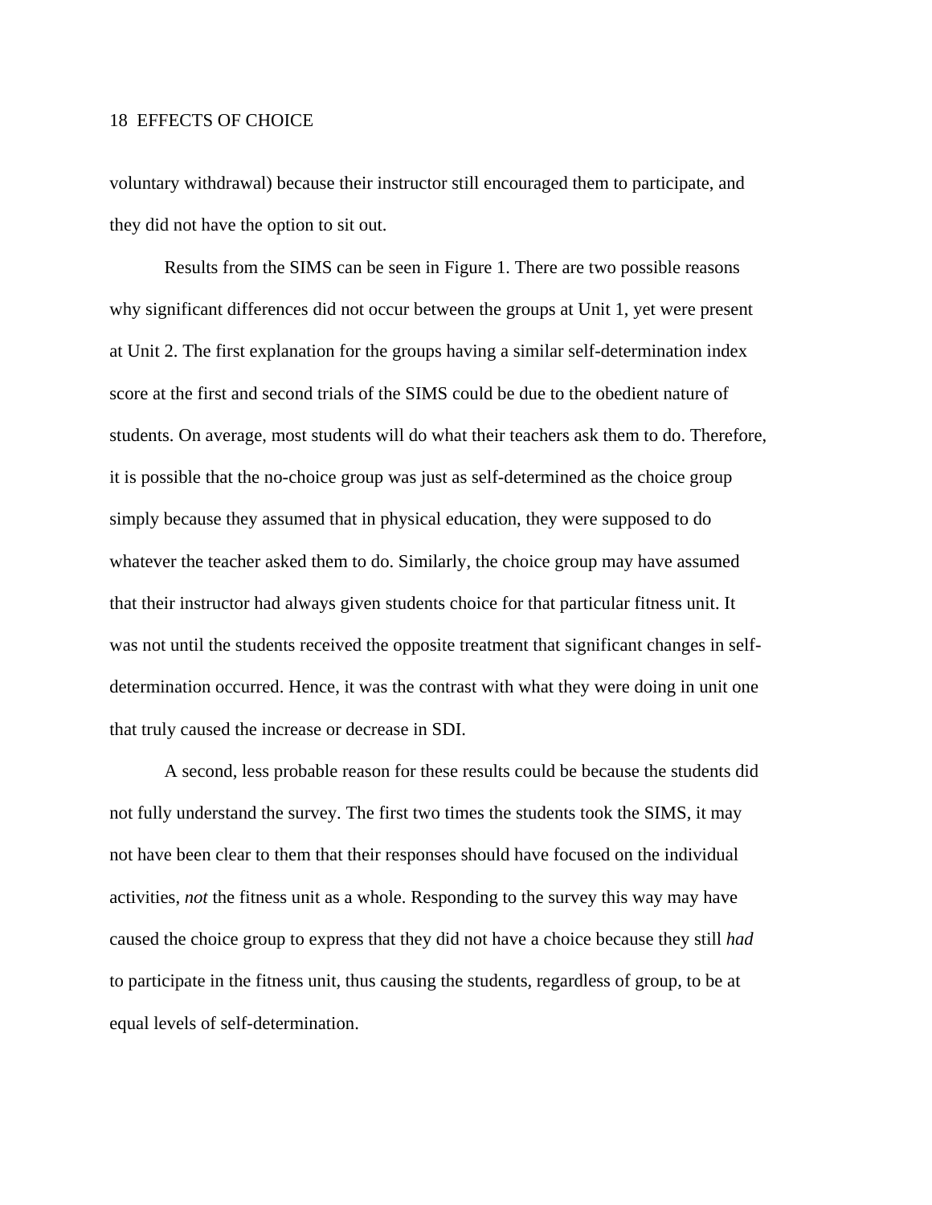voluntary withdrawal) because their instructor still encouraged them to participate, and they did not have the option to sit out.

Results from the SIMS can be seen in Figure 1. There are two possible reasons why significant differences did not occur between the groups at Unit 1, yet were present at Unit 2. The first explanation for the groups having a similar self-determination index score at the first and second trials of the SIMS could be due to the obedient nature of students. On average, most students will do what their teachers ask them to do. Therefore, it is possible that the no-choice group was just as self-determined as the choice group simply because they assumed that in physical education, they were supposed to do whatever the teacher asked them to do. Similarly, the choice group may have assumed that their instructor had always given students choice for that particular fitness unit. It was not until the students received the opposite treatment that significant changes in self-determination occurred. Hence, it was the contrast with what they were doing in unit one that truly caused the increase or decrease in SDI.

A second, less probable reason for these results could be because the students did not fully understand the survey. The first two times the students took the SIMS, it may not have been clear to them that their responses should have focused on the individual activities, *not* the fitness unit as a whole. Responding to the survey this way may have caused the choice group to express that they did not have a choice because they still *had* to participate in the fitness unit, thus causing the students, regardless of group, to be at equal levels of self-determination.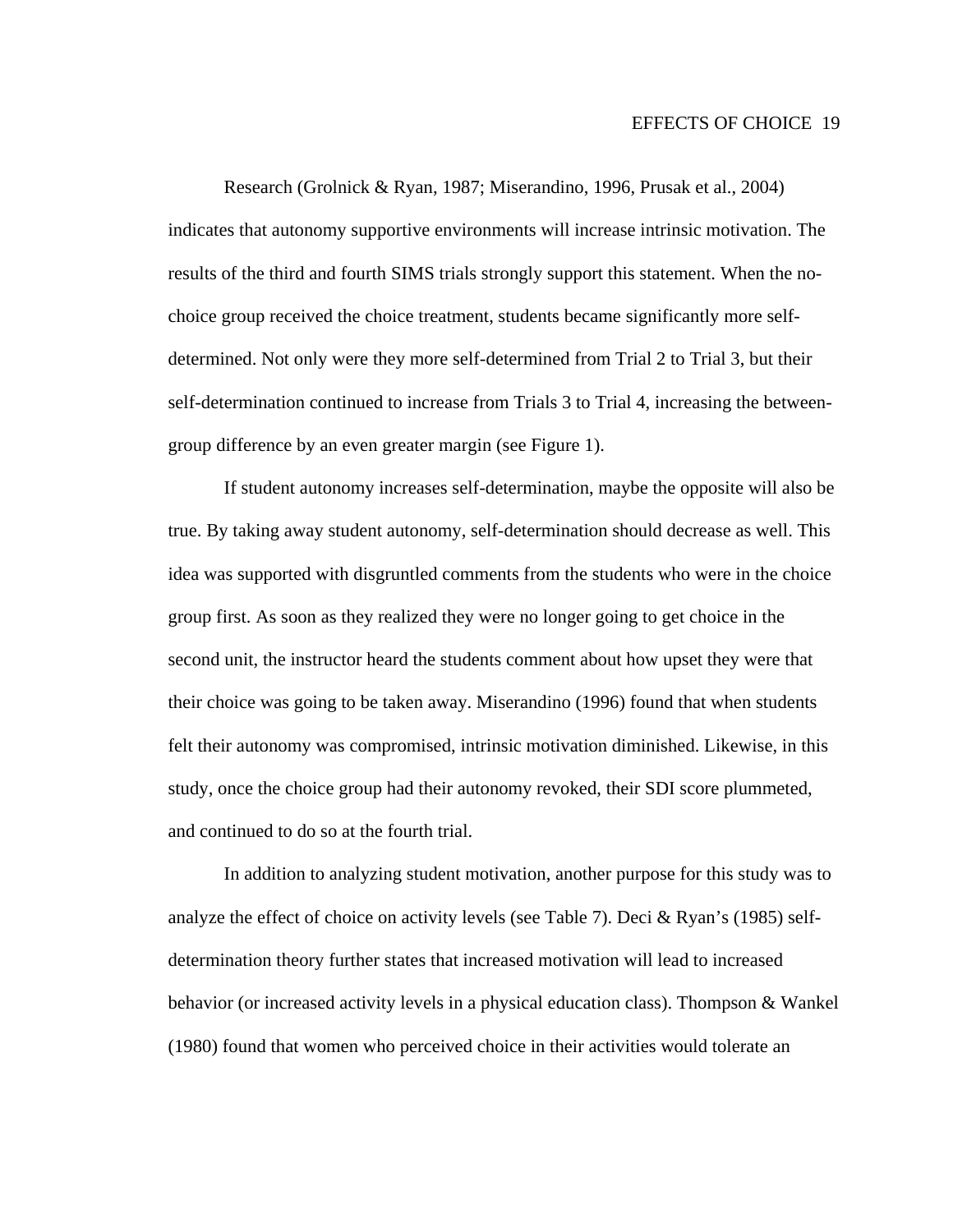Research (Grolnick & Ryan, 1987; Miserandino, 1996, Prusak et al., 2004) indicates that autonomy supportive environments will increase intrinsic motivation. The results of the third and fourth SIMS trials strongly support this statement. When the no-choice group received the choice treatment, students became significantly more self-determined. Not only were they more self-determined from Trial 2 to Trial 3, but their self-determination continued to increase from Trials 3 to Trial 4, increasing the between-group difference by an even greater margin (see Figure 1).

If student autonomy increases self-determination, maybe the opposite will also be true. By taking away student autonomy, self-determination should decrease as well. This idea was supported with disgruntled comments from the students who were in the choice group first. As soon as they realized they were no longer going to get choice in the second unit, the instructor heard the students comment about how upset they were that their choice was going to be taken away. Miserandino (1996) found that when students felt their autonomy was compromised, intrinsic motivation diminished. Likewise, in this study, once the choice group had their autonomy revoked, their SDI score plummeted, and continued to do so at the fourth trial.

In addition to analyzing student motivation, another purpose for this study was to analyze the effect of choice on activity levels (see Table 7). Deci & Ryan's (1985) self-determination theory further states that increased motivation will lead to increased behavior (or increased activity levels in a physical education class). Thompson & Wankel (1980) found that women who perceived choice in their activities would tolerate an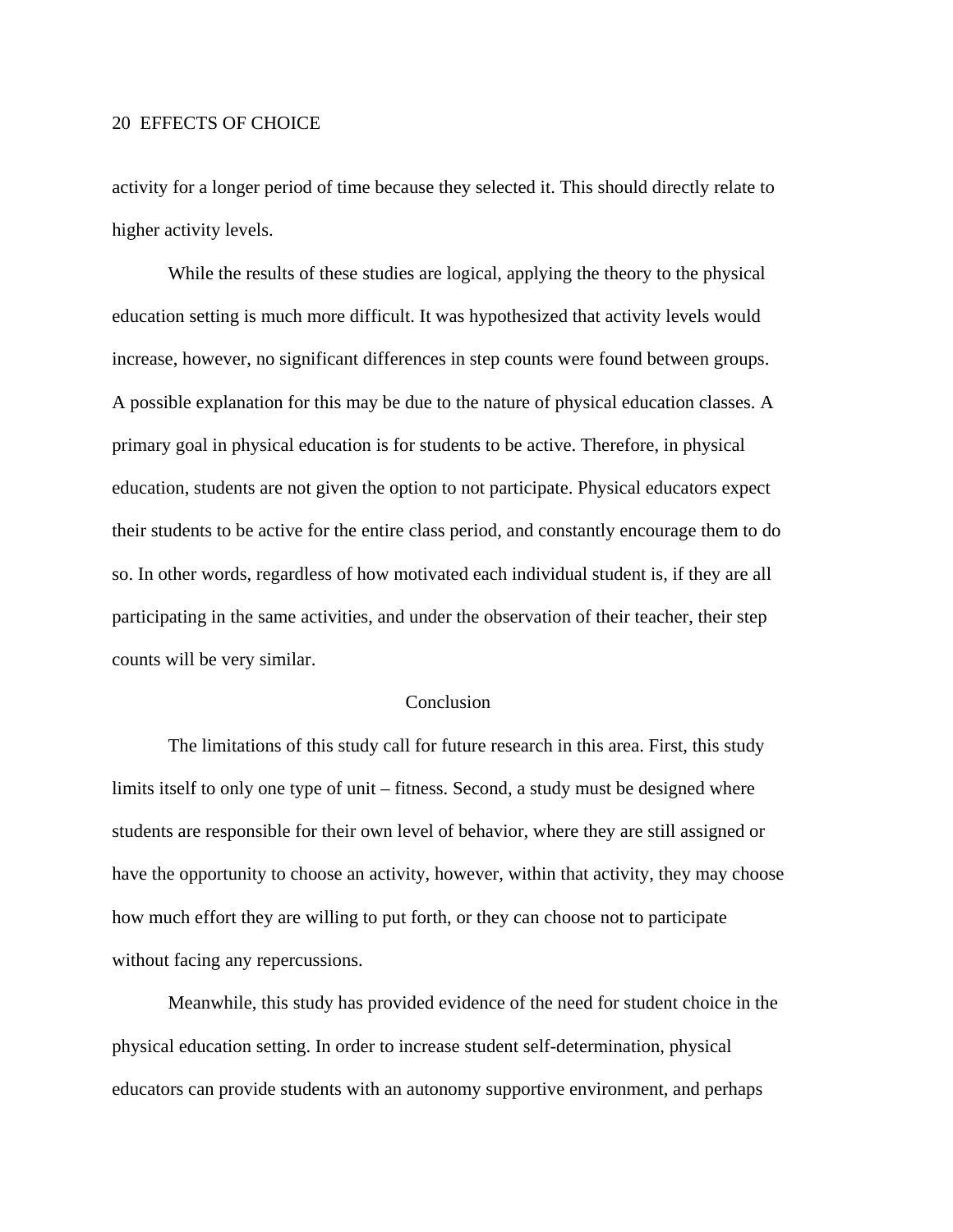activity for a longer period of time because they selected it. This should directly relate to higher activity levels.

While the results of these studies are logical, applying the theory to the physical education setting is much more difficult. It was hypothesized that activity levels would increase, however, no significant differences in step counts were found between groups. A possible explanation for this may be due to the nature of physical education classes. A primary goal in physical education is for students to be active. Therefore, in physical education, students are not given the option to not participate. Physical educators expect their students to be active for the entire class period, and constantly encourage them to do so. In other words, regardless of how motivated each individual student is, if they are all participating in the same activities, and under the observation of their teacher, their step counts will be very similar.

## Conclusion

The limitations of this study call for future research in this area. First, this study limits itself to only one type of unit – fitness. Second, a study must be designed where students are responsible for their own level of behavior, where they are still assigned or have the opportunity to choose an activity, however, within that activity, they may choose how much effort they are willing to put forth, or they can choose not to participate without facing any repercussions.

Meanwhile, this study has provided evidence of the need for student choice in the physical education setting. In order to increase student self-determination, physical educators can provide students with an autonomy supportive environment, and perhaps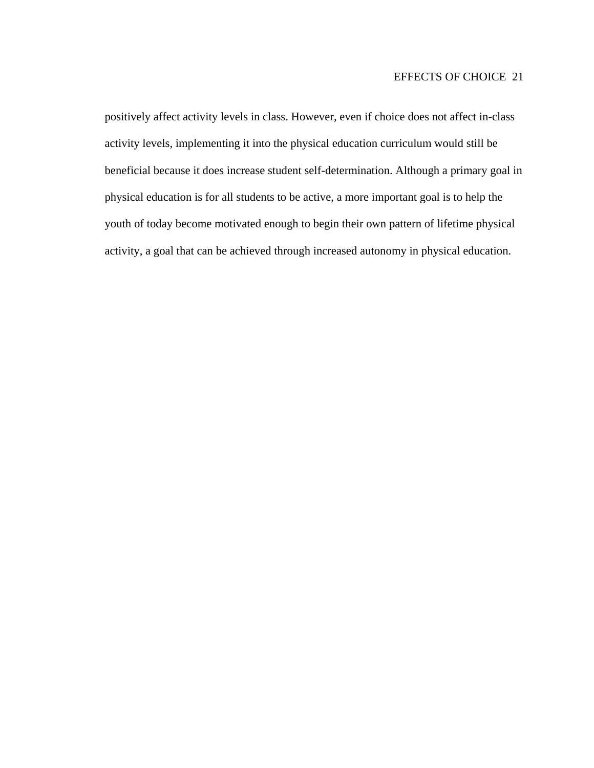positively affect activity levels in class. However, even if choice does not affect in-class activity levels, implementing it into the physical education curriculum would still be beneficial because it does increase student self-determination. Although a primary goal in physical education is for all students to be active, a more important goal is to help the youth of today become motivated enough to begin their own pattern of lifetime physical activity, a goal that can be achieved through increased autonomy in physical education.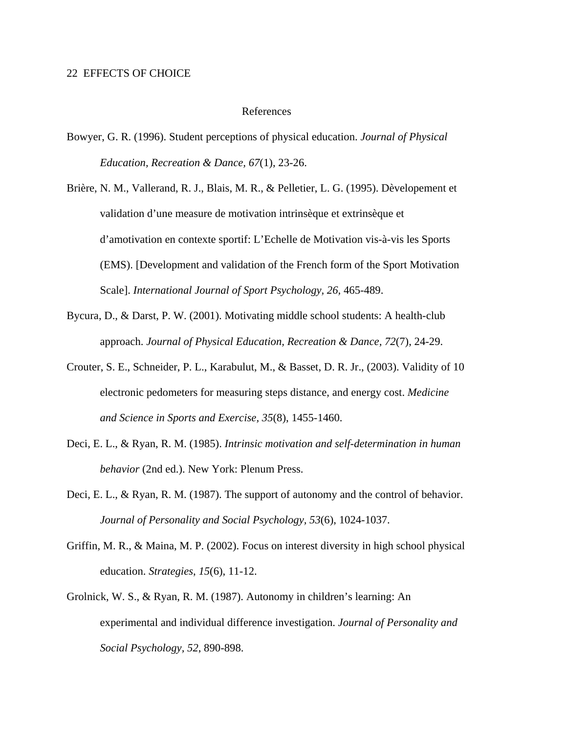# References

Bowyer, G. R. (1996). Student perceptions of physical education. *Journal of Physical Education, Recreation & Dance, 67*(1), 23-26.

Brière, N. M., Vallerand, R. J., Blais, M. R., & Pelletier, L. G. (1995). Dèvelopement et validation d'une measure de motivation intrinsèque et extrinsèque et d'amotivation en contexte sportif: L'Echelle de Motivation vis-à-vis les Sports (EMS). [Development and validation of the French form of the Sport Motivation Scale]. *International Journal of Sport Psychology, 26,* 465-489.

Bycura, D., & Darst, P. W. (2001). Motivating middle school students: A health-club approach. *Journal of Physical Education, Recreation & Dance, 72*(7), 24-29.

Crouter, S. E., Schneider, P. L., Karabulut, M., & Basset, D. R. Jr., (2003). Validity of 10 electronic pedometers for measuring steps distance, and energy cost. *Medicine and Science in Sports and Exercise, 35*(8), 1455-1460.

Deci, E. L., & Ryan, R. M. (1985). *Intrinsic motivation and self-determination in human behavior* (2nd ed.). New York: Plenum Press.

Deci, E. L., & Ryan, R. M. (1987). The support of autonomy and the control of behavior. *Journal of Personality and Social Psychology, 53*(6), 1024-1037.

Griffin, M. R., & Maina, M. P. (2002). Focus on interest diversity in high school physical education. *Strategies, 15*(6), 11-12.

Grolnick, W. S., & Ryan, R. M. (1987). Autonomy in children's learning: An experimental and individual difference investigation. *Journal of Personality and Social Psychology, 52*, 890-898.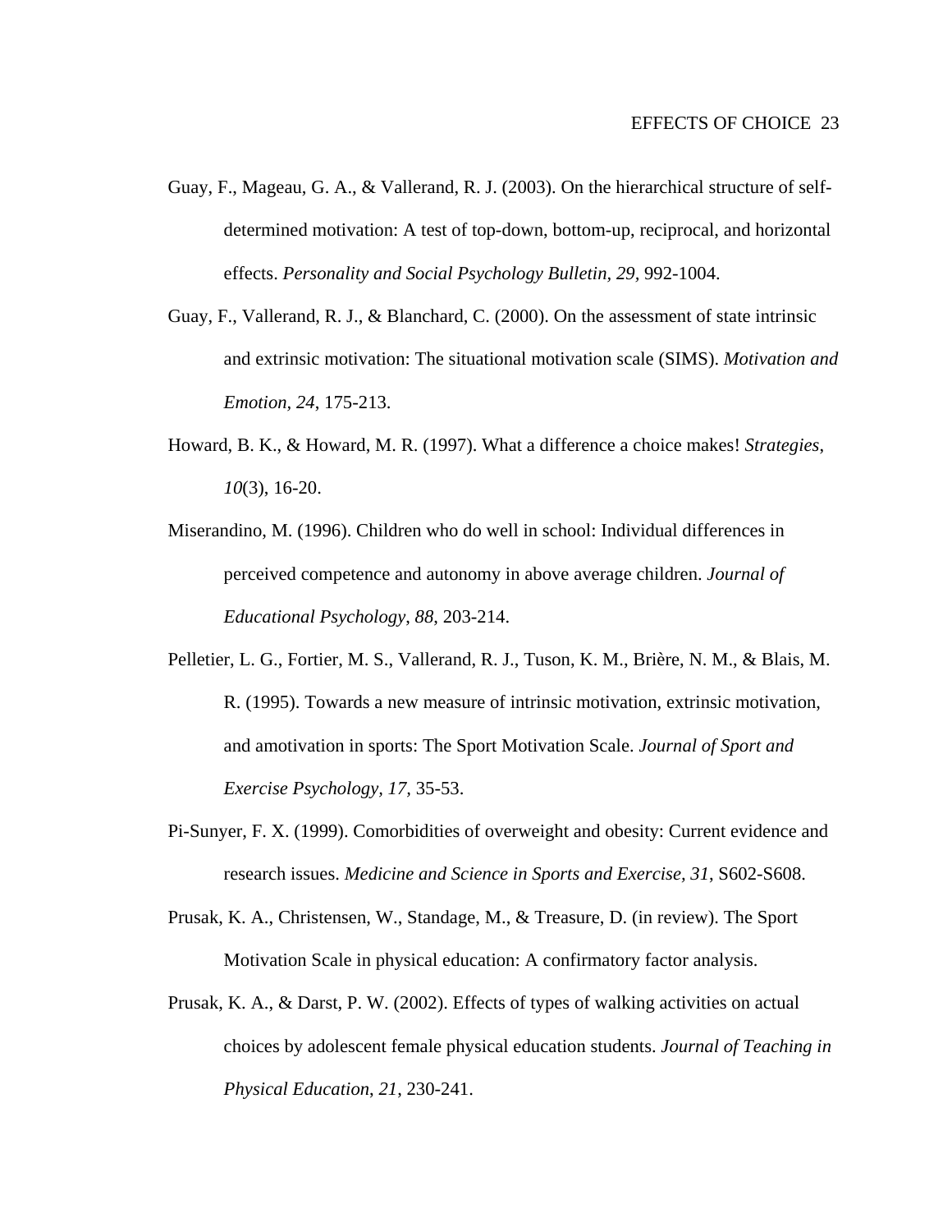Guay, F., Mageau, G. A., & Vallerand, R. J. (2003). On the hierarchical structure of self-determined motivation: A test of top-down, bottom-up, reciprocal, and horizontal effects. *Personality and Social Psychology Bulletin, 29,* 992-1004.

Guay, F., Vallerand, R. J., & Blanchard, C. (2000). On the assessment of state intrinsic and extrinsic motivation: The situational motivation scale (SIMS). *Motivation and Emotion, 24*, 175-213.

Howard, B. K., & Howard, M. R. (1997). What a difference a choice makes! *Strategies*, *10*(3), 16-20.

Miserandino, M. (1996). Children who do well in school: Individual differences in perceived competence and autonomy in above average children. *Journal of Educational Psychology, 88*, 203-214.

Pelletier, L. G., Fortier, M. S., Vallerand, R. J., Tuson, K. M., Brière, N. M., & Blais, M. R. (1995). Towards a new measure of intrinsic motivation, extrinsic motivation, and amotivation in sports: The Sport Motivation Scale. *Journal of Sport and Exercise Psychology, 17,* 35-53.

Pi-Sunyer, F. X. (1999). Comorbidities of overweight and obesity: Current evidence and research issues. *Medicine and Science in Sports and Exercise, 31*, S602-S608.

Prusak, K. A., Christensen, W., Standage, M., & Treasure, D. (in review). The Sport Motivation Scale in physical education: A confirmatory factor analysis.

Prusak, K. A., & Darst, P. W. (2002). Effects of types of walking activities on actual choices by adolescent female physical education students. *Journal of Teaching in Physical Education*, *21*, 230-241.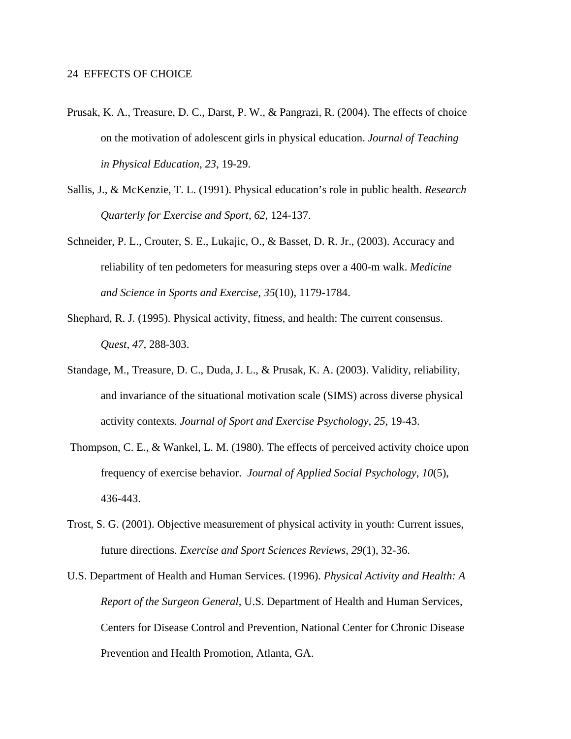Prusak, K. A., Treasure, D. C., Darst, P. W., & Pangrazi, R. (2004). The effects of choice on the motivation of adolescent girls in physical education. *Journal of Teaching in Physical Education, 23*, 19-29.

Sallis, J., & McKenzie, T. L. (1991). Physical education's role in public health. *Research Quarterly for Exercise and Sport*, *62*, 124-137.

Schneider, P. L., Crouter, S. E., Lukajic, O., & Basset, D. R. Jr., (2003). Accuracy and reliability of ten pedometers for measuring steps over a 400-m walk. *Medicine and Science in Sports and Exercise*, *35*(10), 1179-1784.

Shephard, R. J. (1995). Physical activity, fitness, and health: The current consensus. *Quest*, *47*, 288-303.

Standage, M., Treasure, D. C., Duda, J. L., & Prusak, K. A. (2003). Validity, reliability, and invariance of the situational motivation scale (SIMS) across diverse physical activity contexts. *Journal of Sport and Exercise Psychology*, *25*, 19-43.

Thompson, C. E., & Wankel, L. M. (1980). The effects of perceived activity choice upon frequency of exercise behavior. *Journal of Applied Social Psychology*, *10*(5), 436-443.

Trost, S. G. (2001). Objective measurement of physical activity in youth: Current issues, future directions. *Exercise and Sport Sciences Reviews*, *29*(1), 32-36.

U.S. Department of Health and Human Services. (1996). *Physical Activity and Health: A Report of the Surgeon General*, U.S. Department of Health and Human Services, Centers for Disease Control and Prevention, National Center for Chronic Disease Prevention and Health Promotion, Atlanta, GA.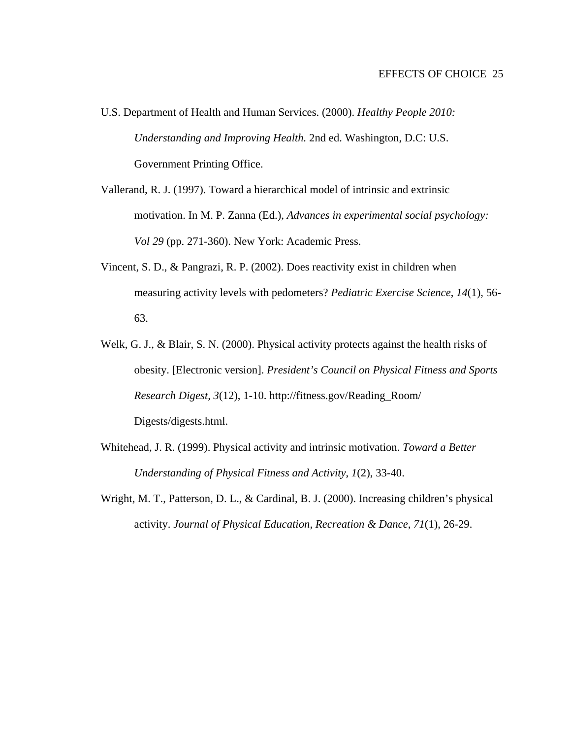U.S. Department of Health and Human Services. (2000). *Healthy People 2010: Understanding and Improving Health.* 2nd ed. Washington, D.C: U.S. Government Printing Office.

Vallerand, R. J. (1997). Toward a hierarchical model of intrinsic and extrinsic motivation. In M. P. Zanna (Ed.), *Advances in experimental social psychology: Vol 29* (pp. 271-360). New York: Academic Press.

Vincent, S. D., & Pangrazi, R. P. (2002). Does reactivity exist in children when measuring activity levels with pedometers? *Pediatric Exercise Science*, *14*(1), 56-63.

Welk, G. J., & Blair, S. N. (2000). Physical activity protects against the health risks of obesity. [Electronic version]. *President's Council on Physical Fitness and Sports Research Digest*, *3*(12), 1-10. http://fitness.gov/Reading_Room/Digests/digests.html.

Whitehead, J. R. (1999). Physical activity and intrinsic motivation. *Toward a Better Understanding of Physical Fitness and Activity*, *1*(2), 33-40.

Wright, M. T., Patterson, D. L., & Cardinal, B. J. (2000). Increasing children's physical activity. *Journal of Physical Education, Recreation & Dance*, *71*(1), 26-29.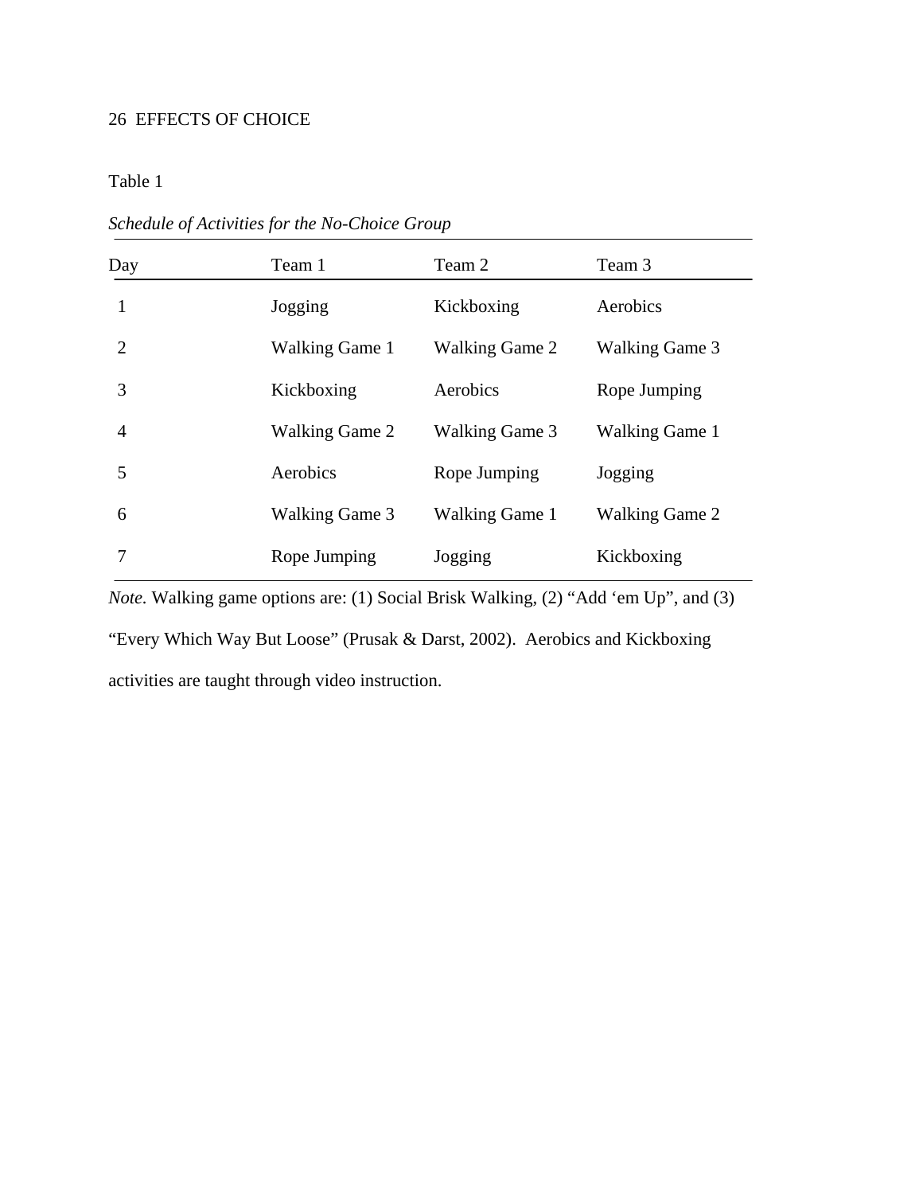Table 1

*Schedule of Activities for the No-Choice Group*

| Day | Team 1 | Team 2 | Team 3 |
|---|---|---|---|
| 1 | Jogging | Kickboxing | Aerobics |
| 2 | Walking Game 1 | Walking Game 2 | Walking Game 3 |
| 3 | Kickboxing | Aerobics | Rope Jumping |
| 4 | Walking Game 2 | Walking Game 3 | Walking Game 1 |
| 5 | Aerobics | Rope Jumping | Jogging |
| 6 | Walking Game 3 | Walking Game 1 | Walking Game 2 |
| 7 | Rope Jumping | Jogging | Kickboxing |

*Note.* Walking game options are: (1) Social Brisk Walking, (2) "Add 'em Up", and (3) "Every Which Way But Loose" (Prusak & Darst, 2002). Aerobics and Kickboxing activities are taught through video instruction.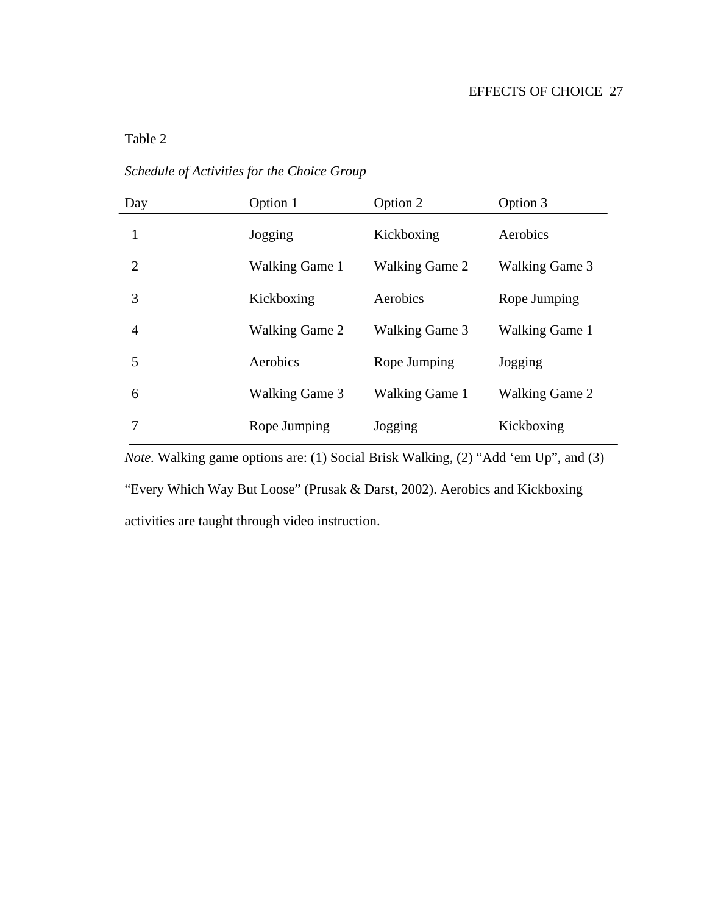Table 2

*Schedule of Activities for the Choice Group*

| Day | Option 1 | Option 2 | Option 3 |
|---|---|---|---|
| 1 | Jogging | Kickboxing | Aerobics |
| 2 | Walking Game 1 | Walking Game 2 | Walking Game 3 |
| 3 | Kickboxing | Aerobics | Rope Jumping |
| 4 | Walking Game 2 | Walking Game 3 | Walking Game 1 |
| 5 | Aerobics | Rope Jumping | Jogging |
| 6 | Walking Game 3 | Walking Game 1 | Walking Game 2 |
| 7 | Rope Jumping | Jogging | Kickboxing |

*Note.* Walking game options are: (1) Social Brisk Walking, (2) "Add 'em Up", and (3) "Every Which Way But Loose" (Prusak & Darst, 2002). Aerobics and Kickboxing activities are taught through video instruction.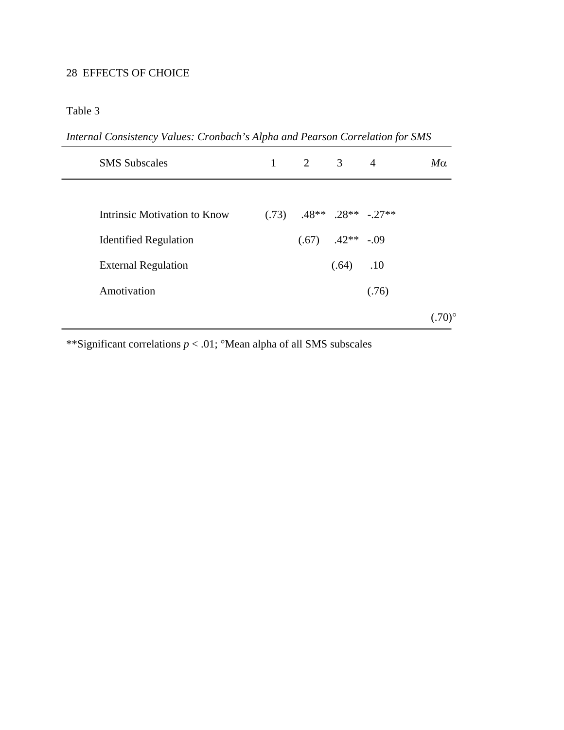Table 3

*Internal Consistency Values: Cronbach's Alpha and Pearson Correlation for SMS*

| SMS Subscales | 1 | 2 | 3 | 4 | *M*α |
|---|---|---|---|---|---|
| Intrinsic Motivation to Know | (.73) | .48** | .28** | -.27** | |
| Identified Regulation | | (.67) | .42** | -.09 | |
| External Regulation | | | (.64) | .10 | |
| Amotivation | | | | (.76) | |
| | | | | | (.70)° |

**Significant correlations $p < .01$; °Mean alpha of all SMS subscales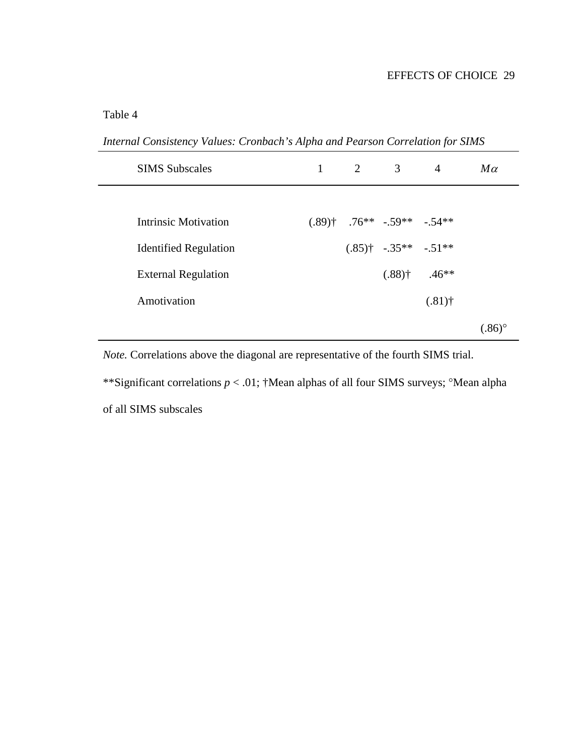Table 4

*Internal Consistency Values: Cronbach's Alpha and Pearson Correlation for SIMS*

| SIMS Subscales | 1 | 2 | 3 | 4 | $M\alpha$ |
|---|---|---|---|---|---|
| Intrinsic Motivation | (.89)† | .76** | -.59** | -.54** | |
| Identified Regulation | | (.85)† | -.35** | -.51** | |
| External Regulation | | | (.88)† | .46** | |
| Amotivation | | | | (.81)† | |
| | | | | | (.86)° |

*Note.* Correlations above the diagonal are representative of the fourth SIMS trial.

**Significant correlations $p < .01$; †Mean alphas of all four SIMS surveys; °Mean alpha of all SIMS subscales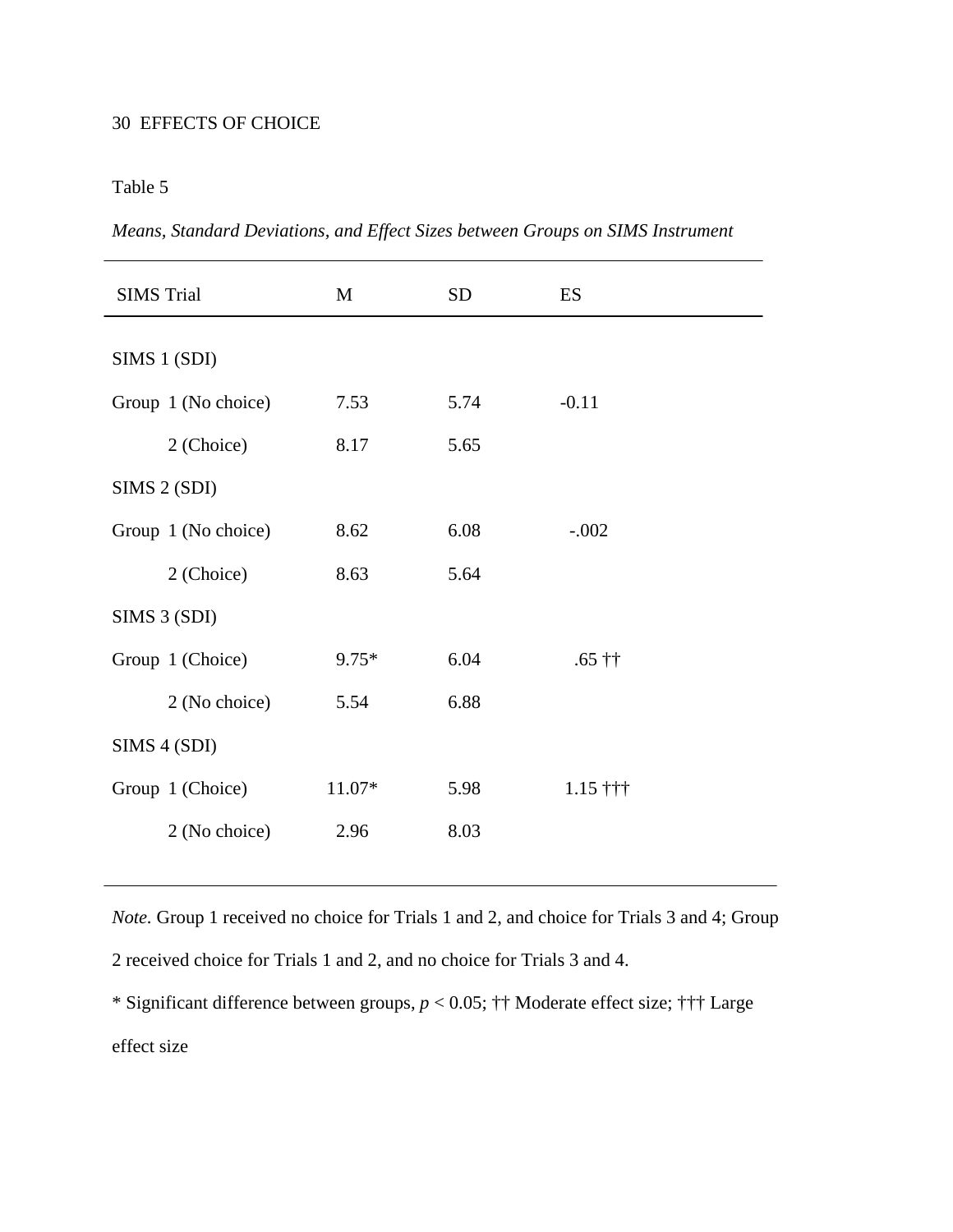Table 5

*Means, Standard Deviations, and Effect Sizes between Groups on SIMS Instrument*

| SIMS Trial | M | SD | ES |
| --- | --- | --- | --- |
| SIMS 1 (SDI) | | | |
| Group 1 (No choice) | 7.53 | 5.74 | -0.11 |
| 2 (Choice) | 8.17 | 5.65 | |
| SIMS 2 (SDI) | | | |
| Group 1 (No choice) | 8.62 | 6.08 | -.002 |
| 2 (Choice) | 8.63 | 5.64 | |
| SIMS 3 (SDI) | | | |
| Group 1 (Choice) | 9.75* | 6.04 | .65 †† |
| 2 (No choice) | 5.54 | 6.88 | |
| SIMS 4 (SDI) | | | |
| Group 1 (Choice) | 11.07* | 5.98 | 1.15 ††† |
| 2 (No choice) | 2.96 | 8.03 | |

*Note.* Group 1 received no choice for Trials 1 and 2, and choice for Trials 3 and 4; Group 2 received choice for Trials 1 and 2, and no choice for Trials 3 and 4.

* Significant difference between groups, $p < 0.05$; †† Moderate effect size; ††† Large effect size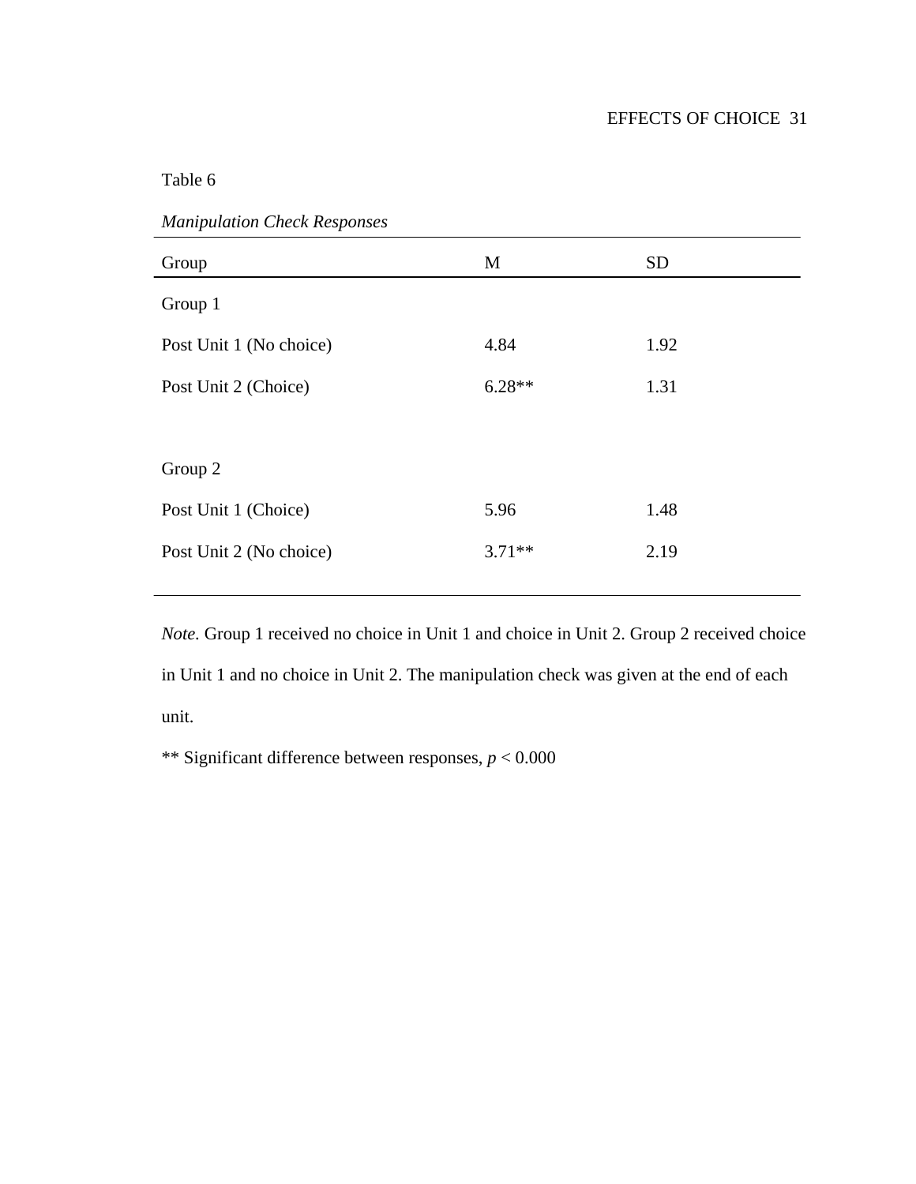Table 6

*Manipulation Check Responses*

| Group | M | SD |
|---|---|---|
| Group 1 | | |
| Post Unit 1 (No choice) | 4.84 | 1.92 |
| Post Unit 2 (Choice) | 6.28** | 1.31 |
| | | |
| Group 2 | | |
| Post Unit 1 (Choice) | 5.96 | 1.48 |
| Post Unit 2 (No choice) | 3.71** | 2.19 |

*Note.* Group 1 received no choice in Unit 1 and choice in Unit 2. Group 2 received choice in Unit 1 and no choice in Unit 2. The manipulation check was given at the end of each unit.

** Significant difference between responses, $p < 0.000$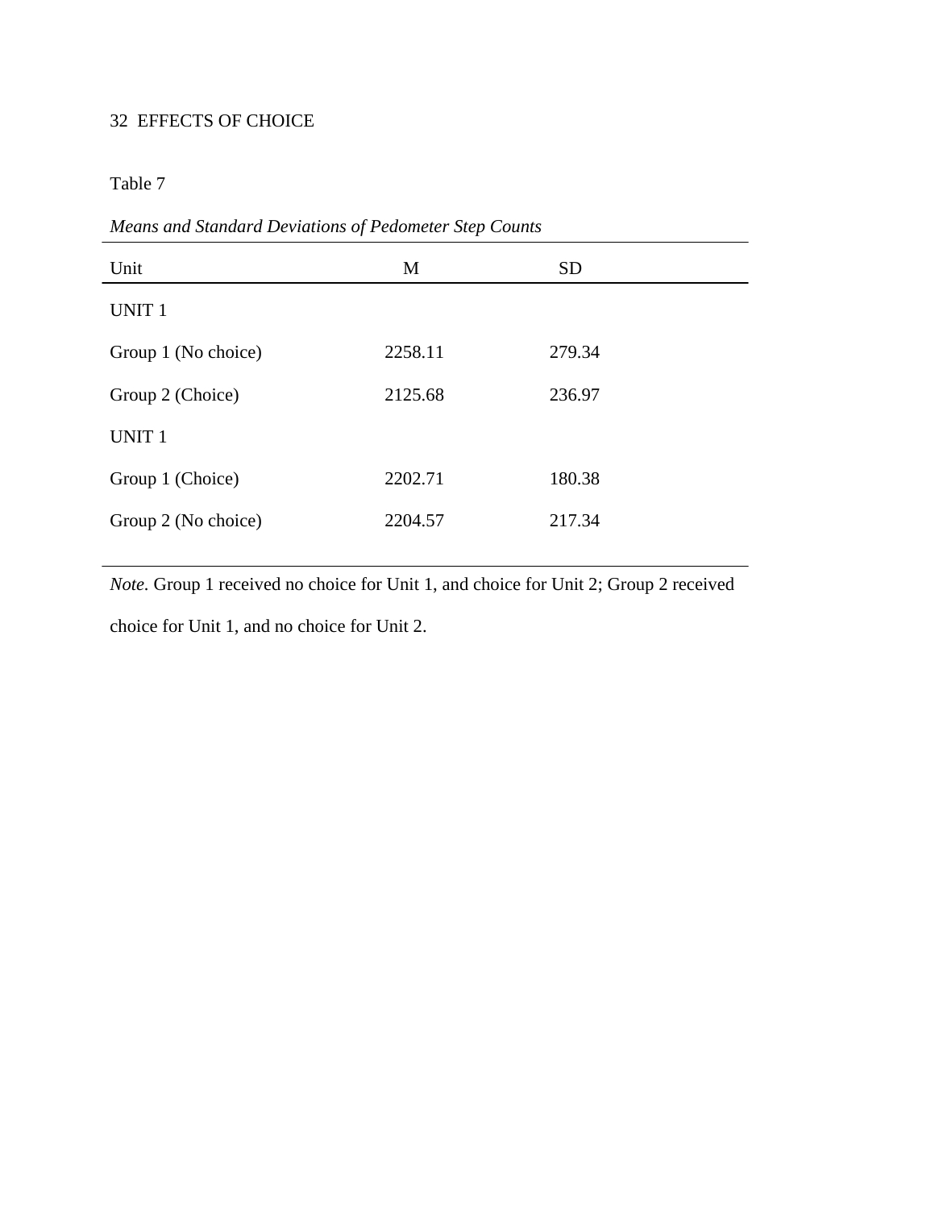Table 7

*Means and Standard Deviations of Pedometer Step Counts*

| Unit | M | SD |
|---|---|---|
| UNIT 1 | | |
| Group 1 (No choice) | 2258.11 | 279.34 |
| Group 2 (Choice) | 2125.68 | 236.97 |
| UNIT 1 | | |
| Group 1 (Choice) | 2202.71 | 180.38 |
| Group 2 (No choice) | 2204.57 | 217.34 |

*Note*. Group 1 received no choice for Unit 1, and choice for Unit 2; Group 2 received choice for Unit 1, and no choice for Unit 2.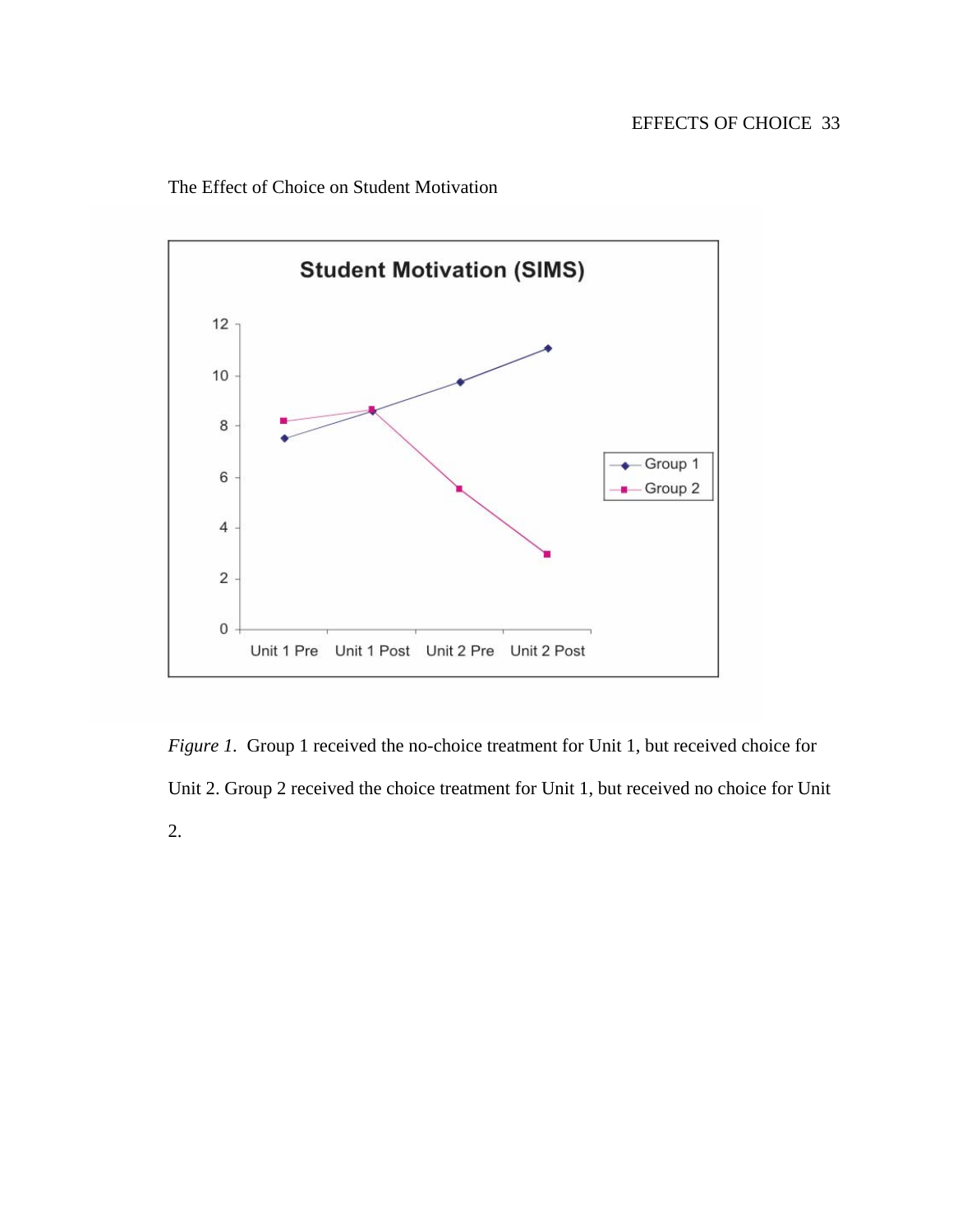The Effect of Choice on Student Motivation

Student Motivation (SIMS)

12
10
8
6
4
2
0

Unit 1 Pre
Unit 1 Post
Unit 2 Pre
Unit 2 Post

Group 1
Group 2

*Figure 1.* Group 1 received the no-choice treatment for Unit 1, but received choice for Unit 2. Group 2 received the choice treatment for Unit 1, but received no choice for Unit 2.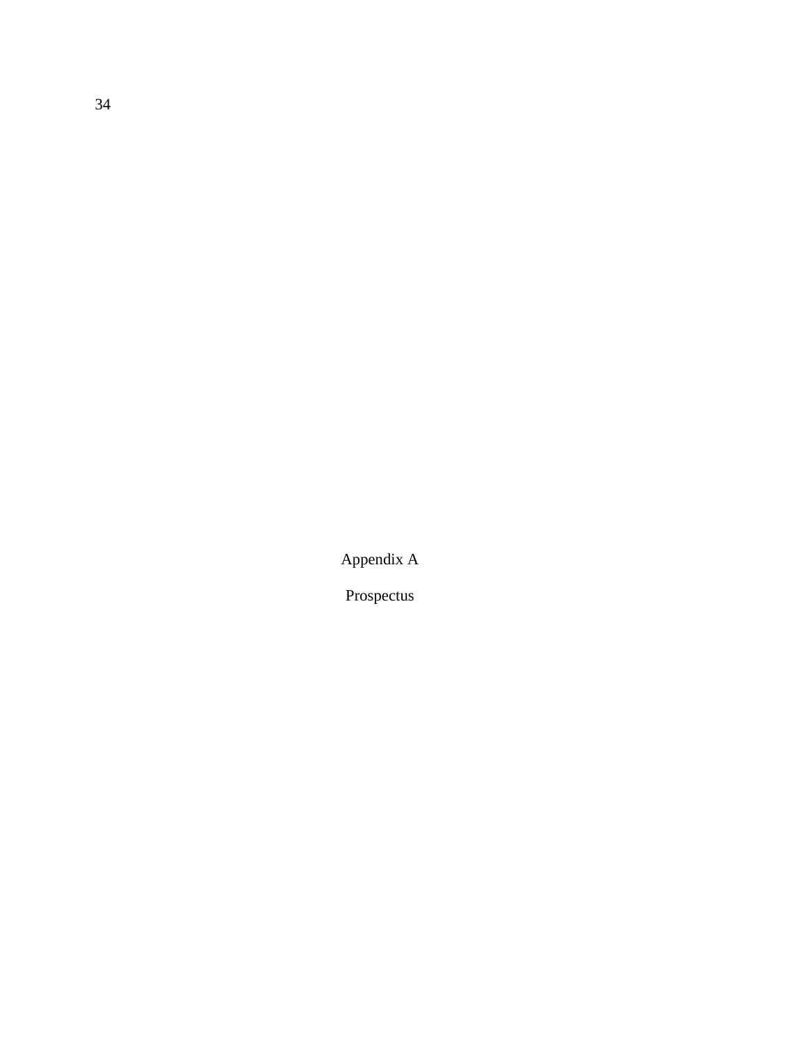# Appendix A

## Prospectus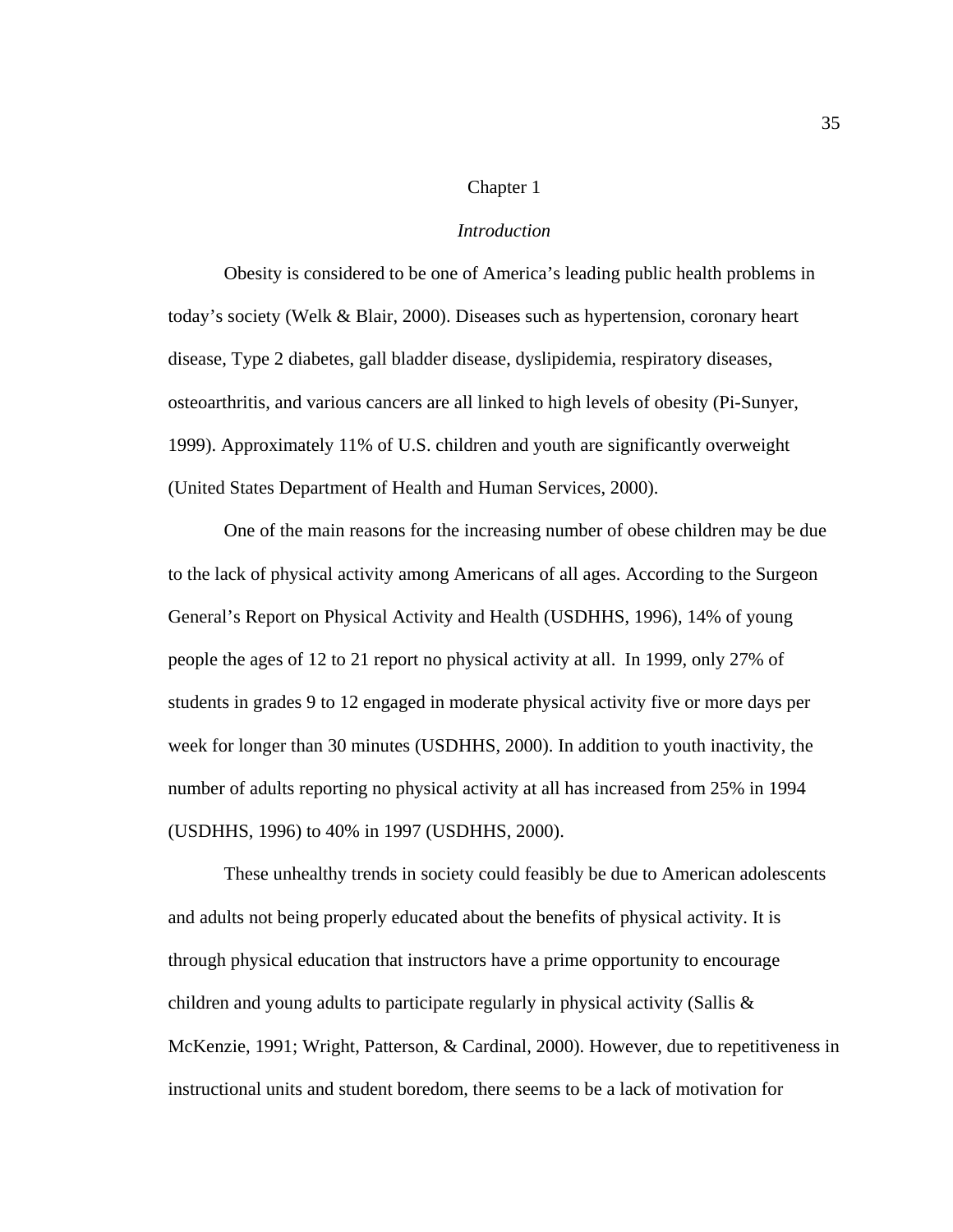# Chapter 1

## *Introduction*

Obesity is considered to be one of America's leading public health problems in today's society (Welk & Blair, 2000). Diseases such as hypertension, coronary heart disease, Type 2 diabetes, gall bladder disease, dyslipidemia, respiratory diseases, osteoarthritis, and various cancers are all linked to high levels of obesity (Pi-Sunyer, 1999). Approximately 11% of U.S. children and youth are significantly overweight (United States Department of Health and Human Services, 2000).

One of the main reasons for the increasing number of obese children may be due to the lack of physical activity among Americans of all ages. According to the Surgeon General's Report on Physical Activity and Health (USDHHS, 1996), 14% of young people the ages of 12 to 21 report no physical activity at all. In 1999, only 27% of students in grades 9 to 12 engaged in moderate physical activity five or more days per week for longer than 30 minutes (USDHHS, 2000). In addition to youth inactivity, the number of adults reporting no physical activity at all has increased from 25% in 1994 (USDHHS, 1996) to 40% in 1997 (USDHHS, 2000).

These unhealthy trends in society could feasibly be due to American adolescents and adults not being properly educated about the benefits of physical activity. It is through physical education that instructors have a prime opportunity to encourage children and young adults to participate regularly in physical activity (Sallis & McKenzie, 1991; Wright, Patterson, & Cardinal, 2000). However, due to repetitiveness in instructional units and student boredom, there seems to be a lack of motivation for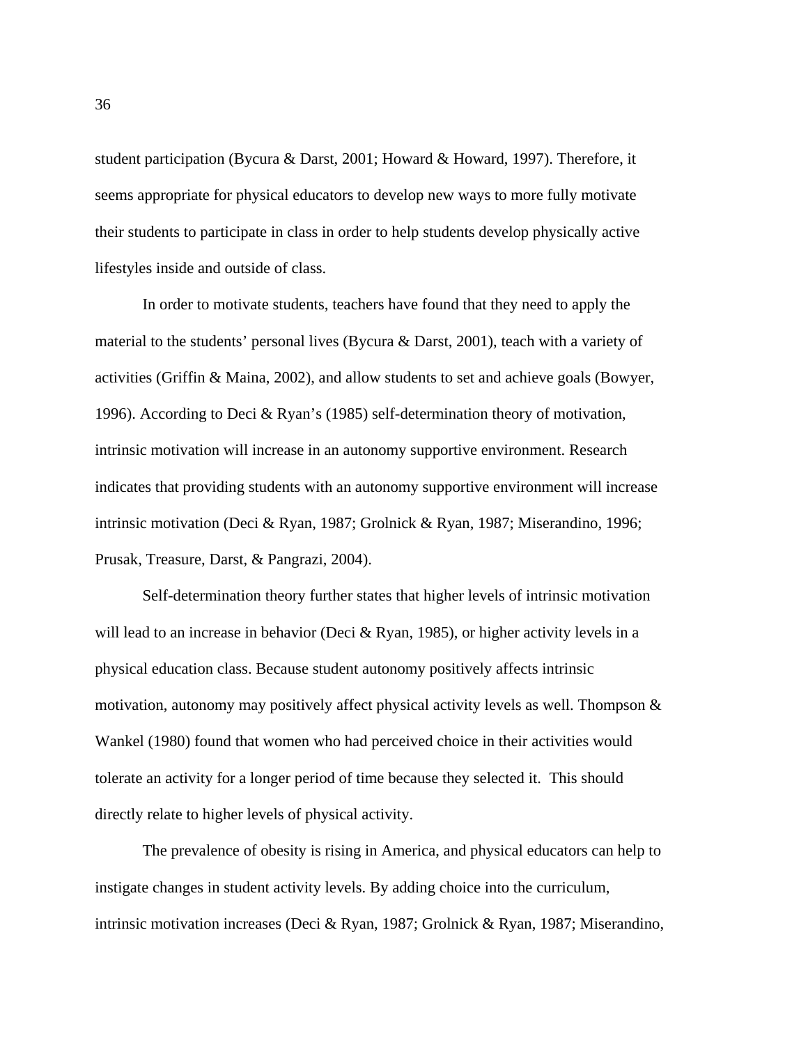student participation (Bycura & Darst, 2001; Howard & Howard, 1997). Therefore, it seems appropriate for physical educators to develop new ways to more fully motivate their students to participate in class in order to help students develop physically active lifestyles inside and outside of class.

In order to motivate students, teachers have found that they need to apply the material to the students' personal lives (Bycura & Darst, 2001), teach with a variety of activities (Griffin & Maina, 2002), and allow students to set and achieve goals (Bowyer, 1996). According to Deci & Ryan's (1985) self-determination theory of motivation, intrinsic motivation will increase in an autonomy supportive environment. Research indicates that providing students with an autonomy supportive environment will increase intrinsic motivation (Deci & Ryan, 1987; Grolnick & Ryan, 1987; Miserandino, 1996; Prusak, Treasure, Darst, & Pangrazi, 2004).

Self-determination theory further states that higher levels of intrinsic motivation will lead to an increase in behavior (Deci & Ryan, 1985), or higher activity levels in a physical education class. Because student autonomy positively affects intrinsic motivation, autonomy may positively affect physical activity levels as well. Thompson & Wankel (1980) found that women who had perceived choice in their activities would tolerate an activity for a longer period of time because they selected it. This should directly relate to higher levels of physical activity.

The prevalence of obesity is rising in America, and physical educators can help to instigate changes in student activity levels. By adding choice into the curriculum, intrinsic motivation increases (Deci & Ryan, 1987; Grolnick & Ryan, 1987; Miserandino,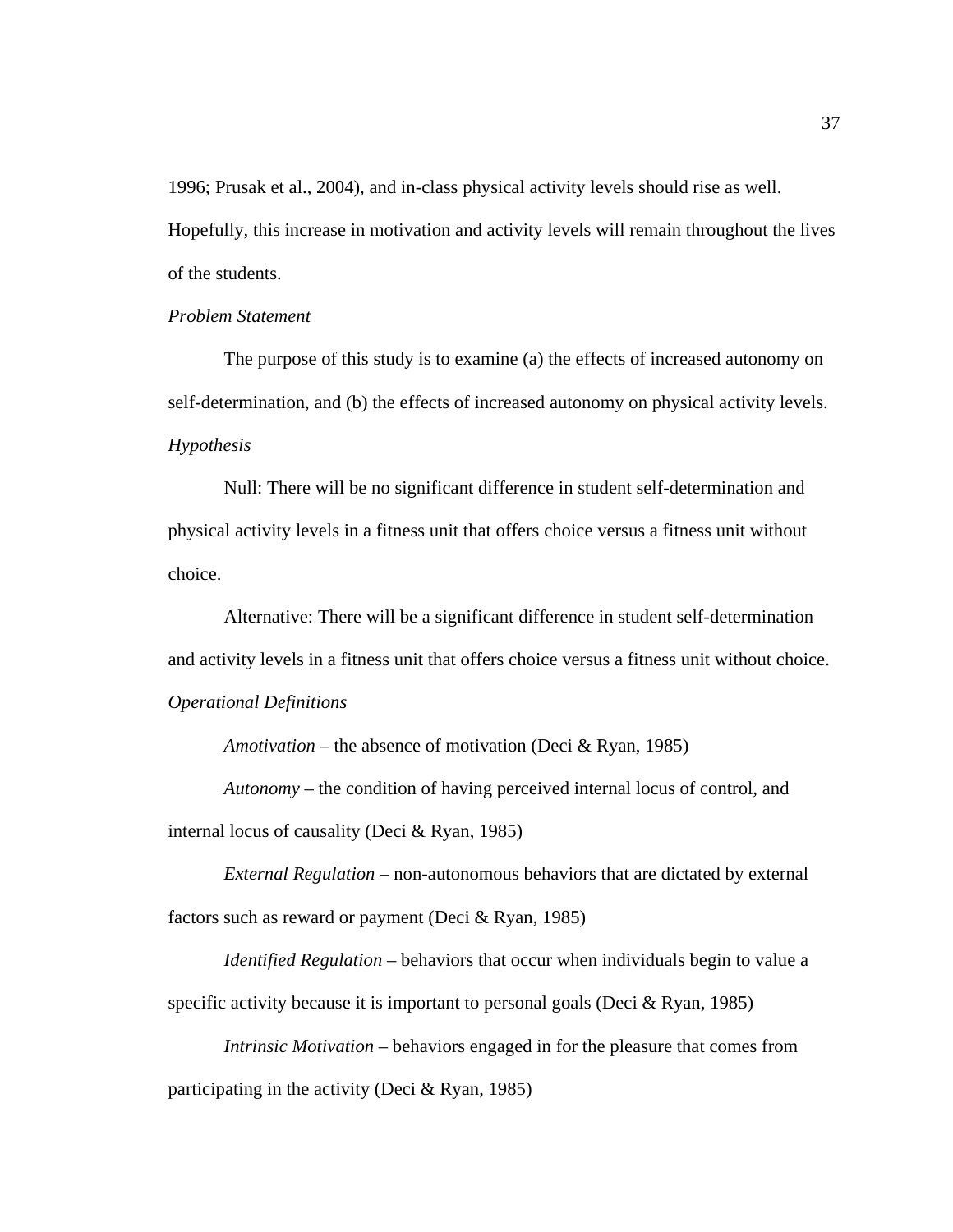1996; Prusak et al., 2004), and in-class physical activity levels should rise as well. Hopefully, this increase in motivation and activity levels will remain throughout the lives of the students.

### *Problem Statement*

The purpose of this study is to examine (a) the effects of increased autonomy on self-determination, and (b) the effects of increased autonomy on physical activity levels.

### *Hypothesis*

Null: There will be no significant difference in student self-determination and physical activity levels in a fitness unit that offers choice versus a fitness unit without choice.

Alternative: There will be a significant difference in student self-determination and activity levels in a fitness unit that offers choice versus a fitness unit without choice.

### *Operational Definitions*

*Amotivation* – the absence of motivation (Deci & Ryan, 1985)

*Autonomy* – the condition of having perceived internal locus of control, and internal locus of causality (Deci & Ryan, 1985)

*External Regulation* – non-autonomous behaviors that are dictated by external factors such as reward or payment (Deci & Ryan, 1985)

*Identified Regulation* – behaviors that occur when individuals begin to value a specific activity because it is important to personal goals (Deci & Ryan, 1985)

*Intrinsic Motivation* – behaviors engaged in for the pleasure that comes from participating in the activity (Deci & Ryan, 1985)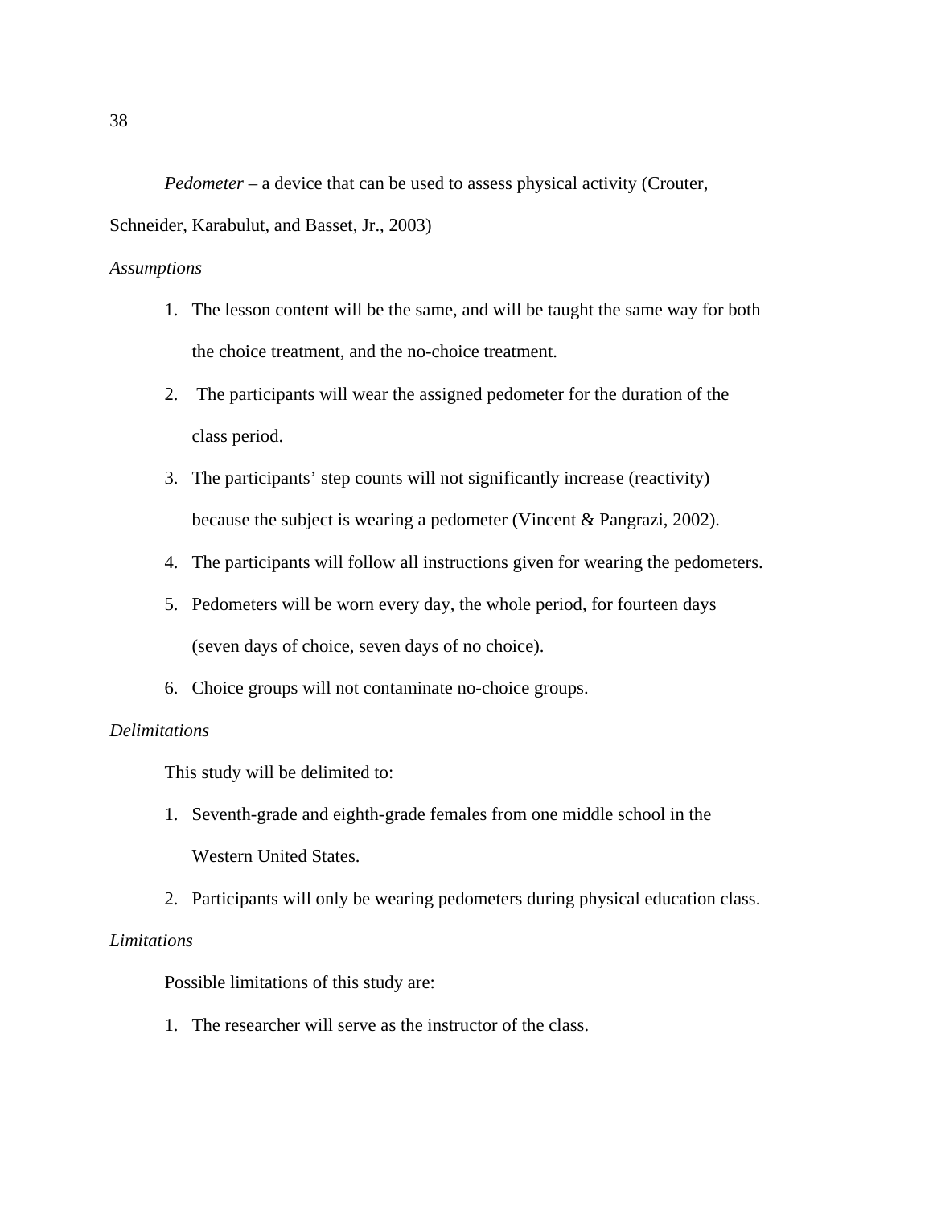*Pedometer* – a device that can be used to assess physical activity (Crouter, Schneider, Karabulut, and Basset, Jr., 2003)

*Assumptions*

1. The lesson content will be the same, and will be taught the same way for both the choice treatment, and the no-choice treatment.
2. The participants will wear the assigned pedometer for the duration of the class period.
3. The participants' step counts will not significantly increase (reactivity) because the subject is wearing a pedometer (Vincent & Pangrazi, 2002).
4. The participants will follow all instructions given for wearing the pedometers.
5. Pedometers will be worn every day, the whole period, for fourteen days (seven days of choice, seven days of no choice).
6. Choice groups will not contaminate no-choice groups.

*Delimitations*

This study will be delimited to:

1. Seventh-grade and eighth-grade females from one middle school in the Western United States.
2. Participants will only be wearing pedometers during physical education class.

*Limitations*

Possible limitations of this study are:

1. The researcher will serve as the instructor of the class.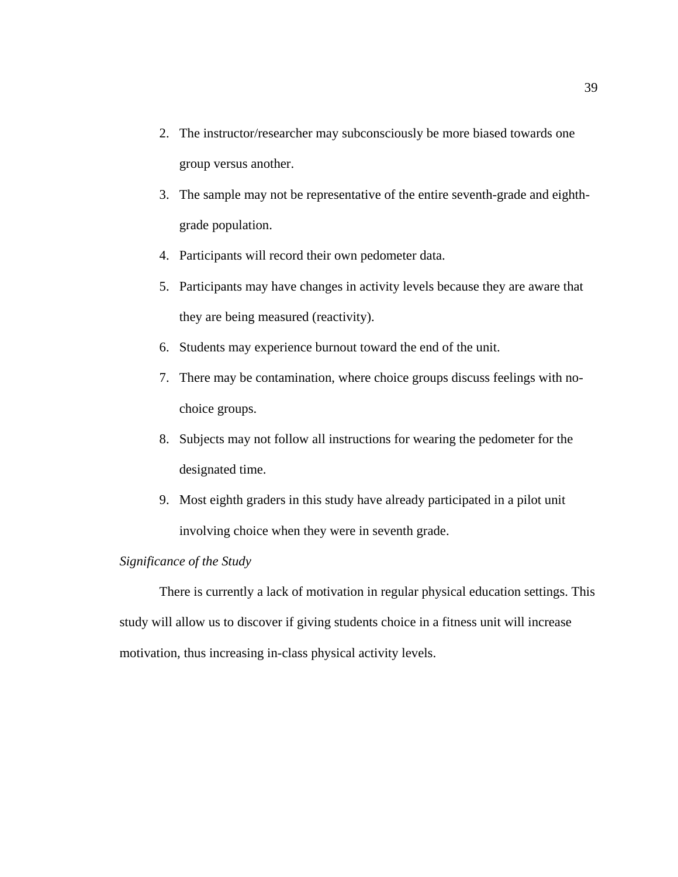2. The instructor/researcher may subconsciously be more biased towards one group versus another.
3. The sample may not be representative of the entire seventh-grade and eighth-grade population.
4. Participants will record their own pedometer data.
5. Participants may have changes in activity levels because they are aware that they are being measured (reactivity).
6. Students may experience burnout toward the end of the unit.
7. There may be contamination, where choice groups discuss feelings with no-choice groups.
8. Subjects may not follow all instructions for wearing the pedometer for the designated time.
9. Most eighth graders in this study have already participated in a pilot unit involving choice when they were in seventh grade.

*Significance of the Study*

There is currently a lack of motivation in regular physical education settings. This study will allow us to discover if giving students choice in a fitness unit will increase motivation, thus increasing in-class physical activity levels.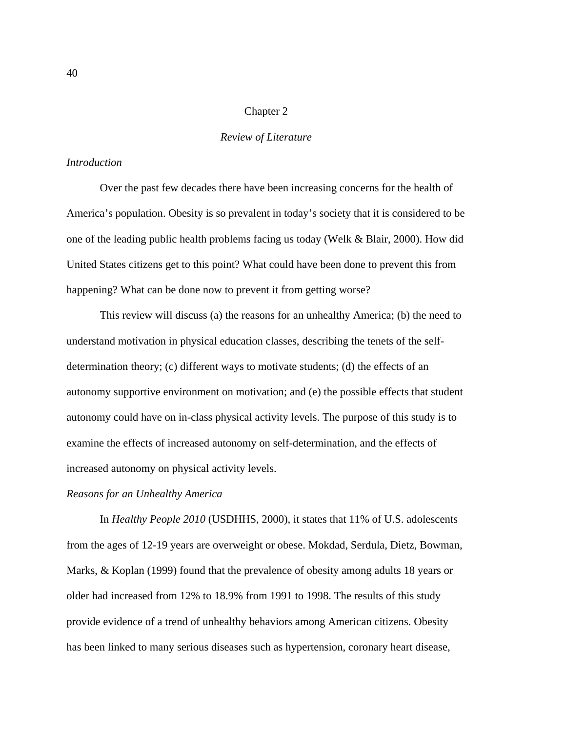# Chapter 2

## *Review of Literature*

### *Introduction*

Over the past few decades there have been increasing concerns for the health of America's population. Obesity is so prevalent in today's society that it is considered to be one of the leading public health problems facing us today (Welk & Blair, 2000). How did United States citizens get to this point? What could have been done to prevent this from happening? What can be done now to prevent it from getting worse?

This review will discuss (a) the reasons for an unhealthy America; (b) the need to understand motivation in physical education classes, describing the tenets of the self-determination theory; (c) different ways to motivate students; (d) the effects of an autonomy supportive environment on motivation; and (e) the possible effects that student autonomy could have on in-class physical activity levels. The purpose of this study is to examine the effects of increased autonomy on self-determination, and the effects of increased autonomy on physical activity levels.

### *Reasons for an Unhealthy America*

In *Healthy People 2010* (USDHHS, 2000), it states that 11% of U.S. adolescents from the ages of 12-19 years are overweight or obese. Mokdad, Serdula, Dietz, Bowman, Marks, & Koplan (1999) found that the prevalence of obesity among adults 18 years or older had increased from 12% to 18.9% from 1991 to 1998. The results of this study provide evidence of a trend of unhealthy behaviors among American citizens. Obesity has been linked to many serious diseases such as hypertension, coronary heart disease,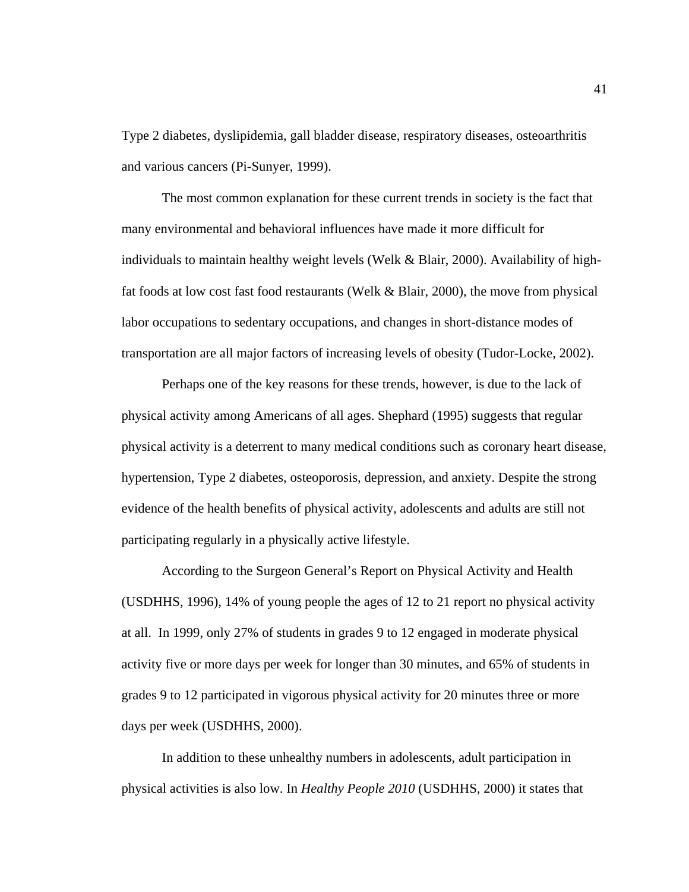Type 2 diabetes, dyslipidemia, gall bladder disease, respiratory diseases, osteoarthritis and various cancers (Pi-Sunyer, 1999).

The most common explanation for these current trends in society is the fact that many environmental and behavioral influences have made it more difficult for individuals to maintain healthy weight levels (Welk & Blair, 2000). Availability of high-fat foods at low cost fast food restaurants (Welk & Blair, 2000), the move from physical labor occupations to sedentary occupations, and changes in short-distance modes of transportation are all major factors of increasing levels of obesity (Tudor-Locke, 2002).

Perhaps one of the key reasons for these trends, however, is due to the lack of physical activity among Americans of all ages. Shephard (1995) suggests that regular physical activity is a deterrent to many medical conditions such as coronary heart disease, hypertension, Type 2 diabetes, osteoporosis, depression, and anxiety. Despite the strong evidence of the health benefits of physical activity, adolescents and adults are still not participating regularly in a physically active lifestyle.

According to the Surgeon General's Report on Physical Activity and Health (USDHHS, 1996), 14% of young people the ages of 12 to 21 report no physical activity at all. In 1999, only 27% of students in grades 9 to 12 engaged in moderate physical activity five or more days per week for longer than 30 minutes, and 65% of students in grades 9 to 12 participated in vigorous physical activity for 20 minutes three or more days per week (USDHHS, 2000).

In addition to these unhealthy numbers in adolescents, adult participation in physical activities is also low. In *Healthy People 2010* (USDHHS, 2000) it states that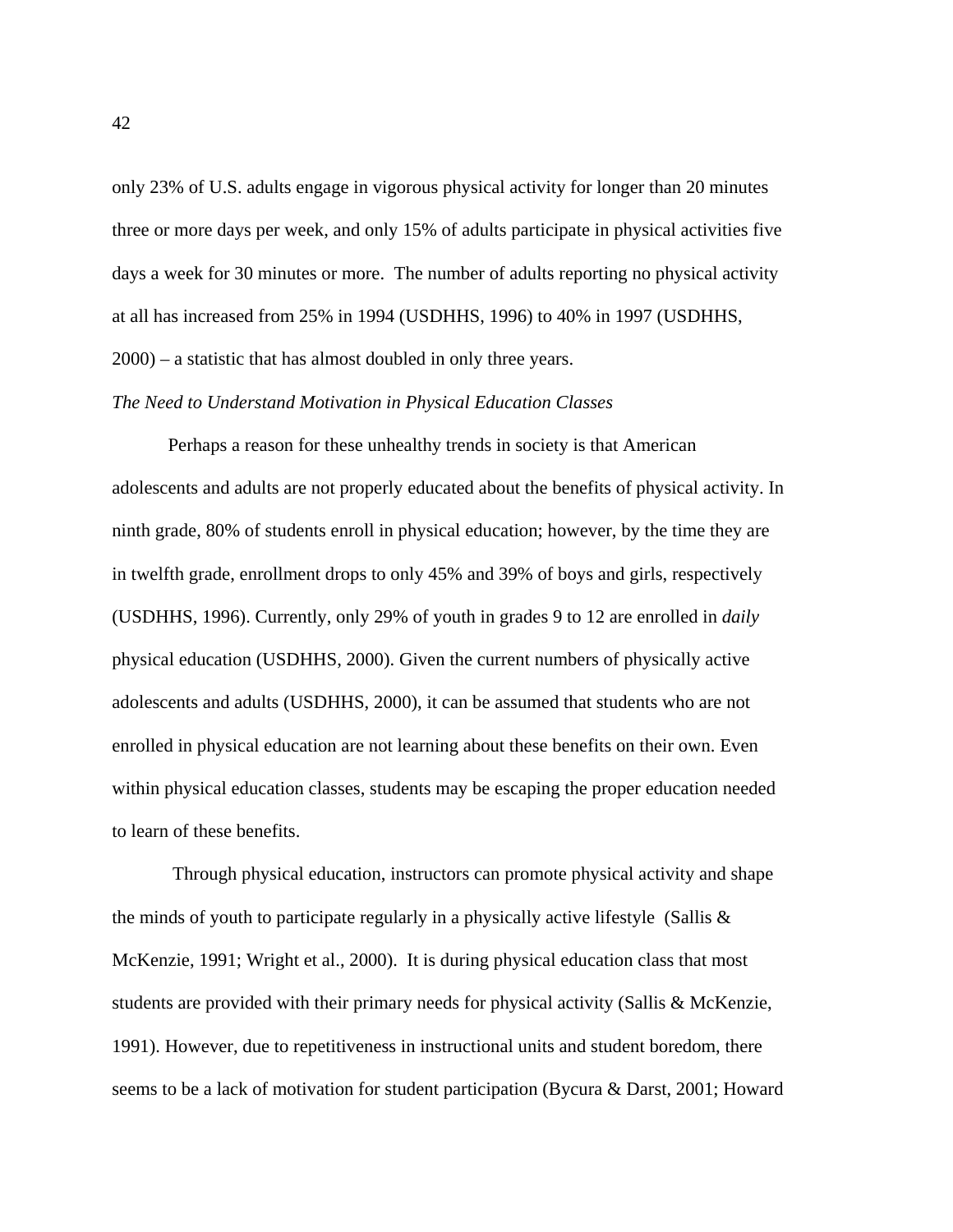only 23% of U.S. adults engage in vigorous physical activity for longer than 20 minutes three or more days per week, and only 15% of adults participate in physical activities five days a week for 30 minutes or more. The number of adults reporting no physical activity at all has increased from 25% in 1994 (USDHHS, 1996) to 40% in 1997 (USDHHS, 2000) – a statistic that has almost doubled in only three years.

*The Need to Understand Motivation in Physical Education Classes*

Perhaps a reason for these unhealthy trends in society is that American adolescents and adults are not properly educated about the benefits of physical activity. In ninth grade, 80% of students enroll in physical education; however, by the time they are in twelfth grade, enrollment drops to only 45% and 39% of boys and girls, respectively (USDHHS, 1996). Currently, only 29% of youth in grades 9 to 12 are enrolled in *daily* physical education (USDHHS, 2000). Given the current numbers of physically active adolescents and adults (USDHHS, 2000), it can be assumed that students who are not enrolled in physical education are not learning about these benefits on their own. Even within physical education classes, students may be escaping the proper education needed to learn of these benefits.

Through physical education, instructors can promote physical activity and shape the minds of youth to participate regularly in a physically active lifestyle (Sallis & McKenzie, 1991; Wright et al., 2000). It is during physical education class that most students are provided with their primary needs for physical activity (Sallis & McKenzie, 1991). However, due to repetitiveness in instructional units and student boredom, there seems to be a lack of motivation for student participation (Bycura & Darst, 2001; Howard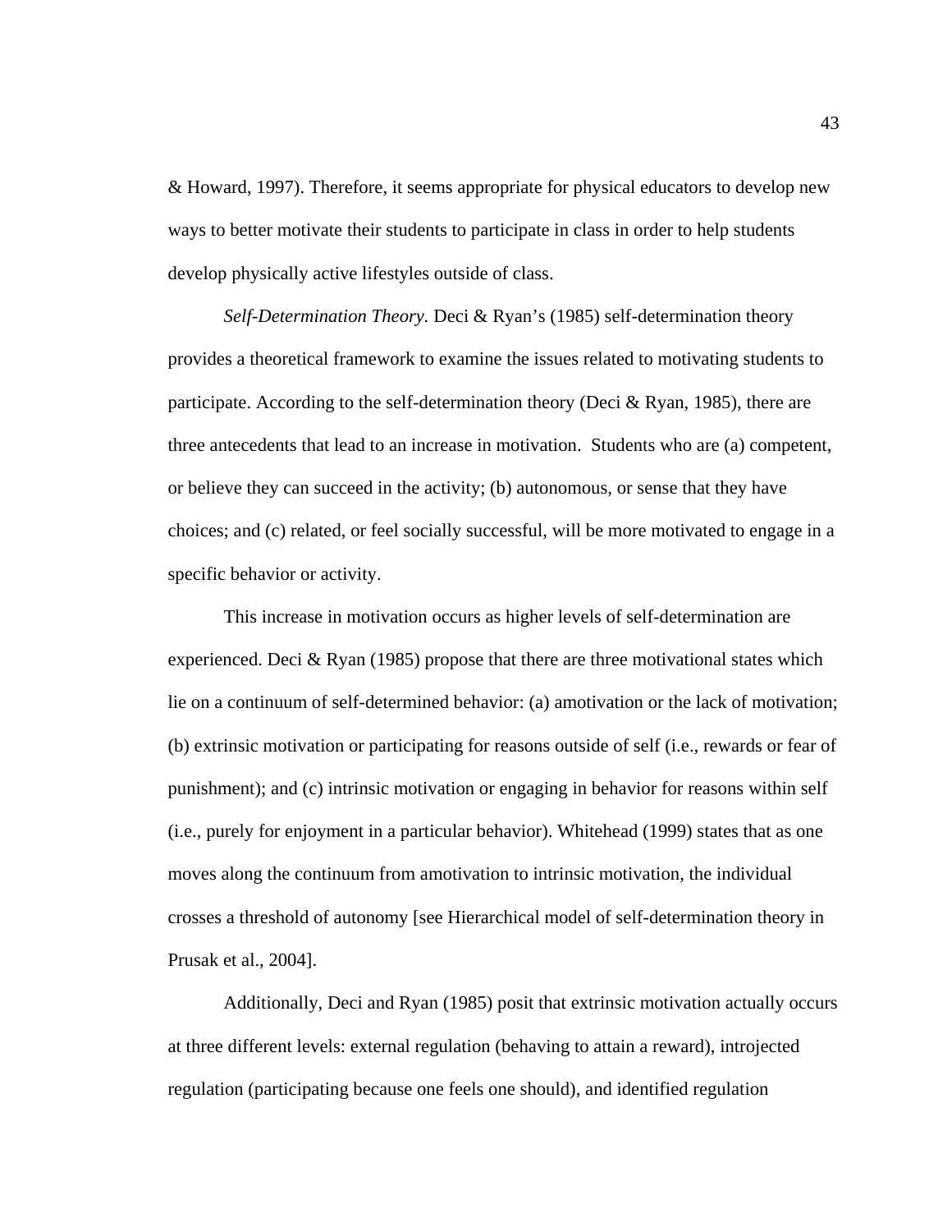& Howard, 1997). Therefore, it seems appropriate for physical educators to develop new ways to better motivate their students to participate in class in order to help students develop physically active lifestyles outside of class.

*Self-Determination Theory.* Deci & Ryan's (1985) self-determination theory provides a theoretical framework to examine the issues related to motivating students to participate. According to the self-determination theory (Deci & Ryan, 1985), there are three antecedents that lead to an increase in motivation. Students who are (a) competent, or believe they can succeed in the activity; (b) autonomous, or sense that they have choices; and (c) related, or feel socially successful, will be more motivated to engage in a specific behavior or activity.

This increase in motivation occurs as higher levels of self-determination are experienced. Deci & Ryan (1985) propose that there are three motivational states which lie on a continuum of self-determined behavior: (a) amotivation or the lack of motivation; (b) extrinsic motivation or participating for reasons outside of self (i.e., rewards or fear of punishment); and (c) intrinsic motivation or engaging in behavior for reasons within self (i.e., purely for enjoyment in a particular behavior). Whitehead (1999) states that as one moves along the continuum from amotivation to intrinsic motivation, the individual crosses a threshold of autonomy [see Hierarchical model of self-determination theory in Prusak et al., 2004].

Additionally, Deci and Ryan (1985) posit that extrinsic motivation actually occurs at three different levels: external regulation (behaving to attain a reward), introjected regulation (participating because one feels one should), and identified regulation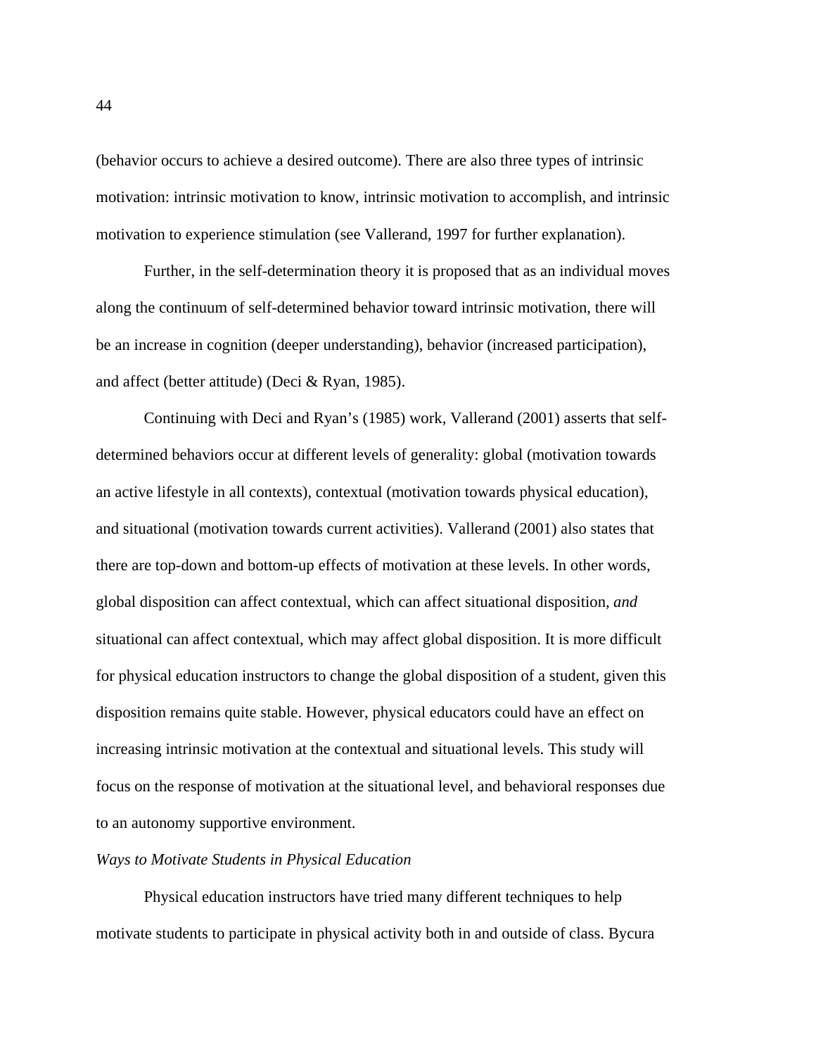(behavior occurs to achieve a desired outcome). There are also three types of intrinsic motivation: intrinsic motivation to know, intrinsic motivation to accomplish, and intrinsic motivation to experience stimulation (see Vallerand, 1997 for further explanation).

Further, in the self-determination theory it is proposed that as an individual moves along the continuum of self-determined behavior toward intrinsic motivation, there will be an increase in cognition (deeper understanding), behavior (increased participation), and affect (better attitude) (Deci & Ryan, 1985).

Continuing with Deci and Ryan's (1985) work, Vallerand (2001) asserts that self-determined behaviors occur at different levels of generality: global (motivation towards an active lifestyle in all contexts), contextual (motivation towards physical education), and situational (motivation towards current activities). Vallerand (2001) also states that there are top-down and bottom-up effects of motivation at these levels. In other words, global disposition can affect contextual, which can affect situational disposition, *and* situational can affect contextual, which may affect global disposition. It is more difficult for physical education instructors to change the global disposition of a student, given this disposition remains quite stable. However, physical educators could have an effect on increasing intrinsic motivation at the contextual and situational levels. This study will focus on the response of motivation at the situational level, and behavioral responses due to an autonomy supportive environment.

*Ways to Motivate Students in Physical Education*

Physical education instructors have tried many different techniques to help motivate students to participate in physical activity both in and outside of class. Bycura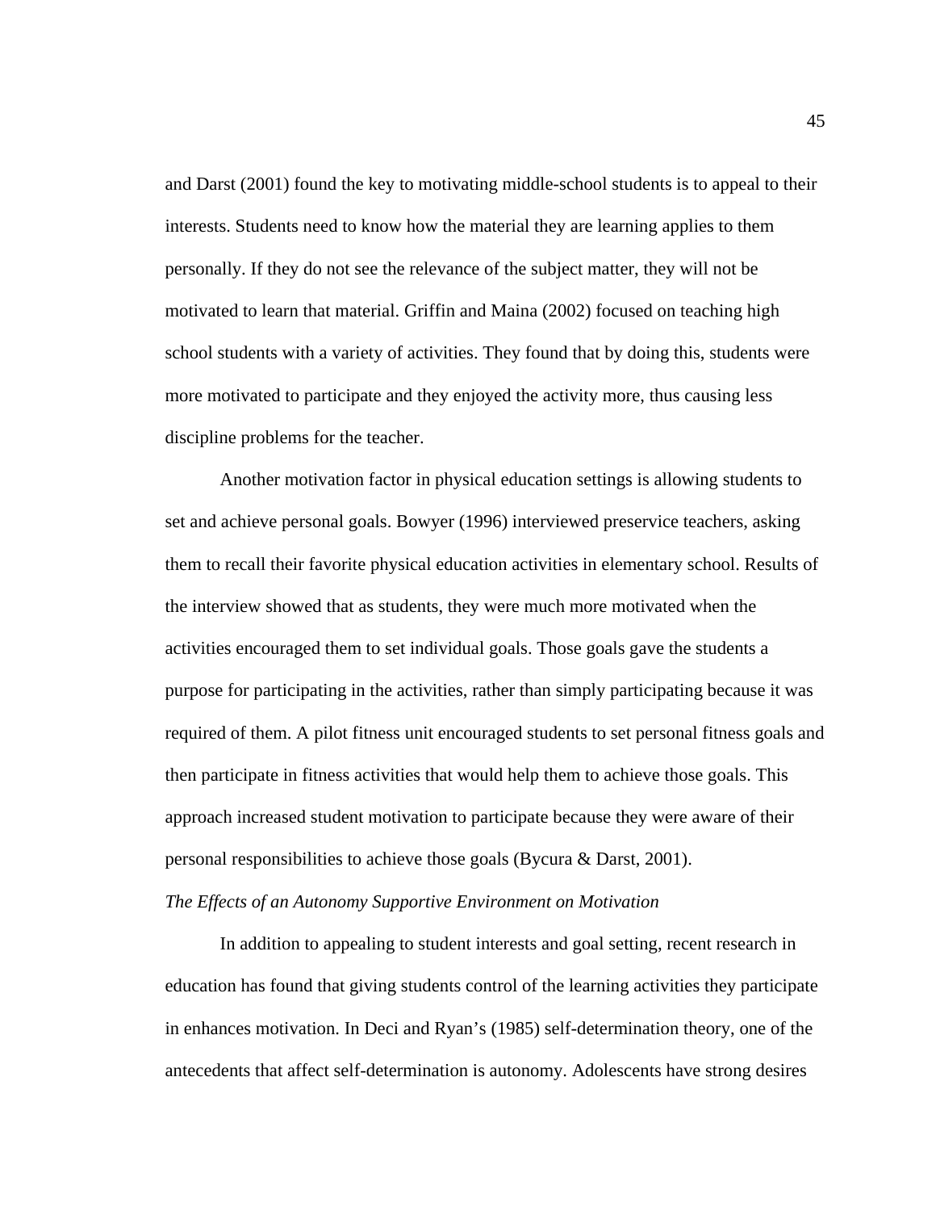and Darst (2001) found the key to motivating middle-school students is to appeal to their interests. Students need to know how the material they are learning applies to them personally. If they do not see the relevance of the subject matter, they will not be motivated to learn that material. Griffin and Maina (2002) focused on teaching high school students with a variety of activities. They found that by doing this, students were more motivated to participate and they enjoyed the activity more, thus causing less discipline problems for the teacher.

Another motivation factor in physical education settings is allowing students to set and achieve personal goals. Bowyer (1996) interviewed preservice teachers, asking them to recall their favorite physical education activities in elementary school. Results of the interview showed that as students, they were much more motivated when the activities encouraged them to set individual goals. Those goals gave the students a purpose for participating in the activities, rather than simply participating because it was required of them. A pilot fitness unit encouraged students to set personal fitness goals and then participate in fitness activities that would help them to achieve those goals. This approach increased student motivation to participate because they were aware of their personal responsibilities to achieve those goals (Bycura & Darst, 2001).

### *The Effects of an Autonomy Supportive Environment on Motivation*

In addition to appealing to student interests and goal setting, recent research in education has found that giving students control of the learning activities they participate in enhances motivation. In Deci and Ryan's (1985) self-determination theory, one of the antecedents that affect self-determination is autonomy. Adolescents have strong desires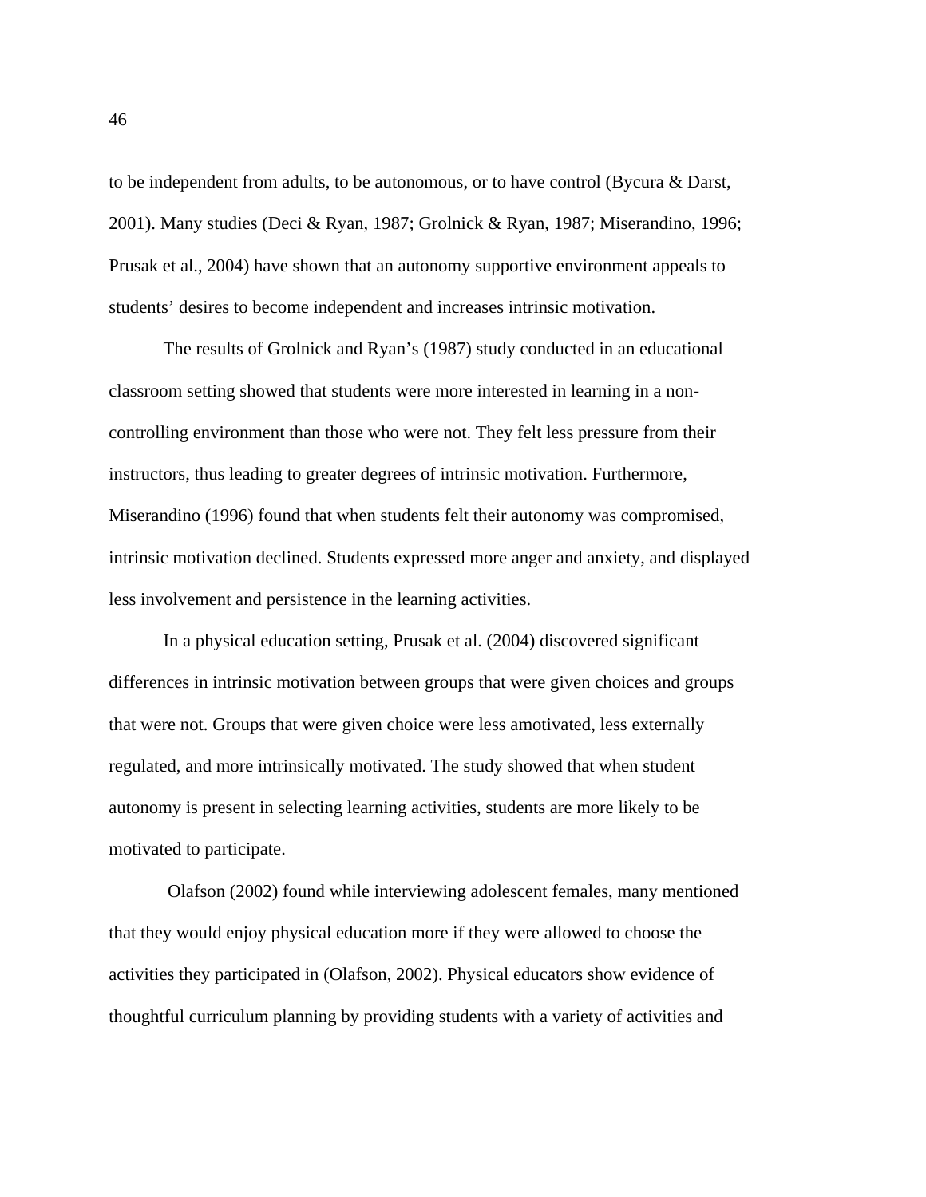to be independent from adults, to be autonomous, or to have control (Bycura & Darst, 2001). Many studies (Deci & Ryan, 1987; Grolnick & Ryan, 1987; Miserandino, 1996; Prusak et al., 2004) have shown that an autonomy supportive environment appeals to students' desires to become independent and increases intrinsic motivation.

The results of Grolnick and Ryan's (1987) study conducted in an educational classroom setting showed that students were more interested in learning in a non-controlling environment than those who were not. They felt less pressure from their instructors, thus leading to greater degrees of intrinsic motivation. Furthermore, Miserandino (1996) found that when students felt their autonomy was compromised, intrinsic motivation declined. Students expressed more anger and anxiety, and displayed less involvement and persistence in the learning activities.

In a physical education setting, Prusak et al. (2004) discovered significant differences in intrinsic motivation between groups that were given choices and groups that were not. Groups that were given choice were less amotivated, less externally regulated, and more intrinsically motivated. The study showed that when student autonomy is present in selecting learning activities, students are more likely to be motivated to participate.

Olafson (2002) found while interviewing adolescent females, many mentioned that they would enjoy physical education more if they were allowed to choose the activities they participated in (Olafson, 2002). Physical educators show evidence of thoughtful curriculum planning by providing students with a variety of activities and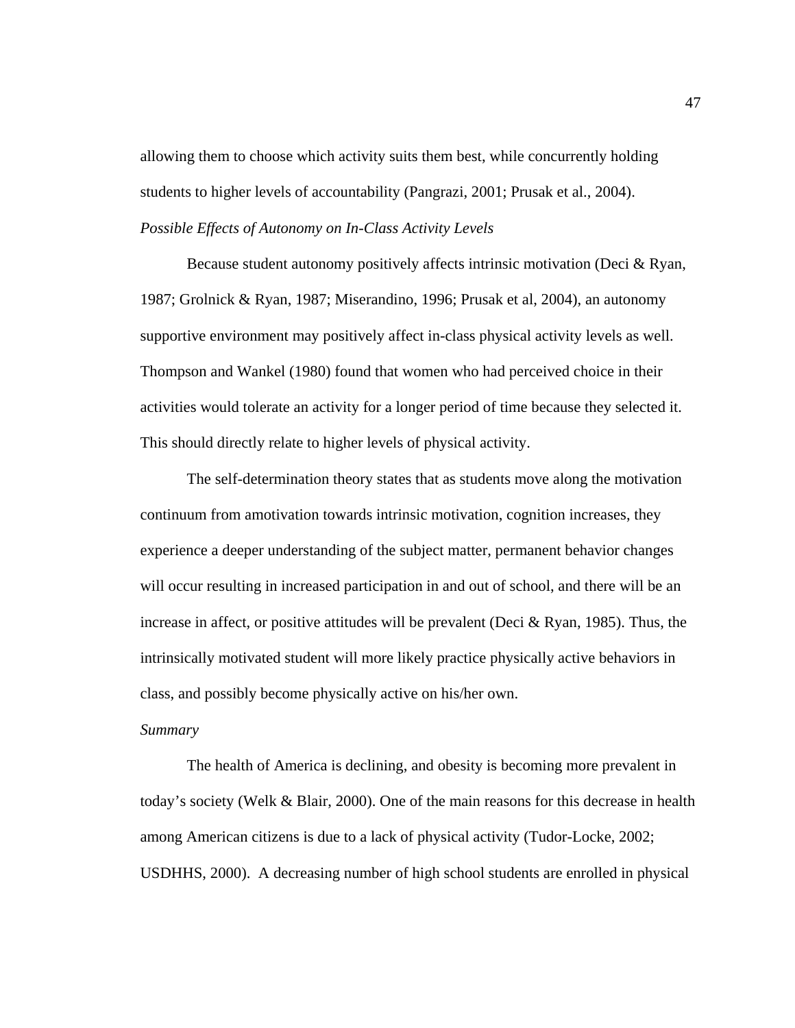allowing them to choose which activity suits them best, while concurrently holding students to higher levels of accountability (Pangrazi, 2001; Prusak et al., 2004).

*Possible Effects of Autonomy on In-Class Activity Levels*

Because student autonomy positively affects intrinsic motivation (Deci & Ryan, 1987; Grolnick & Ryan, 1987; Miserandino, 1996; Prusak et al, 2004), an autonomy supportive environment may positively affect in-class physical activity levels as well. Thompson and Wankel (1980) found that women who had perceived choice in their activities would tolerate an activity for a longer period of time because they selected it. This should directly relate to higher levels of physical activity.

The self-determination theory states that as students move along the motivation continuum from amotivation towards intrinsic motivation, cognition increases, they experience a deeper understanding of the subject matter, permanent behavior changes will occur resulting in increased participation in and out of school, and there will be an increase in affect, or positive attitudes will be prevalent (Deci & Ryan, 1985). Thus, the intrinsically motivated student will more likely practice physically active behaviors in class, and possibly become physically active on his/her own.

*Summary*

The health of America is declining, and obesity is becoming more prevalent in today's society (Welk & Blair, 2000). One of the main reasons for this decrease in health among American citizens is due to a lack of physical activity (Tudor-Locke, 2002; USDHHS, 2000). A decreasing number of high school students are enrolled in physical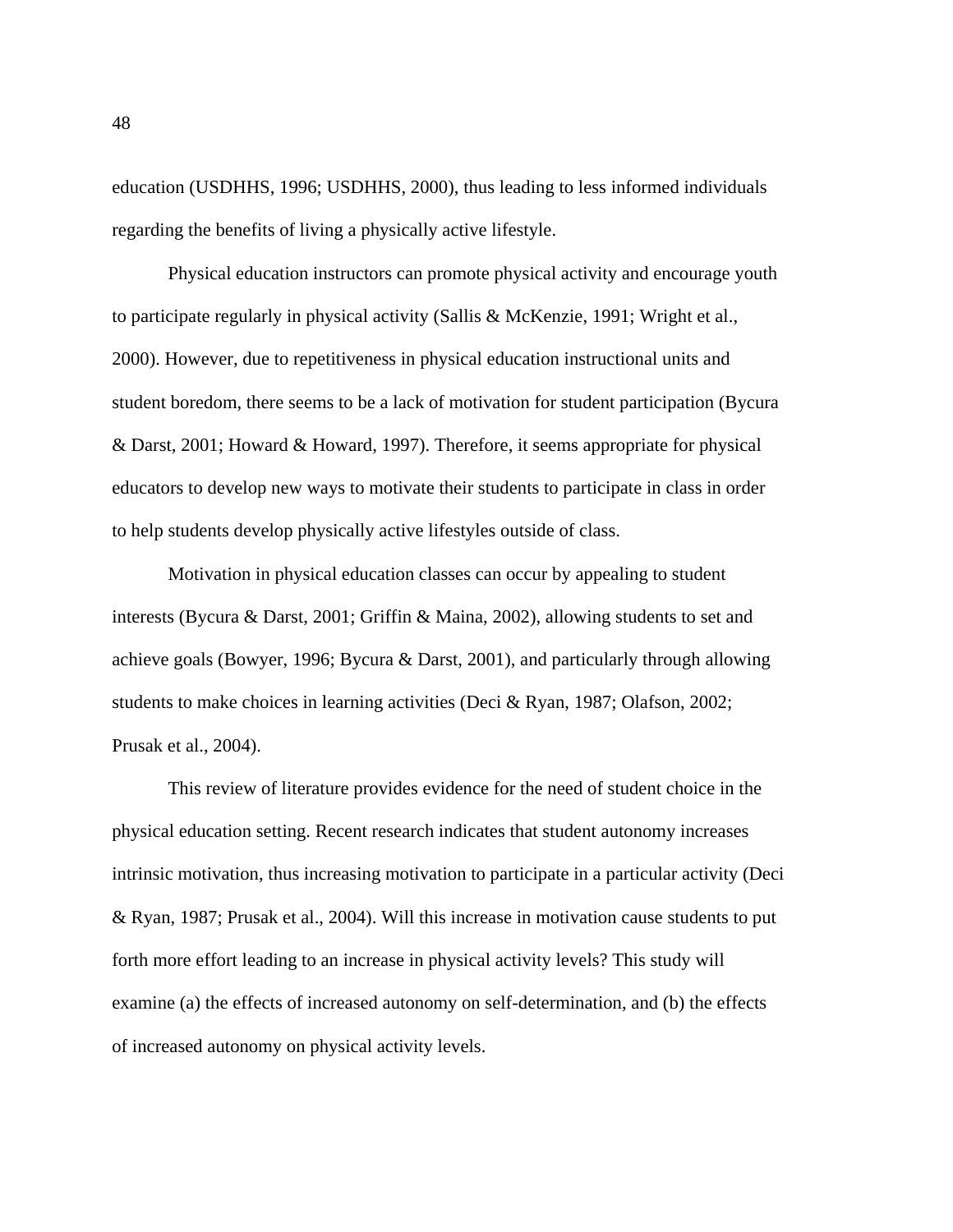education (USDHHS, 1996; USDHHS, 2000), thus leading to less informed individuals regarding the benefits of living a physically active lifestyle.

Physical education instructors can promote physical activity and encourage youth to participate regularly in physical activity (Sallis & McKenzie, 1991; Wright et al., 2000). However, due to repetitiveness in physical education instructional units and student boredom, there seems to be a lack of motivation for student participation (Bycura & Darst, 2001; Howard & Howard, 1997). Therefore, it seems appropriate for physical educators to develop new ways to motivate their students to participate in class in order to help students develop physically active lifestyles outside of class.

Motivation in physical education classes can occur by appealing to student interests (Bycura & Darst, 2001; Griffin & Maina, 2002), allowing students to set and achieve goals (Bowyer, 1996; Bycura & Darst, 2001), and particularly through allowing students to make choices in learning activities (Deci & Ryan, 1987; Olafson, 2002; Prusak et al., 2004).

This review of literature provides evidence for the need of student choice in the physical education setting. Recent research indicates that student autonomy increases intrinsic motivation, thus increasing motivation to participate in a particular activity (Deci & Ryan, 1987; Prusak et al., 2004). Will this increase in motivation cause students to put forth more effort leading to an increase in physical activity levels? This study will examine (a) the effects of increased autonomy on self-determination, and (b) the effects of increased autonomy on physical activity levels.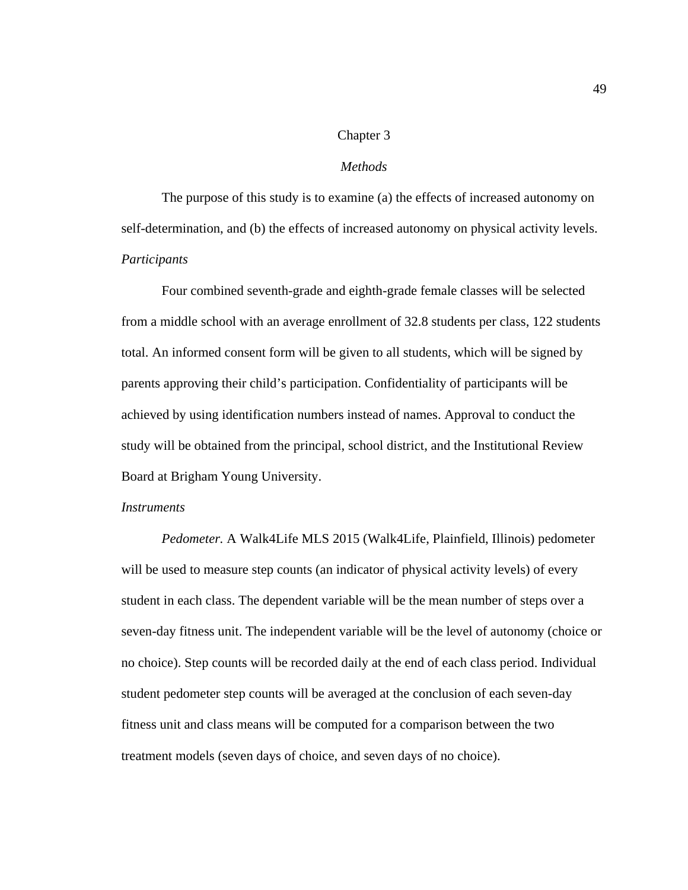# Chapter 3

## *Methods*

The purpose of this study is to examine (a) the effects of increased autonomy on self-determination, and (b) the effects of increased autonomy on physical activity levels.

### *Participants*

Four combined seventh-grade and eighth-grade female classes will be selected from a middle school with an average enrollment of 32.8 students per class, 122 students total. An informed consent form will be given to all students, which will be signed by parents approving their child's participation. Confidentiality of participants will be achieved by using identification numbers instead of names. Approval to conduct the study will be obtained from the principal, school district, and the Institutional Review Board at Brigham Young University.

### *Instruments*

*Pedometer.* A Walk4Life MLS 2015 (Walk4Life, Plainfield, Illinois) pedometer will be used to measure step counts (an indicator of physical activity levels) of every student in each class. The dependent variable will be the mean number of steps over a seven-day fitness unit. The independent variable will be the level of autonomy (choice or no choice). Step counts will be recorded daily at the end of each class period. Individual student pedometer step counts will be averaged at the conclusion of each seven-day fitness unit and class means will be computed for a comparison between the two treatment models (seven days of choice, and seven days of no choice).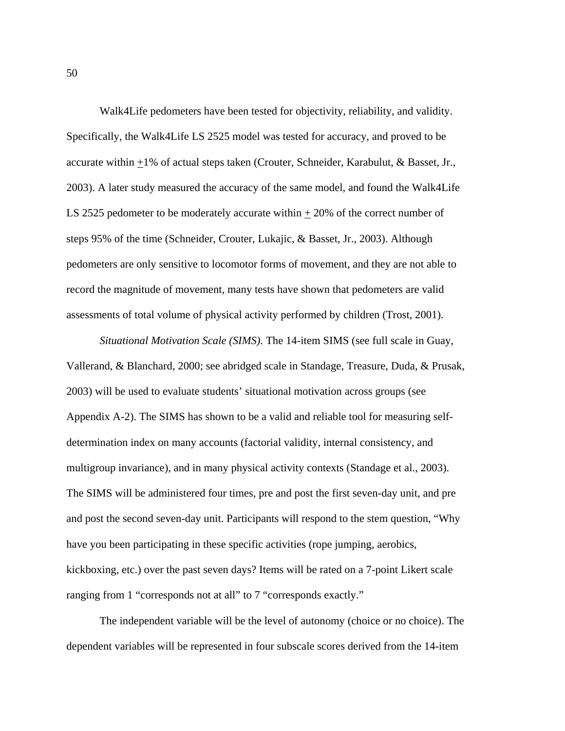Walk4Life pedometers have been tested for objectivity, reliability, and validity. Specifically, the Walk4Life LS 2525 model was tested for accuracy, and proved to be accurate within ±1% of actual steps taken (Crouter, Schneider, Karabulut, & Basset, Jr., 2003). A later study measured the accuracy of the same model, and found the Walk4Life LS 2525 pedometer to be moderately accurate within ± 20% of the correct number of steps 95% of the time (Schneider, Crouter, Lukajic, & Basset, Jr., 2003). Although pedometers are only sensitive to locomotor forms of movement, and they are not able to record the magnitude of movement, many tests have shown that pedometers are valid assessments of total volume of physical activity performed by children (Trost, 2001).

*Situational Motivation Scale (SIMS).* The 14-item SIMS (see full scale in Guay, Vallerand, & Blanchard, 2000; see abridged scale in Standage, Treasure, Duda, & Prusak, 2003) will be used to evaluate students' situational motivation across groups (see Appendix A-2). The SIMS has shown to be a valid and reliable tool for measuring self-determination index on many accounts (factorial validity, internal consistency, and multigroup invariance), and in many physical activity contexts (Standage et al., 2003). The SIMS will be administered four times, pre and post the first seven-day unit, and pre and post the second seven-day unit. Participants will respond to the stem question, "Why have you been participating in these specific activities (rope jumping, aerobics, kickboxing, etc.) over the past seven days? Items will be rated on a 7-point Likert scale ranging from 1 "corresponds not at all" to 7 "corresponds exactly."

The independent variable will be the level of autonomy (choice or no choice). The dependent variables will be represented in four subscale scores derived from the 14-item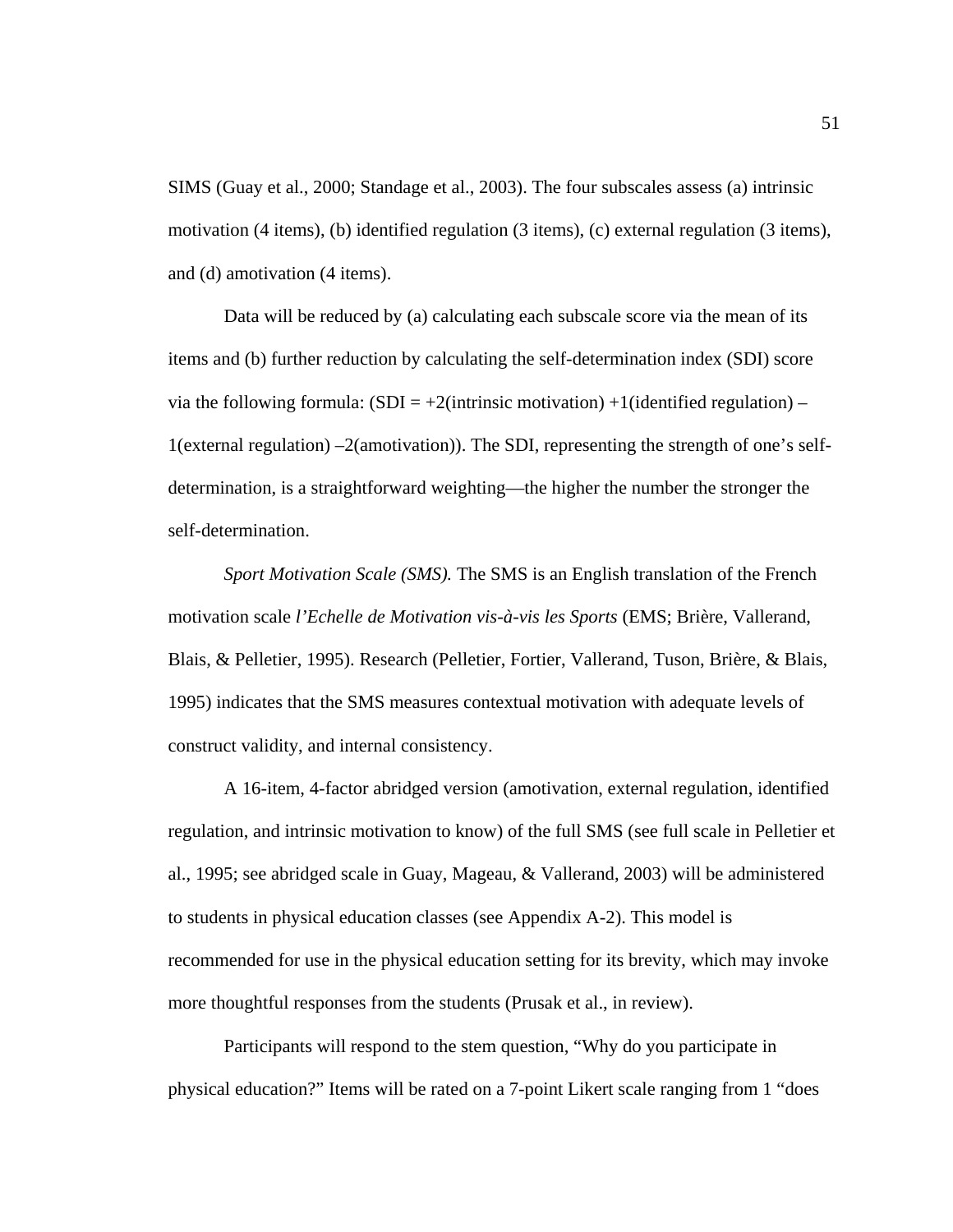SIMS (Guay et al., 2000; Standage et al., 2003). The four subscales assess (a) intrinsic motivation (4 items), (b) identified regulation (3 items), (c) external regulation (3 items), and (d) amotivation (4 items).

Data will be reduced by (a) calculating each subscale score via the mean of its items and (b) further reduction by calculating the self-determination index (SDI) score via the following formula: (SDI = +2(intrinsic motivation) +1(identified regulation) – 1(external regulation) –2(amotivation)). The SDI, representing the strength of one's self-determination, is a straightforward weighting—the higher the number the stronger the self-determination.

*Sport Motivation Scale (SMS).* The SMS is an English translation of the French motivation scale *l'Echelle de Motivation vis-à-vis les Sports* (EMS; Brière, Vallerand, Blais, & Pelletier, 1995). Research (Pelletier, Fortier, Vallerand, Tuson, Brière, & Blais, 1995) indicates that the SMS measures contextual motivation with adequate levels of construct validity, and internal consistency.

A 16-item, 4-factor abridged version (amotivation, external regulation, identified regulation, and intrinsic motivation to know) of the full SMS (see full scale in Pelletier et al., 1995; see abridged scale in Guay, Mageau, & Vallerand, 2003) will be administered to students in physical education classes (see Appendix A-2). This model is recommended for use in the physical education setting for its brevity, which may invoke more thoughtful responses from the students (Prusak et al., in review).

Participants will respond to the stem question, "Why do you participate in physical education?" Items will be rated on a 7-point Likert scale ranging from 1 "does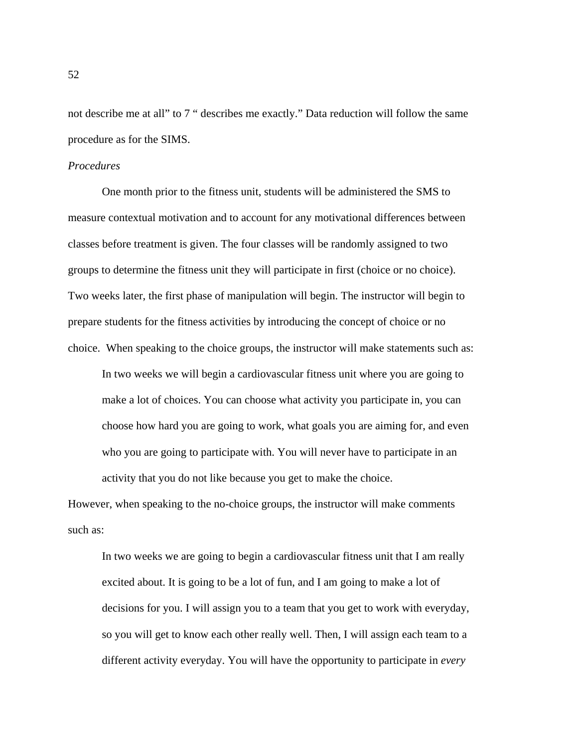not describe me at all" to 7 " describes me exactly." Data reduction will follow the same procedure as for the SIMS.

*Procedures*

One month prior to the fitness unit, students will be administered the SMS to measure contextual motivation and to account for any motivational differences between classes before treatment is given. The four classes will be randomly assigned to two groups to determine the fitness unit they will participate in first (choice or no choice). Two weeks later, the first phase of manipulation will begin. The instructor will begin to prepare students for the fitness activities by introducing the concept of choice or no choice. When speaking to the choice groups, the instructor will make statements such as:

> In two weeks we will begin a cardiovascular fitness unit where you are going to make a lot of choices. You can choose what activity you participate in, you can choose how hard you are going to work, what goals you are aiming for, and even who you are going to participate with. You will never have to participate in an activity that you do not like because you get to make the choice.

However, when speaking to the no-choice groups, the instructor will make comments such as:

> In two weeks we are going to begin a cardiovascular fitness unit that I am really excited about. It is going to be a lot of fun, and I am going to make a lot of decisions for you. I will assign you to a team that you get to work with everyday, so you will get to know each other really well. Then, I will assign each team to a different activity everyday. You will have the opportunity to participate in *every*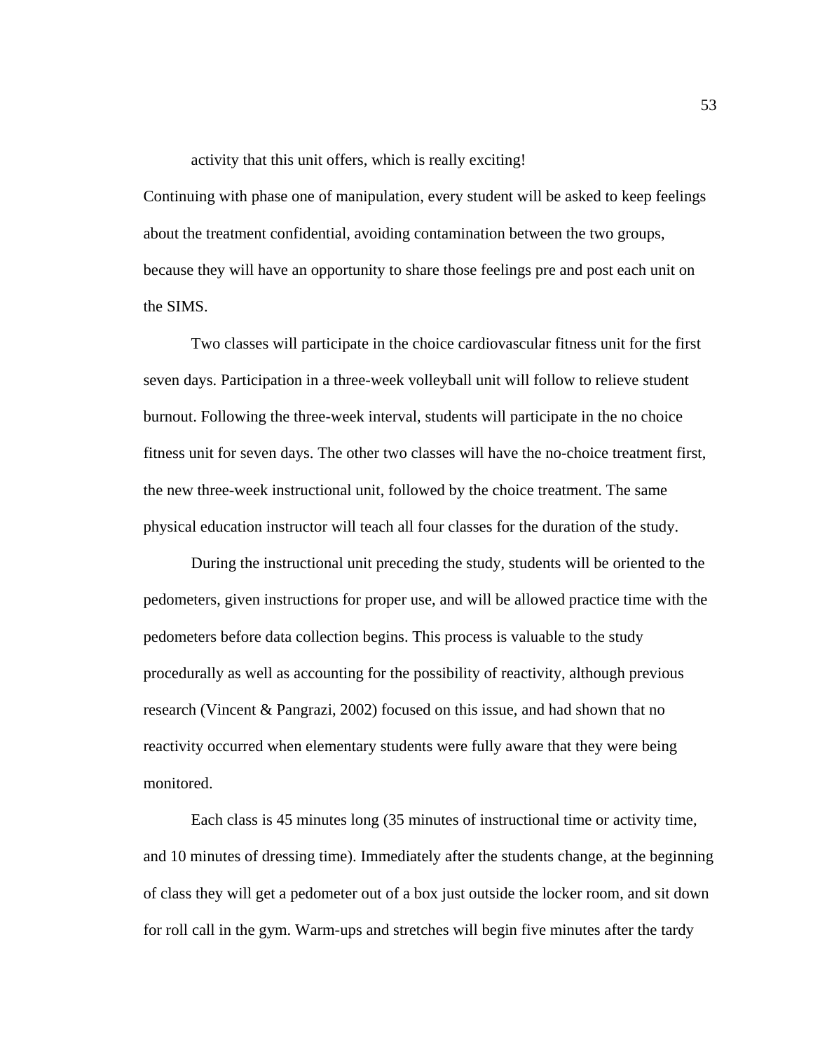activity that this unit offers, which is really exciting!

Continuing with phase one of manipulation, every student will be asked to keep feelings about the treatment confidential, avoiding contamination between the two groups, because they will have an opportunity to share those feelings pre and post each unit on the SIMS.

Two classes will participate in the choice cardiovascular fitness unit for the first seven days. Participation in a three-week volleyball unit will follow to relieve student burnout. Following the three-week interval, students will participate in the no choice fitness unit for seven days. The other two classes will have the no-choice treatment first, the new three-week instructional unit, followed by the choice treatment. The same physical education instructor will teach all four classes for the duration of the study.

During the instructional unit preceding the study, students will be oriented to the pedometers, given instructions for proper use, and will be allowed practice time with the pedometers before data collection begins. This process is valuable to the study procedurally as well as accounting for the possibility of reactivity, although previous research (Vincent & Pangrazi, 2002) focused on this issue, and had shown that no reactivity occurred when elementary students were fully aware that they were being monitored.

Each class is 45 minutes long (35 minutes of instructional time or activity time, and 10 minutes of dressing time). Immediately after the students change, at the beginning of class they will get a pedometer out of a box just outside the locker room, and sit down for roll call in the gym. Warm-ups and stretches will begin five minutes after the tardy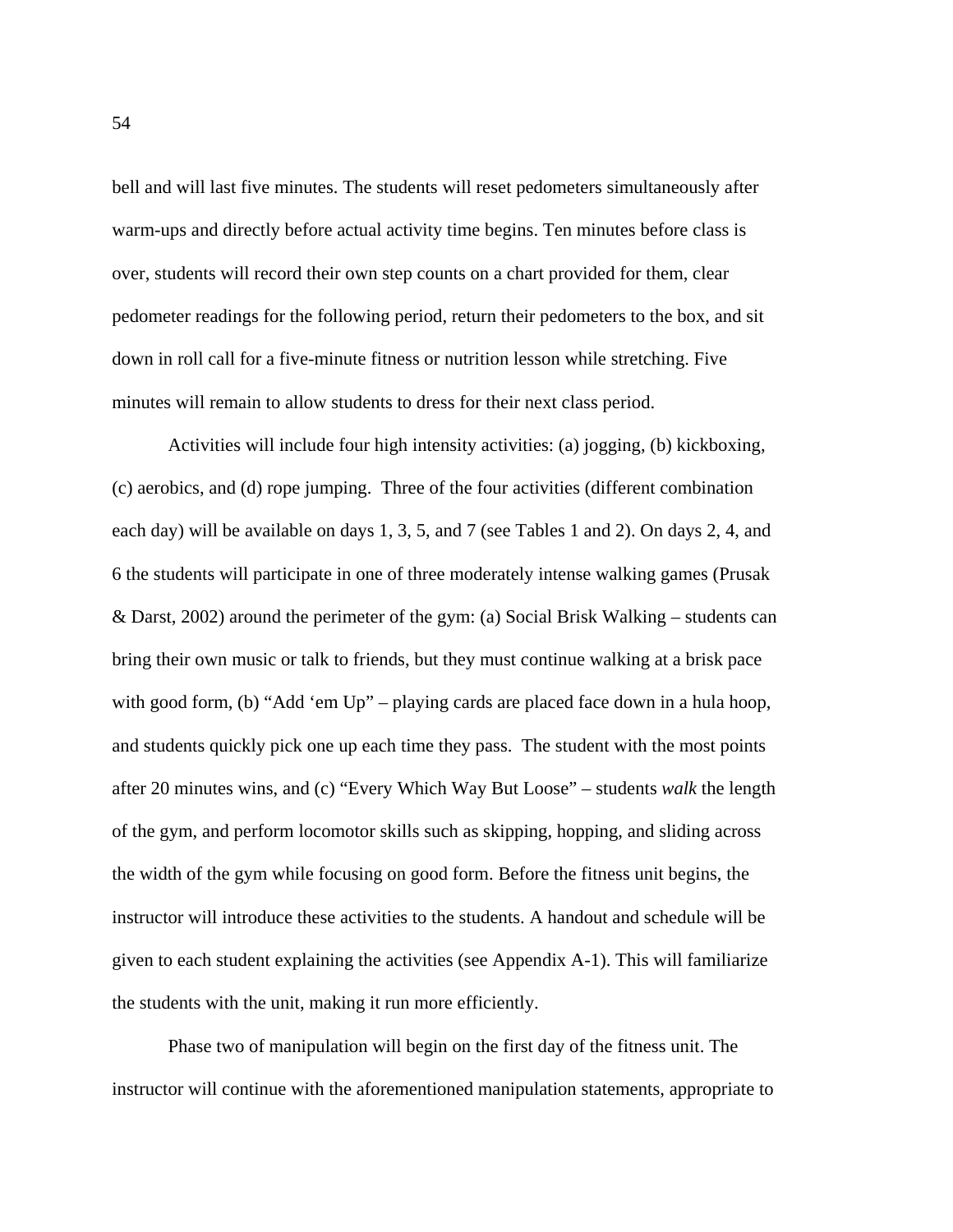bell and will last five minutes. The students will reset pedometers simultaneously after warm-ups and directly before actual activity time begins. Ten minutes before class is over, students will record their own step counts on a chart provided for them, clear pedometer readings for the following period, return their pedometers to the box, and sit down in roll call for a five-minute fitness or nutrition lesson while stretching. Five minutes will remain to allow students to dress for their next class period.

Activities will include four high intensity activities: (a) jogging, (b) kickboxing, (c) aerobics, and (d) rope jumping. Three of the four activities (different combination each day) will be available on days 1, 3, 5, and 7 (see Tables 1 and 2). On days 2, 4, and 6 the students will participate in one of three moderately intense walking games (Prusak & Darst, 2002) around the perimeter of the gym: (a) Social Brisk Walking – students can bring their own music or talk to friends, but they must continue walking at a brisk pace with good form, (b) "Add 'em Up" – playing cards are placed face down in a hula hoop, and students quickly pick one up each time they pass. The student with the most points after 20 minutes wins, and (c) "Every Which Way But Loose" – students *walk* the length of the gym, and perform locomotor skills such as skipping, hopping, and sliding across the width of the gym while focusing on good form. Before the fitness unit begins, the instructor will introduce these activities to the students. A handout and schedule will be given to each student explaining the activities (see Appendix A-1). This will familiarize the students with the unit, making it run more efficiently.

Phase two of manipulation will begin on the first day of the fitness unit. The instructor will continue with the aforementioned manipulation statements, appropriate to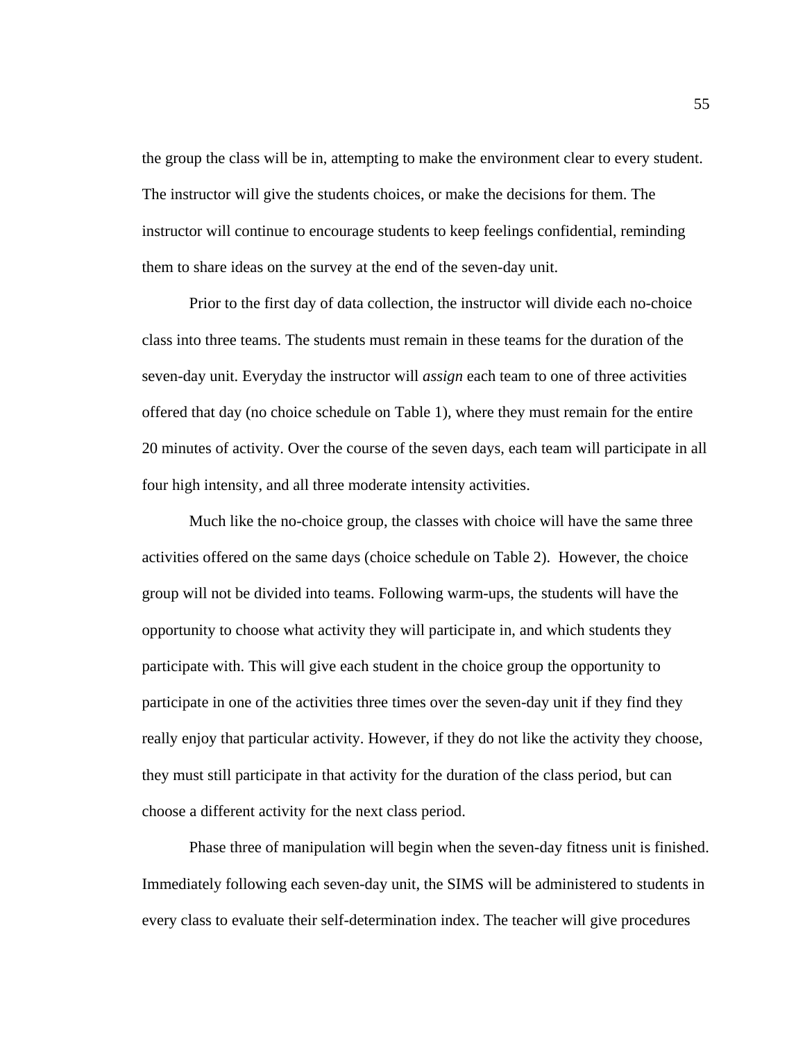the group the class will be in, attempting to make the environment clear to every student. The instructor will give the students choices, or make the decisions for them. The instructor will continue to encourage students to keep feelings confidential, reminding them to share ideas on the survey at the end of the seven-day unit.

Prior to the first day of data collection, the instructor will divide each no-choice class into three teams. The students must remain in these teams for the duration of the seven-day unit. Everyday the instructor will *assign* each team to one of three activities offered that day (no choice schedule on Table 1), where they must remain for the entire 20 minutes of activity. Over the course of the seven days, each team will participate in all four high intensity, and all three moderate intensity activities.

Much like the no-choice group, the classes with choice will have the same three activities offered on the same days (choice schedule on Table 2). However, the choice group will not be divided into teams. Following warm-ups, the students will have the opportunity to choose what activity they will participate in, and which students they participate with. This will give each student in the choice group the opportunity to participate in one of the activities three times over the seven-day unit if they find they really enjoy that particular activity. However, if they do not like the activity they choose, they must still participate in that activity for the duration of the class period, but can choose a different activity for the next class period.

Phase three of manipulation will begin when the seven-day fitness unit is finished. Immediately following each seven-day unit, the SIMS will be administered to students in every class to evaluate their self-determination index. The teacher will give procedures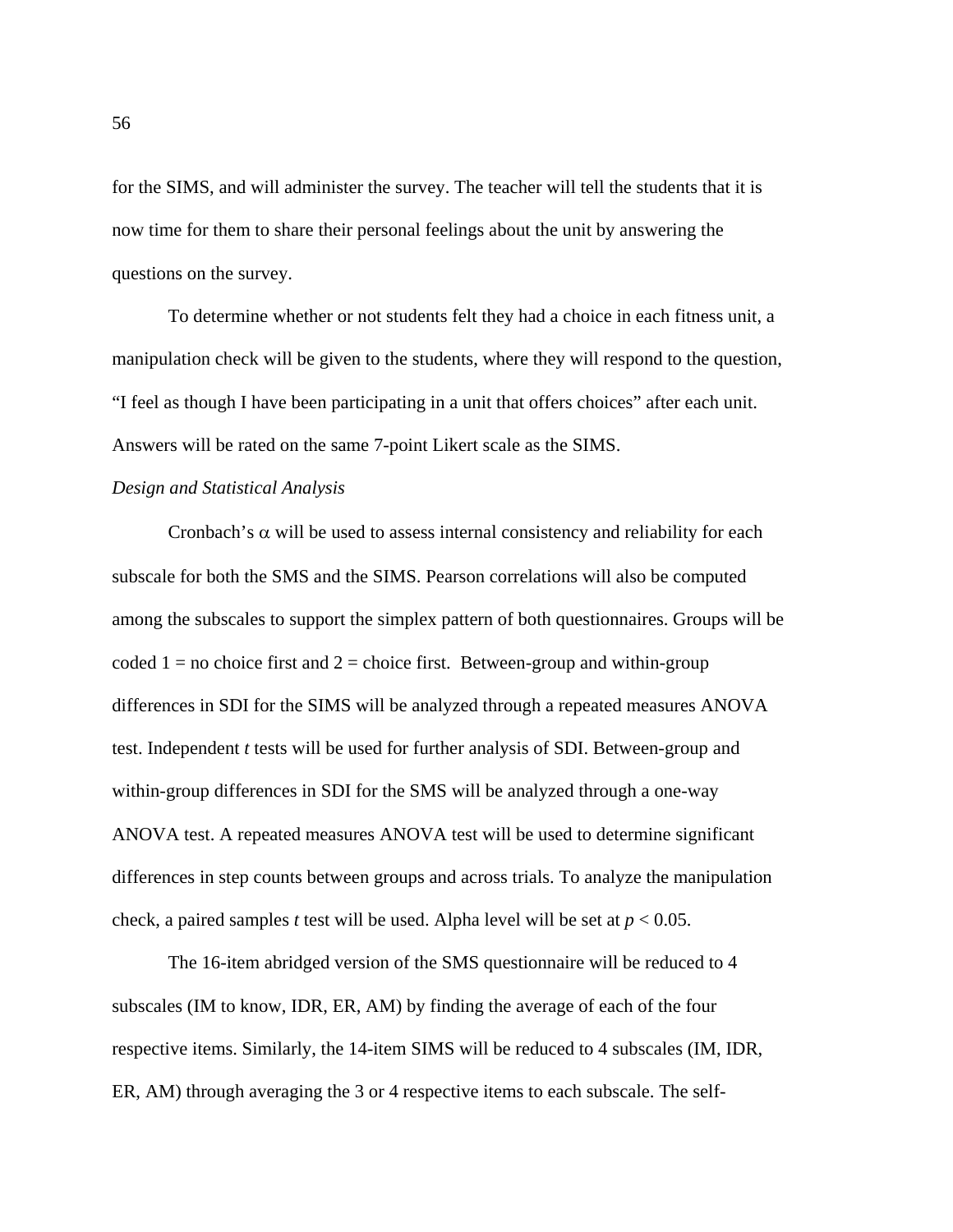for the SIMS, and will administer the survey. The teacher will tell the students that it is now time for them to share their personal feelings about the unit by answering the questions on the survey.

To determine whether or not students felt they had a choice in each fitness unit, a manipulation check will be given to the students, where they will respond to the question, “I feel as though I have been participating in a unit that offers choices” after each unit. Answers will be rated on the same 7-point Likert scale as the SIMS.

*Design and Statistical Analysis*

Cronbach’s $\alpha$ will be used to assess internal consistency and reliability for each subscale for both the SMS and the SIMS. Pearson correlations will also be computed among the subscales to support the simplex pattern of both questionnaires. Groups will be coded 1 = no choice first and 2 = choice first. Between-group and within-group differences in SDI for the SIMS will be analyzed through a repeated measures ANOVA test. Independent *t* tests will be used for further analysis of SDI. Between-group and within-group differences in SDI for the SMS will be analyzed through a one-way ANOVA test. A repeated measures ANOVA test will be used to determine significant differences in step counts between groups and across trials. To analyze the manipulation check, a paired samples *t* test will be used. Alpha level will be set at $p < 0.05$.

The 16-item abridged version of the SMS questionnaire will be reduced to 4 subscales (IM to know, IDR, ER, AM) by finding the average of each of the four respective items. Similarly, the 14-item SIMS will be reduced to 4 subscales (IM, IDR, ER, AM) through averaging the 3 or 4 respective items to each subscale. The self-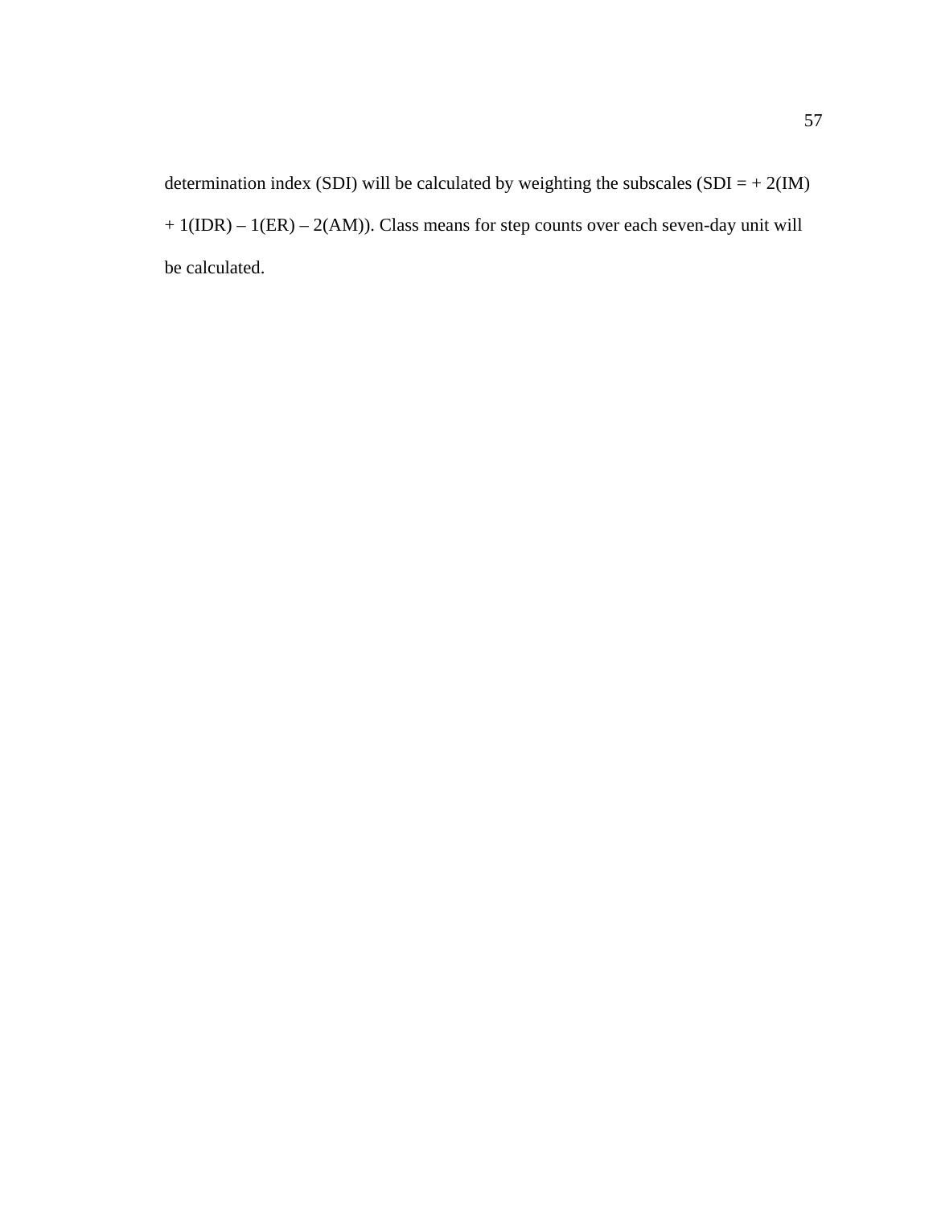determination index (SDI) will be calculated by weighting the subscales (SDI = + 2(IM) + 1(IDR) – 1(ER) – 2(AM)). Class means for step counts over each seven-day unit will be calculated.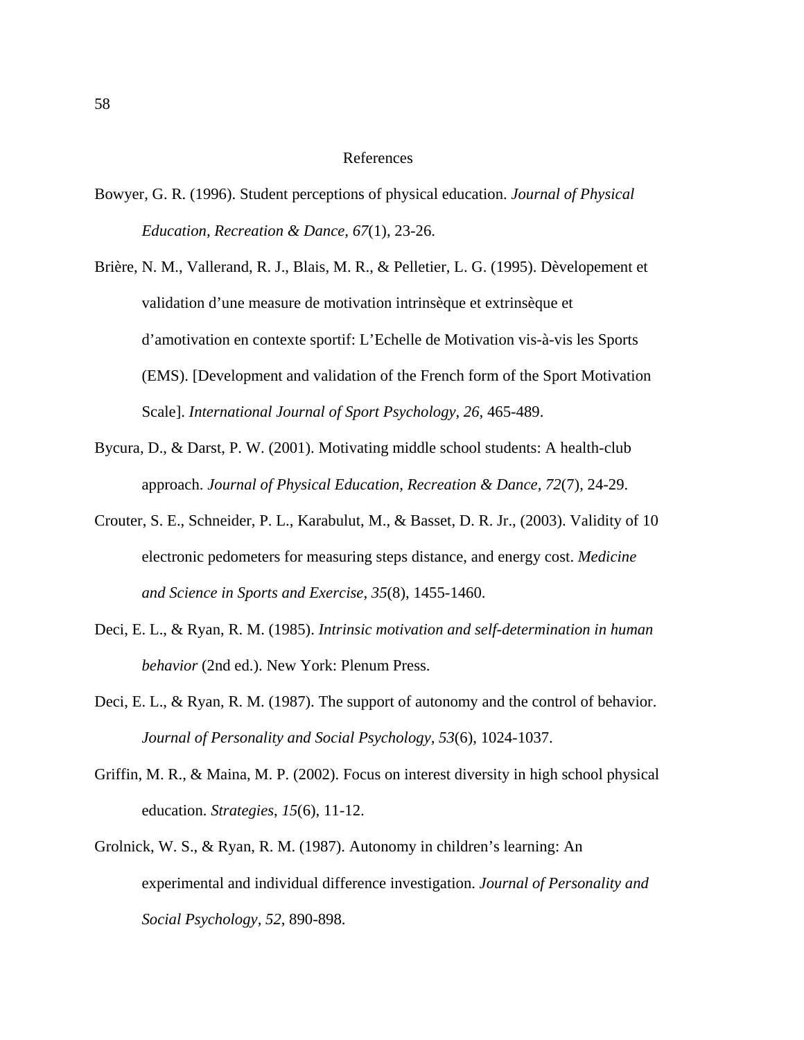# References

Bowyer, G. R. (1996). Student perceptions of physical education. *Journal of Physical Education, Recreation & Dance, 67*(1), 23-26.

Brière, N. M., Vallerand, R. J., Blais, M. R., & Pelletier, L. G. (1995). Dèvelopement et validation d'une measure de motivation intrinsèque et extrinsèque et d'amotivation en contexte sportif: L'Echelle de Motivation vis-à-vis les Sports (EMS). [Development and validation of the French form of the Sport Motivation Scale]. *International Journal of Sport Psychology, 26,* 465-489.

Bycura, D., & Darst, P. W. (2001). Motivating middle school students: A health-club approach. *Journal of Physical Education, Recreation & Dance, 72*(7), 24-29.

Crouter, S. E., Schneider, P. L., Karabulut, M., & Basset, D. R. Jr., (2003). Validity of 10 electronic pedometers for measuring steps distance, and energy cost. *Medicine and Science in Sports and Exercise, 35*(8), 1455-1460.

Deci, E. L., & Ryan, R. M. (1985). *Intrinsic motivation and self-determination in human behavior* (2nd ed.). New York: Plenum Press.

Deci, E. L., & Ryan, R. M. (1987). The support of autonomy and the control of behavior. *Journal of Personality and Social Psychology, 53*(6), 1024-1037.

Griffin, M. R., & Maina, M. P. (2002). Focus on interest diversity in high school physical education. *Strategies, 15*(6), 11-12.

Grolnick, W. S., & Ryan, R. M. (1987). Autonomy in children's learning: An experimental and individual difference investigation. *Journal of Personality and Social Psychology, 52*, 890-898.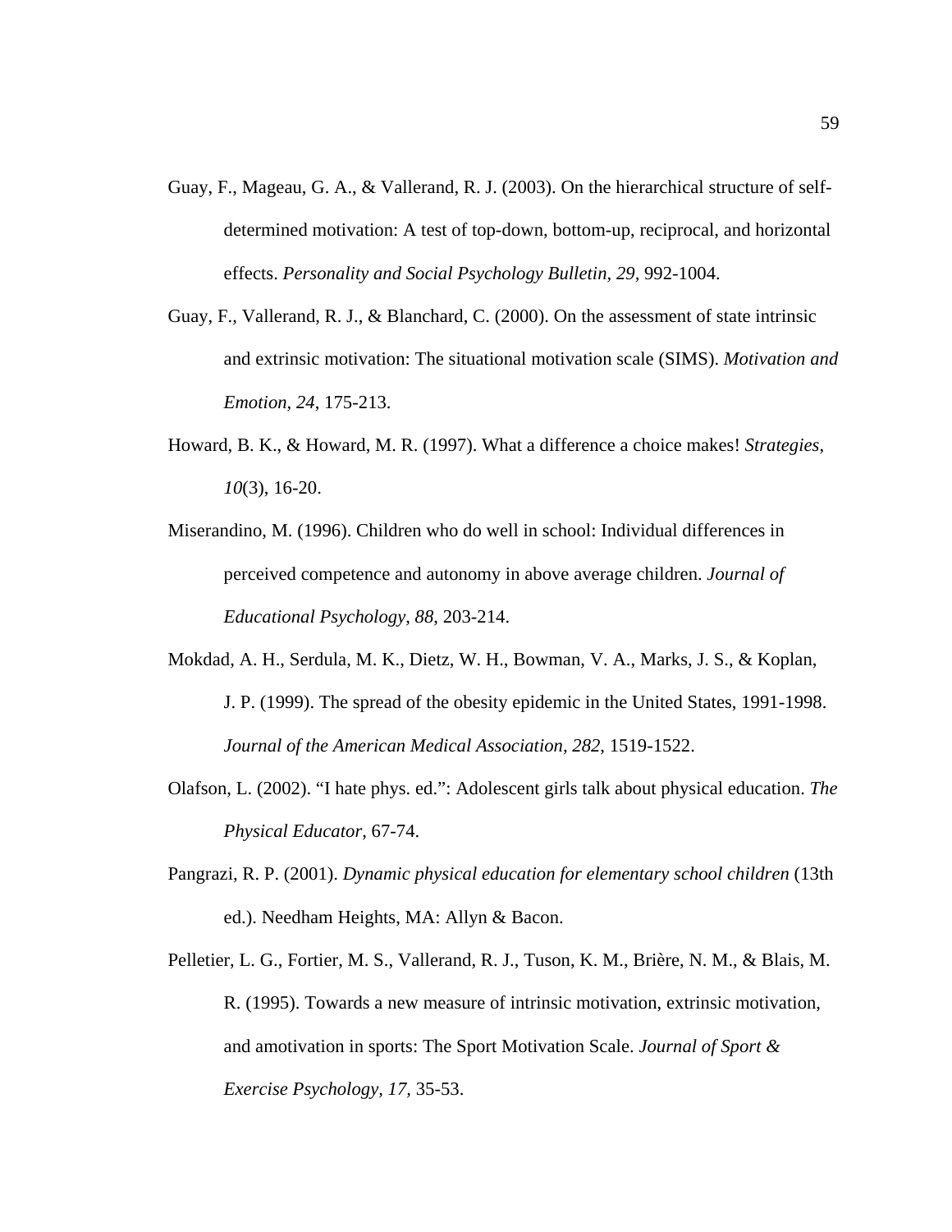Guay, F., Mageau, G. A., & Vallerand, R. J. (2003). On the hierarchical structure of self-determined motivation: A test of top-down, bottom-up, reciprocal, and horizontal effects. *Personality and Social Psychology Bulletin, 29,* 992-1004.

Guay, F., Vallerand, R. J., & Blanchard, C. (2000). On the assessment of state intrinsic and extrinsic motivation: The situational motivation scale (SIMS). *Motivation and Emotion, 24*, 175-213.

Howard, B. K., & Howard, M. R. (1997). What a difference a choice makes! *Strategies*, *10*(3), 16-20.

Miserandino, M. (1996). Children who do well in school: Individual differences in perceived competence and autonomy in above average children. *Journal of Educational Psychology, 88*, 203-214.

Mokdad, A. H., Serdula, M. K., Dietz, W. H., Bowman, V. A., Marks, J. S., & Koplan, J. P. (1999). The spread of the obesity epidemic in the United States, 1991-1998. *Journal of the American Medical Association, 282*, 1519-1522.

Olafson, L. (2002). "I hate phys. ed.": Adolescent girls talk about physical education. *The Physical Educator*, 67-74.

Pangrazi, R. P. (2001). *Dynamic physical education for elementary school children* (13th ed.). Needham Heights, MA: Allyn & Bacon.

Pelletier, L. G., Fortier, M. S., Vallerand, R. J., Tuson, K. M., Brière, N. M., & Blais, M. R. (1995). Towards a new measure of intrinsic motivation, extrinsic motivation, and amotivation in sports: The Sport Motivation Scale. *Journal of Sport & Exercise Psychology, 17,* 35-53.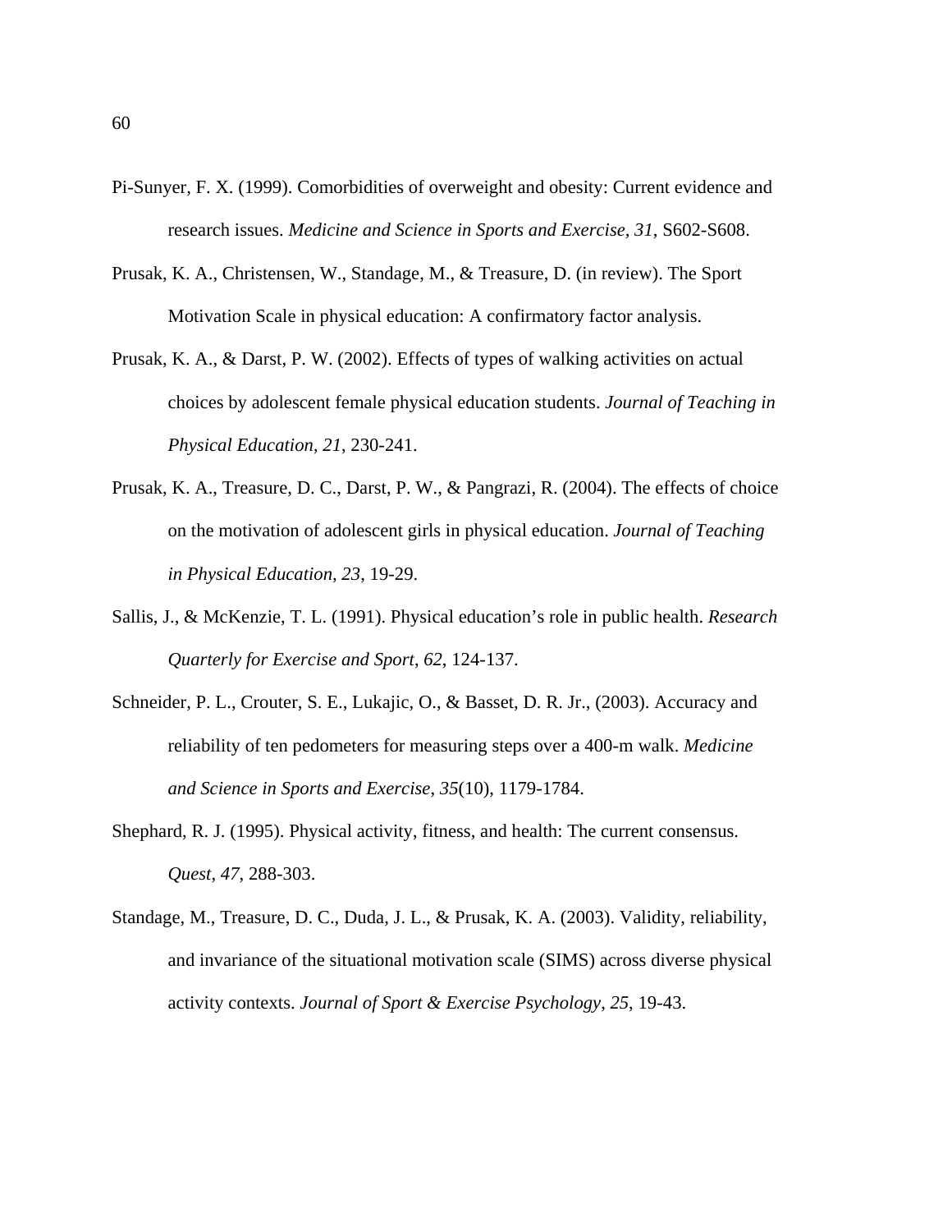Pi-Sunyer, F. X. (1999). Comorbidities of overweight and obesity: Current evidence and research issues. *Medicine and Science in Sports and Exercise, 31*, S602-S608.

Prusak, K. A., Christensen, W., Standage, M., & Treasure, D. (in review). The Sport Motivation Scale in physical education: A confirmatory factor analysis.

Prusak, K. A., & Darst, P. W. (2002). Effects of types of walking activities on actual choices by adolescent female physical education students. *Journal of Teaching in Physical Education*, *21*, 230-241.

Prusak, K. A., Treasure, D. C., Darst, P. W., & Pangrazi, R. (2004). The effects of choice on the motivation of adolescent girls in physical education. *Journal of Teaching in Physical Education, 23*, 19-29.

Sallis, J., & McKenzie, T. L. (1991). Physical education's role in public health. *Research Quarterly for Exercise and Sport*, *62*, 124-137.

Schneider, P. L., Crouter, S. E., Lukajic, O., & Basset, D. R. Jr., (2003). Accuracy and reliability of ten pedometers for measuring steps over a 400-m walk. *Medicine and Science in Sports and Exercise*, *35*(10), 1179-1784.

Shephard, R. J. (1995). Physical activity, fitness, and health: The current consensus. *Quest*, *47*, 288-303.

Standage, M., Treasure, D. C., Duda, J. L., & Prusak, K. A. (2003). Validity, reliability, and invariance of the situational motivation scale (SIMS) across diverse physical activity contexts. *Journal of Sport & Exercise Psychology*, *25*, 19-43.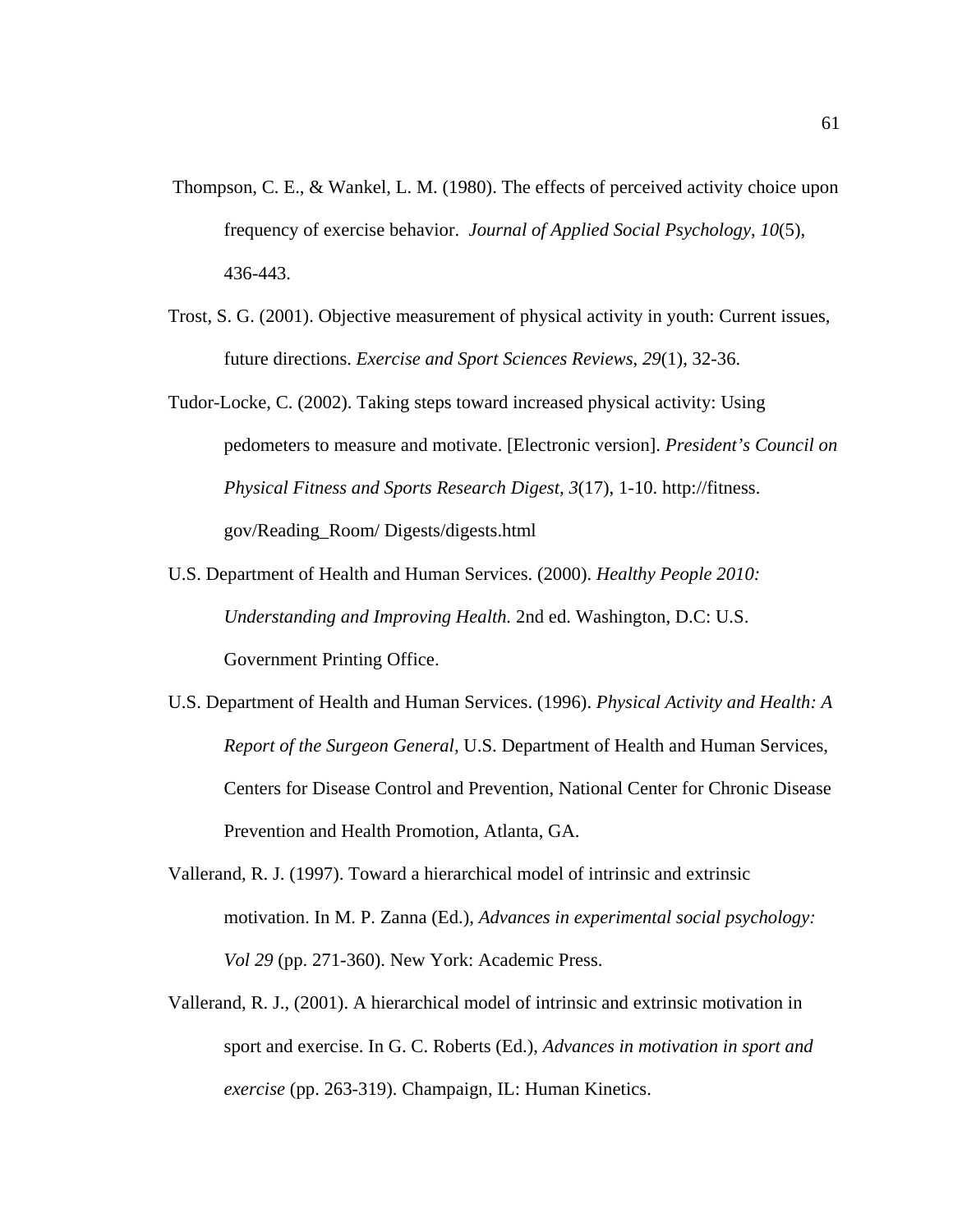Thompson, C. E., & Wankel, L. M. (1980). The effects of perceived activity choice upon frequency of exercise behavior. *Journal of Applied Social Psychology*, *10*(5), 436-443.

Trost, S. G. (2001). Objective measurement of physical activity in youth: Current issues, future directions. *Exercise and Sport Sciences Reviews*, *29*(1), 32-36.

Tudor-Locke, C. (2002). Taking steps toward increased physical activity: Using pedometers to measure and motivate. [Electronic version]. *President's Council on Physical Fitness and Sports Research Digest, 3*(17), 1-10. http://fitness. gov/Reading_Room/ Digests/digests.html

U.S. Department of Health and Human Services. (2000). *Healthy People 2010: Understanding and Improving Health.* 2nd ed. Washington, D.C: U.S. Government Printing Office.

U.S. Department of Health and Human Services. (1996). *Physical Activity and Health: A Report of the Surgeon General,* U.S. Department of Health and Human Services, Centers for Disease Control and Prevention, National Center for Chronic Disease Prevention and Health Promotion, Atlanta, GA.

Vallerand, R. J. (1997). Toward a hierarchical model of intrinsic and extrinsic motivation. In M. P. Zanna (Ed.), *Advances in experimental social psychology: Vol 29* (pp. 271-360). New York: Academic Press.

Vallerand, R. J., (2001). A hierarchical model of intrinsic and extrinsic motivation in sport and exercise. In G. C. Roberts (Ed.), *Advances in motivation in sport and exercise* (pp. 263-319). Champaign, IL: Human Kinetics.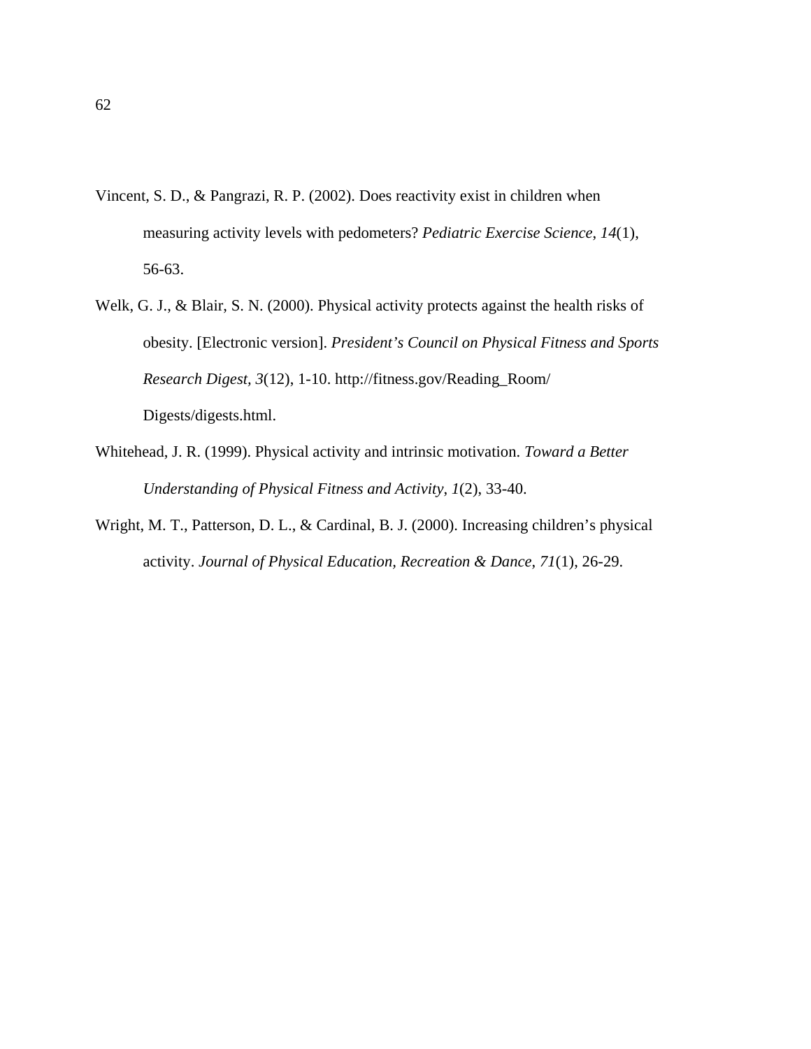Vincent, S. D., & Pangrazi, R. P. (2002). Does reactivity exist in children when measuring activity levels with pedometers? *Pediatric Exercise Science, 14*(1), 56-63.

Welk, G. J., & Blair, S. N. (2000). Physical activity protects against the health risks of obesity. [Electronic version]. *President's Council on Physical Fitness and Sports Research Digest, 3*(12), 1-10. http://fitness.gov/Reading_Room/ Digests/digests.html.

Whitehead, J. R. (1999). Physical activity and intrinsic motivation. *Toward a Better Understanding of Physical Fitness and Activity, 1*(2), 33-40.

Wright, M. T., Patterson, D. L., & Cardinal, B. J. (2000). Increasing children's physical activity. *Journal of Physical Education, Recreation & Dance, 71*(1), 26-29.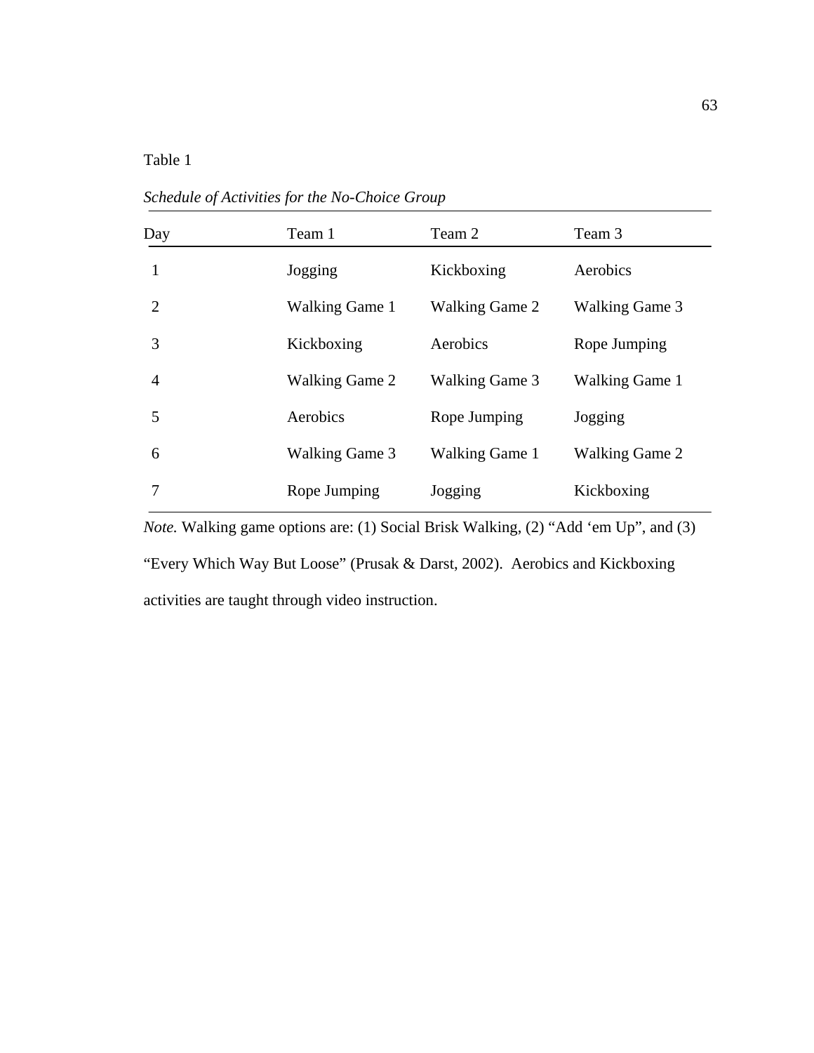Table 1

*Schedule of Activities for the No-Choice Group*

| Day | Team 1 | Team 2 | Team 3 |
|---|---|---|---|
| 1 | Jogging | Kickboxing | Aerobics |
| 2 | Walking Game 1 | Walking Game 2 | Walking Game 3 |
| 3 | Kickboxing | Aerobics | Rope Jumping |
| 4 | Walking Game 2 | Walking Game 3 | Walking Game 1 |
| 5 | Aerobics | Rope Jumping | Jogging |
| 6 | Walking Game 3 | Walking Game 1 | Walking Game 2 |
| 7 | Rope Jumping | Jogging | Kickboxing |

*Note.* Walking game options are: (1) Social Brisk Walking, (2) “Add ‘em Up”, and (3) “Every Which Way But Loose” (Prusak & Darst, 2002). Aerobics and Kickboxing activities are taught through video instruction.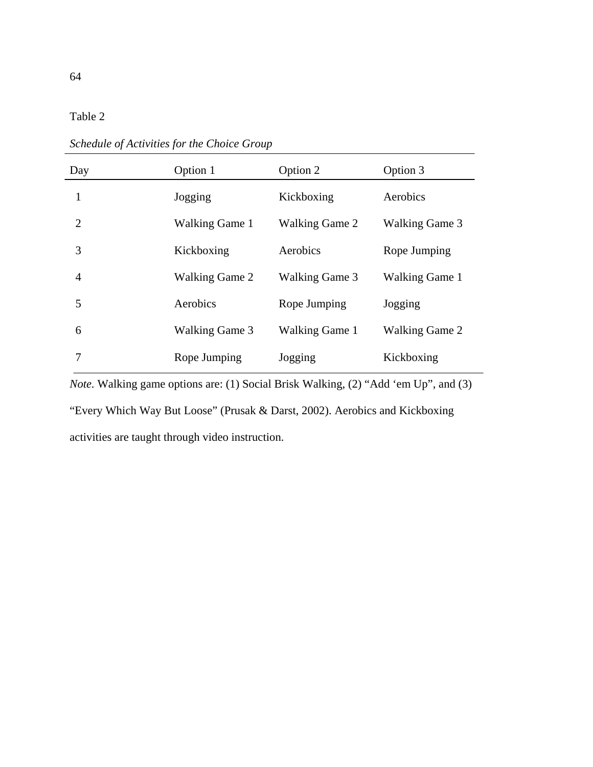Table 2

*Schedule of Activities for the Choice Group*

| Day | Option 1 | Option 2 | Option 3 |
|---|---|---|---|
| 1 | Jogging | Kickboxing | Aerobics |
| 2 | Walking Game 1 | Walking Game 2 | Walking Game 3 |
| 3 | Kickboxing | Aerobics | Rope Jumping |
| 4 | Walking Game 2 | Walking Game 3 | Walking Game 1 |
| 5 | Aerobics | Rope Jumping | Jogging |
| 6 | Walking Game 3 | Walking Game 1 | Walking Game 2 |
| 7 | Rope Jumping | Jogging | Kickboxing |

*Note.* Walking game options are: (1) Social Brisk Walking, (2) "Add 'em Up", and (3) "Every Which Way But Loose" (Prusak & Darst, 2002). Aerobics and Kickboxing activities are taught through video instruction.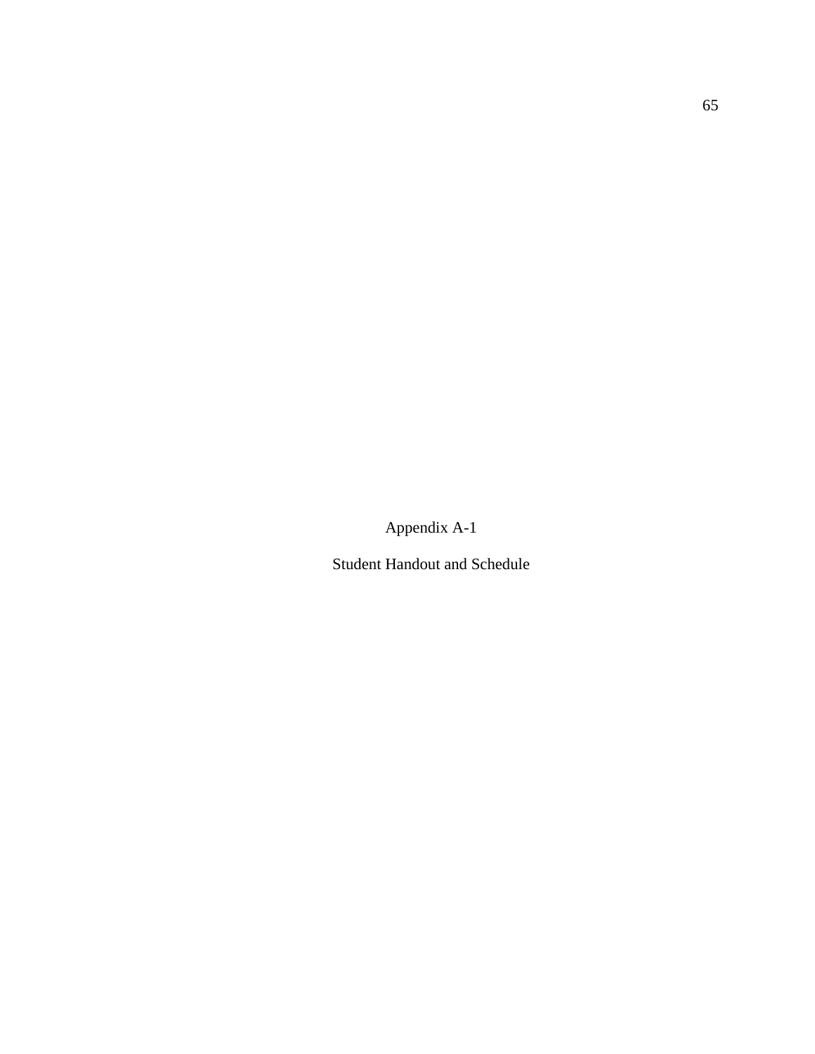Appendix A-1

Student Handout and Schedule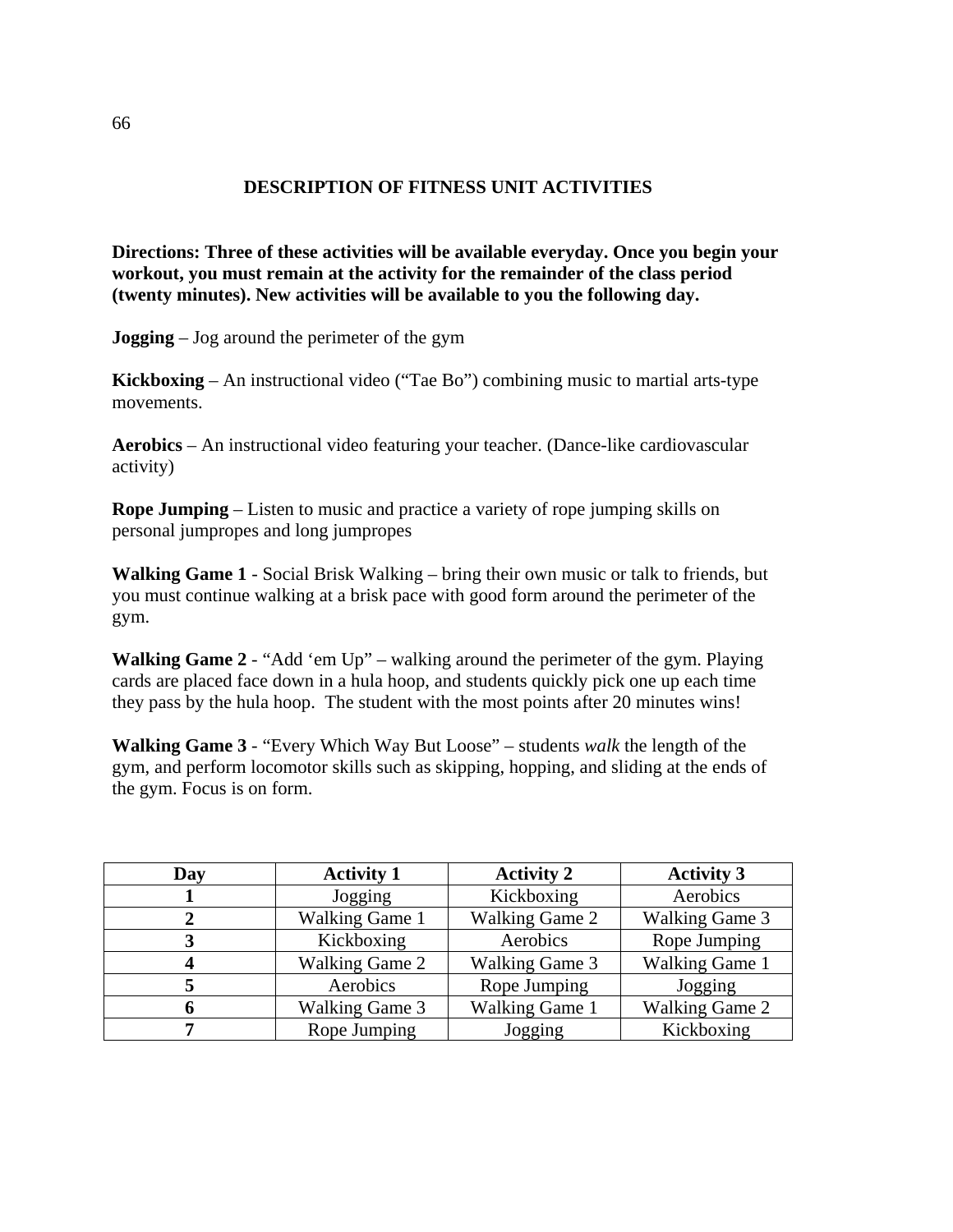## DESCRIPTION OF FITNESS UNIT ACTIVITIES

**Directions: Three of these activities will be available everyday. Once you begin your workout, you must remain at the activity for the remainder of the class period (twenty minutes). New activities will be available to you the following day.**

**Jogging** – Jog around the perimeter of the gym

**Kickboxing** – An instructional video (“Tae Bo”) combining music to martial arts-type movements.

**Aerobics** – An instructional video featuring your teacher. (Dance-like cardiovascular activity)

**Rope Jumping** – Listen to music and practice a variety of rope jumping skills on personal jumpropes and long jumpropes

**Walking Game 1** - Social Brisk Walking – bring their own music or talk to friends, but you must continue walking at a brisk pace with good form around the perimeter of the gym.

**Walking Game 2** - “Add ‘em Up” – walking around the perimeter of the gym. Playing cards are placed face down in a hula hoop, and students quickly pick one up each time they pass by the hula hoop. The student with the most points after 20 minutes wins!

**Walking Game 3** - “Every Which Way But Loose” – students *walk* the length of the gym, and perform locomotor skills such as skipping, hopping, and sliding at the ends of the gym. Focus is on form.

| Day | Activity 1 | Activity 2 | Activity 3 |
|---|---|---|---|
| **1** | Jogging | Kickboxing | Aerobics |
| **2** | Walking Game 1 | Walking Game 2 | Walking Game 3 |
| **3** | Kickboxing | Aerobics | Rope Jumping |
| **4** | Walking Game 2 | Walking Game 3 | Walking Game 1 |
| **5** | Aerobics | Rope Jumping | Jogging |
| **6** | Walking Game 3 | Walking Game 1 | Walking Game 2 |
| **7** | Rope Jumping | Jogging | Kickboxing |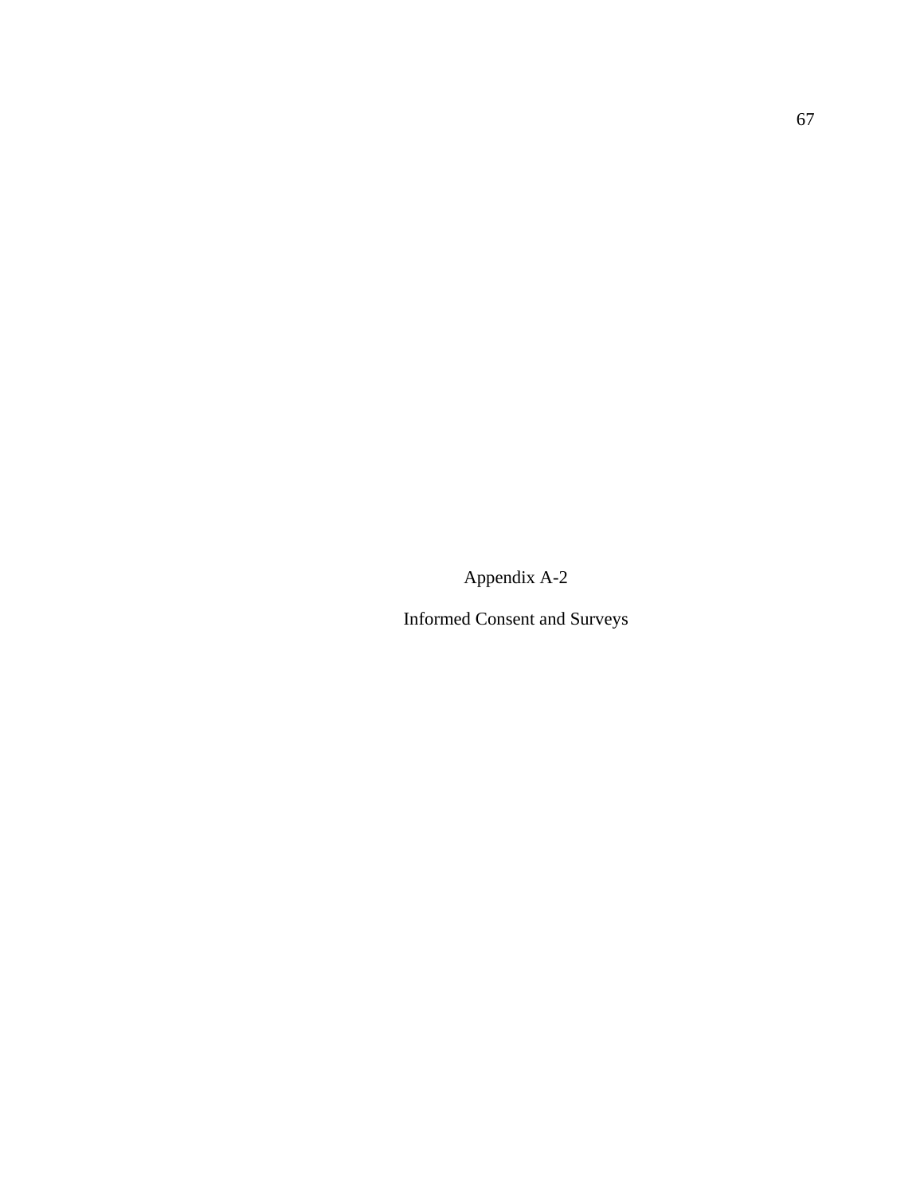# Appendix A-2

# Informed Consent and Surveys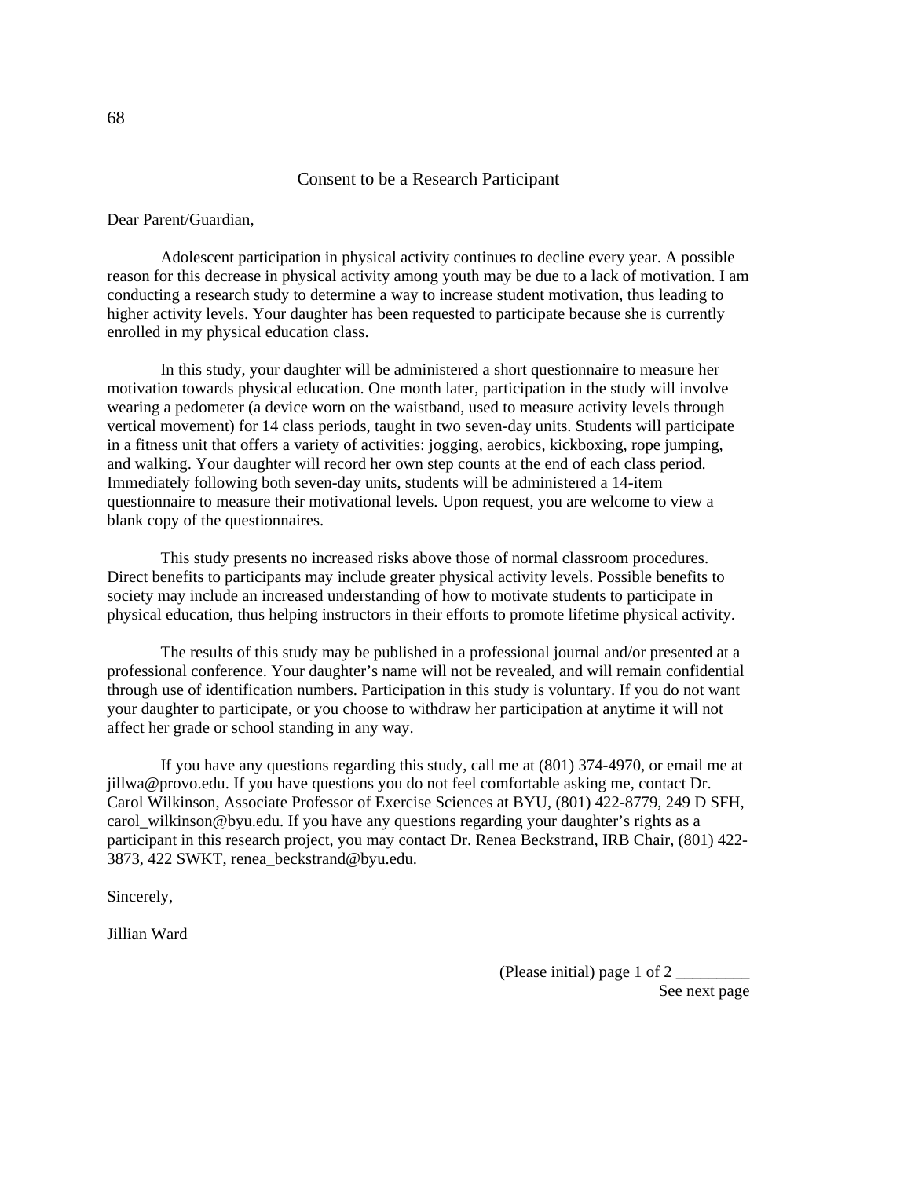## Consent to be a Research Participant

Dear Parent/Guardian,

Adolescent participation in physical activity continues to decline every year. A possible reason for this decrease in physical activity among youth may be due to a lack of motivation. I am conducting a research study to determine a way to increase student motivation, thus leading to higher activity levels. Your daughter has been requested to participate because she is currently enrolled in my physical education class.

In this study, your daughter will be administered a short questionnaire to measure her motivation towards physical education. One month later, participation in the study will involve wearing a pedometer (a device worn on the waistband, used to measure activity levels through vertical movement) for 14 class periods, taught in two seven-day units. Students will participate in a fitness unit that offers a variety of activities: jogging, aerobics, kickboxing, rope jumping, and walking. Your daughter will record her own step counts at the end of each class period. Immediately following both seven-day units, students will be administered a 14-item questionnaire to measure their motivational levels. Upon request, you are welcome to view a blank copy of the questionnaires.

This study presents no increased risks above those of normal classroom procedures. Direct benefits to participants may include greater physical activity levels. Possible benefits to society may include an increased understanding of how to motivate students to participate in physical education, thus helping instructors in their efforts to promote lifetime physical activity.

The results of this study may be published in a professional journal and/or presented at a professional conference. Your daughter's name will not be revealed, and will remain confidential through use of identification numbers. Participation in this study is voluntary. If you do not want your daughter to participate, or you choose to withdraw her participation at anytime it will not affect her grade or school standing in any way.

If you have any questions regarding this study, call me at (801) 374-4970, or email me at jillwa@provo.edu. If you have questions you do not feel comfortable asking me, contact Dr. Carol Wilkinson, Associate Professor of Exercise Sciences at BYU, (801) 422-8779, 249 D SFH, carol_wilkinson@byu.edu. If you have any questions regarding your daughter's rights as a participant in this research project, you may contact Dr. Renea Beckstrand, IRB Chair, (801) 422-3873, 422 SWKT, renea_beckstrand@byu.edu.

Sincerely,

Jillian Ward

(Please initial) page 1 of 2 _________

See next page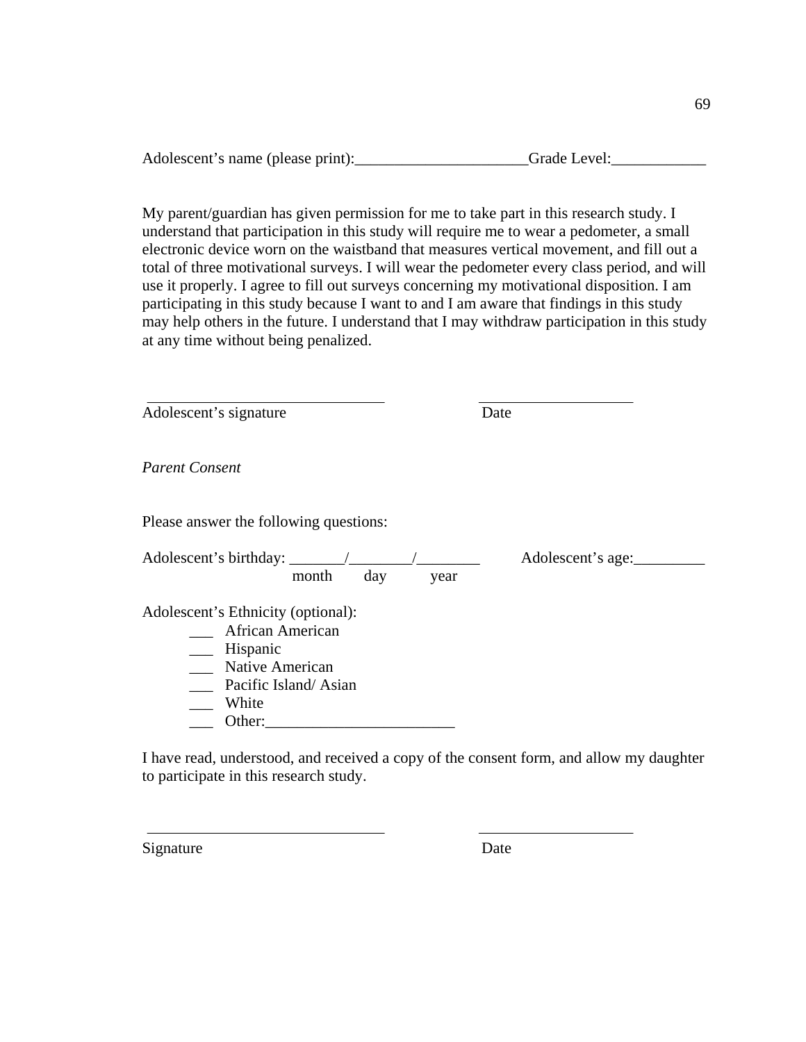Adolescent's name (please print):______________________Grade Level:____________

My parent/guardian has given permission for me to take part in this research study. I understand that participation in this study will require me to wear a pedometer, a small electronic device worn on the waistband that measures vertical movement, and fill out a total of three motivational surveys. I will wear the pedometer every class period, and will use it properly. I agree to fill out surveys concerning my motivational disposition. I am participating in this study because I want to and I am aware that findings in this study may help others in the future. I understand that I may withdraw participation in this study at any time without being penalized.

______________________________ ____________________

Adolescent's signature Date

*Parent Consent*

Please answer the following questions:

Adolescent's birthday: _______/________/________ Adolescent's age:_________

month day year

Adolescent's Ethnicity (optional):

- ___ African American
- ___ Hispanic
- ___ Native American
- ___ Pacific Island/ Asian
- ___ White
- ___ Other:________________________

I have read, understood, and received a copy of the consent form, and allow my daughter to participate in this research study.

______________________________ ____________________

Signature Date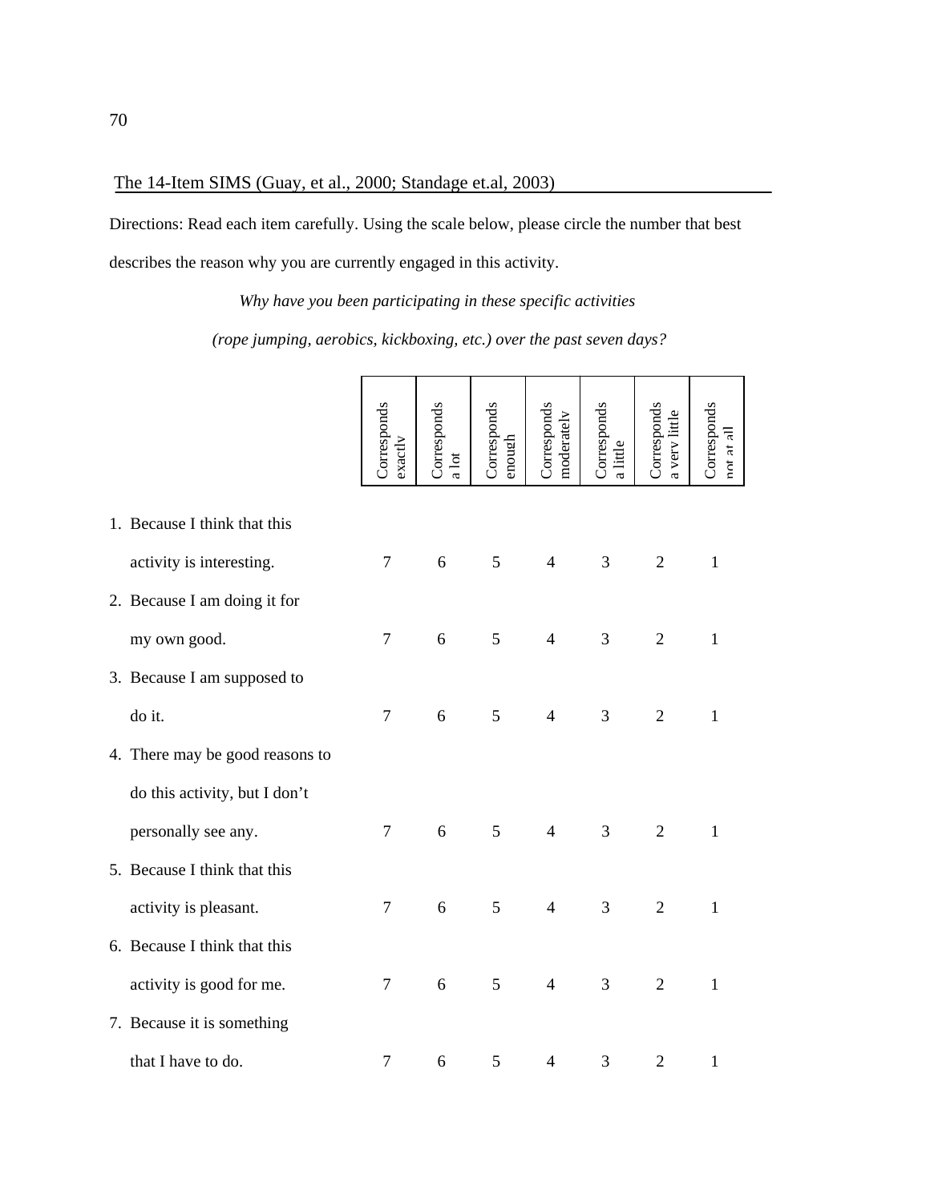The 14-Item SIMS (Guay, et al., 2000; Standage et.al, 2003)

Directions: Read each item carefully. Using the scale below, please circle the number that best describes the reason why you are currently engaged in this activity.

*Why have you been participating in these specific activities*

*(rope jumping, aerobics, kickboxing, etc.) over the past seven days?*

| | Corresponds exactly | Corresponds a lot | Corresponds enough | Corresponds moderately | Corresponds a little | Corresponds a very little | Corresponds not at all |
|---|---|---|---|---|---|---|---|
| 1. Because I think that this activity is interesting. | 7 | 6 | 5 | 4 | 3 | 2 | 1 |
| 2. Because I am doing it for my own good. | 7 | 6 | 5 | 4 | 3 | 2 | 1 |
| 3. Because I am supposed to do it. | 7 | 6 | 5 | 4 | 3 | 2 | 1 |
| 4. There may be good reasons to do this activity, but I don't personally see any. | 7 | 6 | 5 | 4 | 3 | 2 | 1 |
| 5. Because I think that this activity is pleasant. | 7 | 6 | 5 | 4 | 3 | 2 | 1 |
| 6. Because I think that this activity is good for me. | 7 | 6 | 5 | 4 | 3 | 2 | 1 |
| 7. Because it is something that I have to do. | 7 | 6 | 5 | 4 | 3 | 2 | 1 |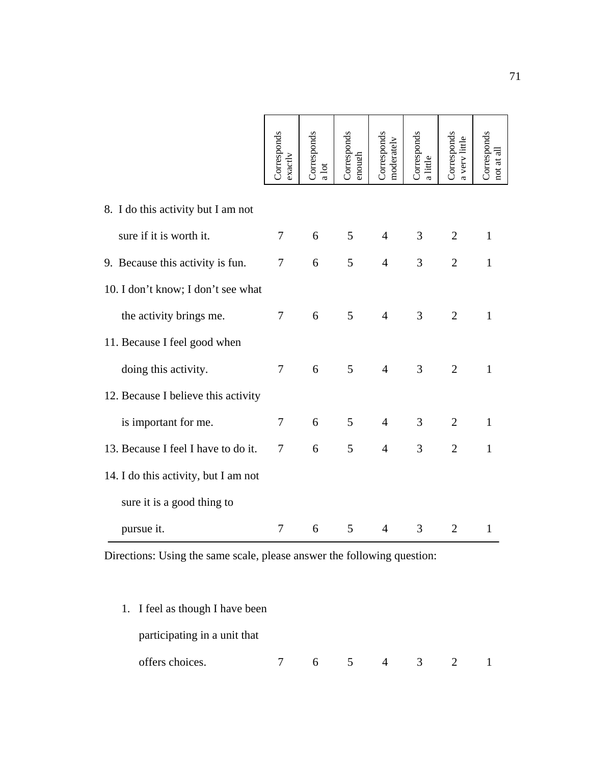| | Corresponds exactly | Corresponds a lot | Corresponds enough | Corresponds moderately | Corresponds a little | Corresponds a very little | Corresponds not at all |
|---|---|---|---|---|---|---|---|
| 8. I do this activity but I am not sure if it is worth it. | 7 | 6 | 5 | 4 | 3 | 2 | 1 |
| 9. Because this activity is fun. | 7 | 6 | 5 | 4 | 3 | 2 | 1 |
| 10. I don't know; I don't see what the activity brings me. | 7 | 6 | 5 | 4 | 3 | 2 | 1 |
| 11. Because I feel good when doing this activity. | 7 | 6 | 5 | 4 | 3 | 2 | 1 |
| 12. Because I believe this activity is important for me. | 7 | 6 | 5 | 4 | 3 | 2 | 1 |
| 13. Because I feel I have to do it. | 7 | 6 | 5 | 4 | 3 | 2 | 1 |
| 14. I do this activity, but I am not sure it is a good thing to pursue it. | 7 | 6 | 5 | 4 | 3 | 2 | 1 |

Directions: Using the same scale, please answer the following question:

| | | | | | | | |
|---|---|---|---|---|---|---|---|
| 1. I feel as though I have been participating in a unit that offers choices. | 7 | 6 | 5 | 4 | 3 | 2 | 1 |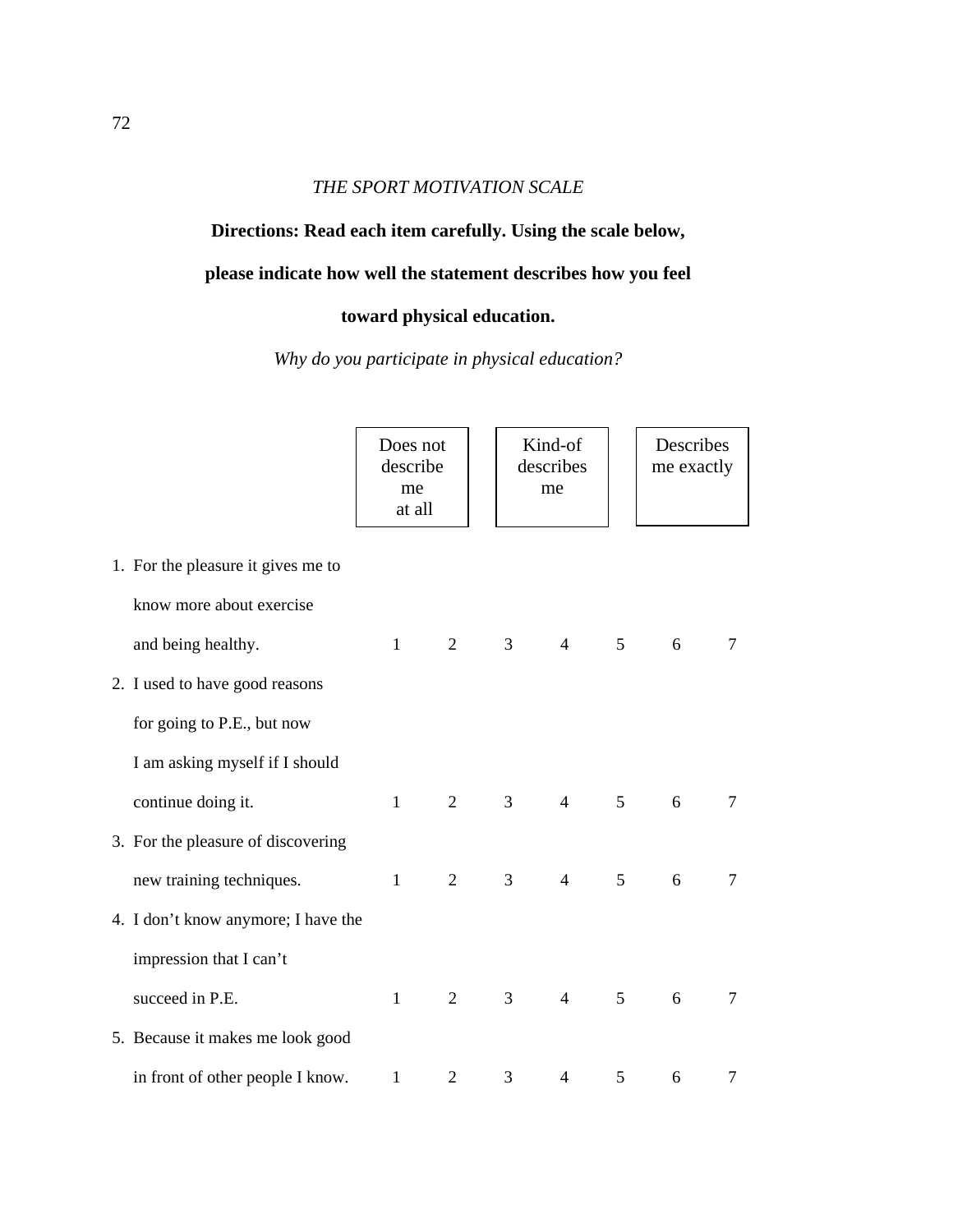*THE SPORT MOTIVATION SCALE*

**Directions: Read each item carefully. Using the scale below, please indicate how well the statement describes how you feel toward physical education.**

*Why do you participate in physical education?*

| | Does not describe me at all | | Kind-of describes me | | Describes me exactly | | |
|---|---|---|---|---|---|---|---|
| 1. For the pleasure it gives me to know more about exercise and being healthy. | 1 | 2 | 3 | 4 | 5 | 6 | 7 |
| 2. I used to have good reasons for going to P.E., but now I am asking myself if I should continue doing it. | 1 | 2 | 3 | 4 | 5 | 6 | 7 |
| 3. For the pleasure of discovering new training techniques. | 1 | 2 | 3 | 4 | 5 | 6 | 7 |
| 4. I don't know anymore; I have the impression that I can't succeed in P.E. | 1 | 2 | 3 | 4 | 5 | 6 | 7 |
| 5. Because it makes me look good in front of other people I know. | 1 | 2 | 3 | 4 | 5 | 6 | 7 |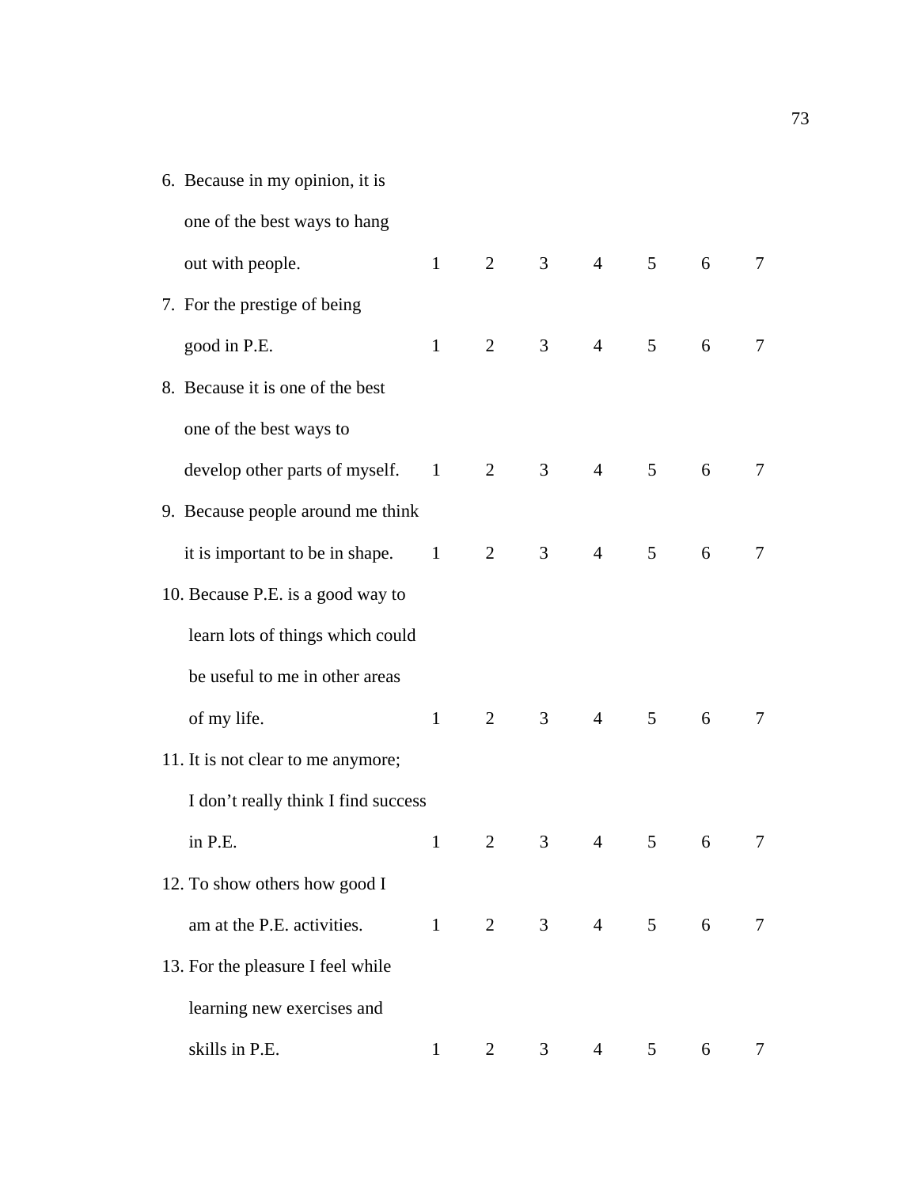| | | | | | | | |
|---|---|---|---|---|---|---|---|
| 6. Because in my opinion, it is one of the best ways to hang out with people. | 1 | 2 | 3 | 4 | 5 | 6 | 7 |
| 7. For the prestige of being good in P.E. | 1 | 2 | 3 | 4 | 5 | 6 | 7 |
| 8. Because it is one of the best one of the best ways to develop other parts of myself. | 1 | 2 | 3 | 4 | 5 | 6 | 7 |
| 9. Because people around me think it is important to be in shape. | 1 | 2 | 3 | 4 | 5 | 6 | 7 |
| 10. Because P.E. is a good way to learn lots of things which could be useful to me in other areas of my life. | 1 | 2 | 3 | 4 | 5 | 6 | 7 |
| 11. It is not clear to me anymore; I don't really think I find success in P.E. | 1 | 2 | 3 | 4 | 5 | 6 | 7 |
| 12. To show others how good I am at the P.E. activities. | 1 | 2 | 3 | 4 | 5 | 6 | 7 |
| 13. For the pleasure I feel while learning new exercises and skills in P.E. | 1 | 2 | 3 | 4 | 5 | 6 | 7 |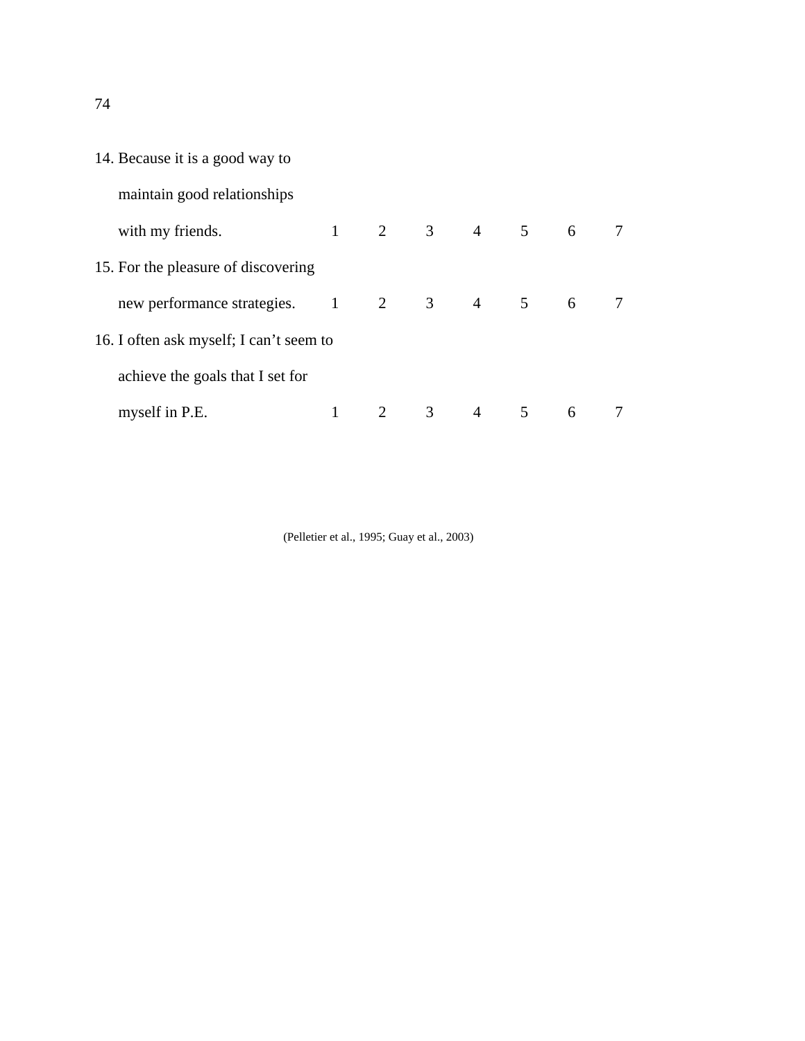| | | | | | | | |
|---|---|---|---|---|---|---|---|
| 14. Because it is a good way to maintain good relationships with my friends. | 1 | 2 | 3 | 4 | 5 | 6 | 7 |
| 15. For the pleasure of discovering new performance strategies. | 1 | 2 | 3 | 4 | 5 | 6 | 7 |
| 16. I often ask myself; I can't seem to achieve the goals that I set for myself in P.E. | 1 | 2 | 3 | 4 | 5 | 6 | 7 |

(Pelletier et al., 1995; Guay et al., 2003)